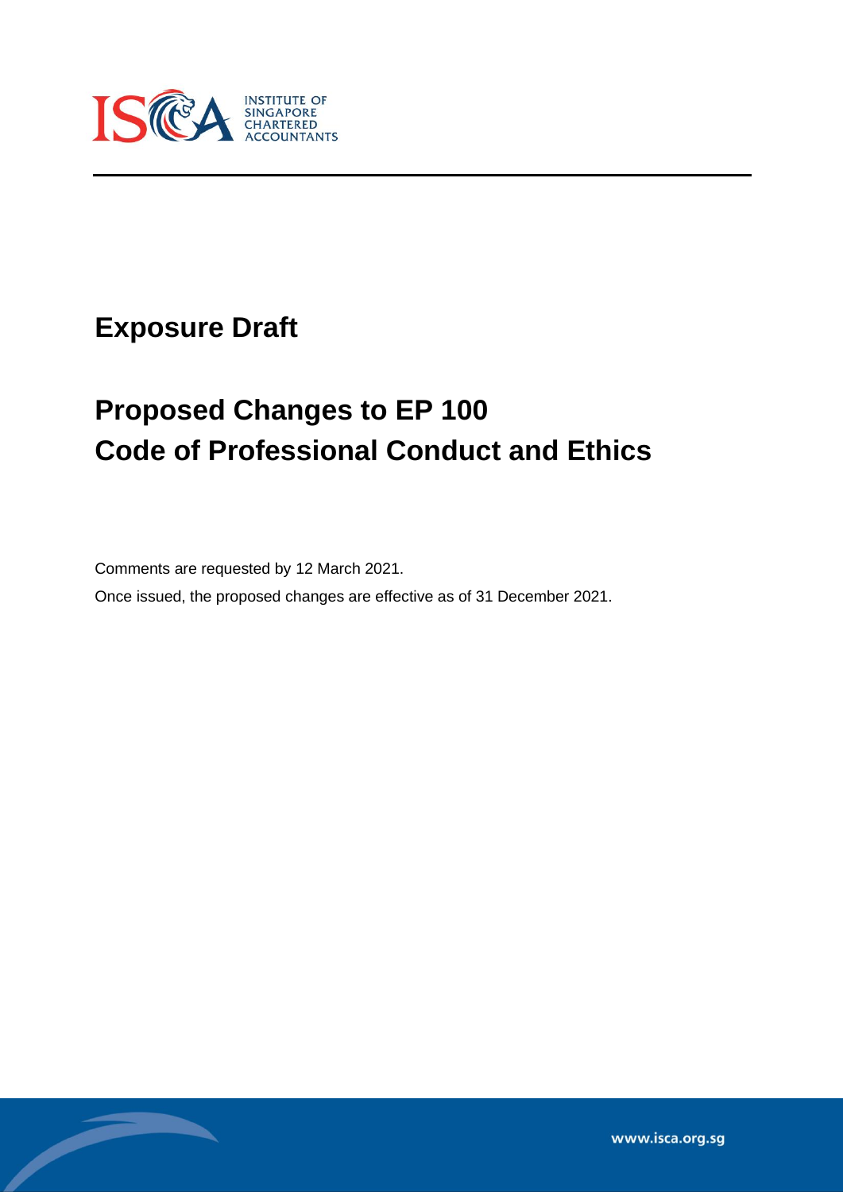INSTITUTE OF SINGAPORE CHARTERED ACCOUNTANTS

# Exposure Draft

# Proposed Changes to EP 100
# Code of Professional Conduct and Ethics

Comments are requested by 12 March 2021.

Once issued, the proposed changes are effective as of 31 December 2021.

www.isca.org.sg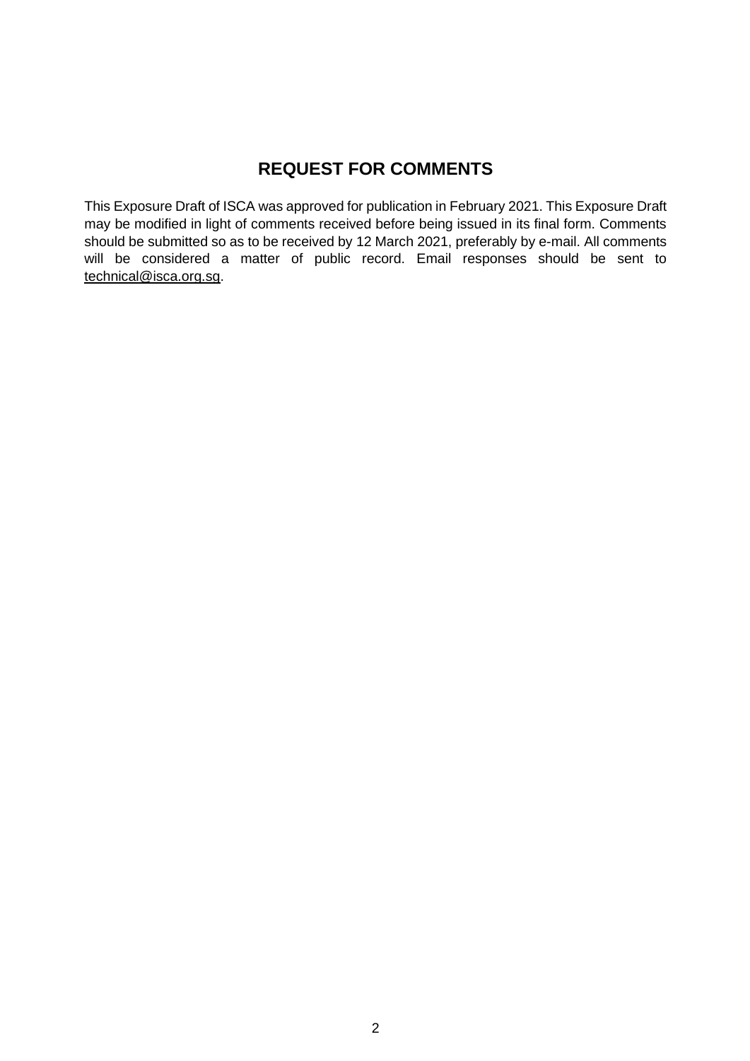## REQUEST FOR COMMENTS

This Exposure Draft of ISCA was approved for publication in February 2021. This Exposure Draft may be modified in light of comments received before being issued in its final form. Comments should be submitted so as to be received by 12 March 2021, preferably by e-mail. All comments will be considered a matter of public record. Email responses should be sent to technical@isca.org.sg.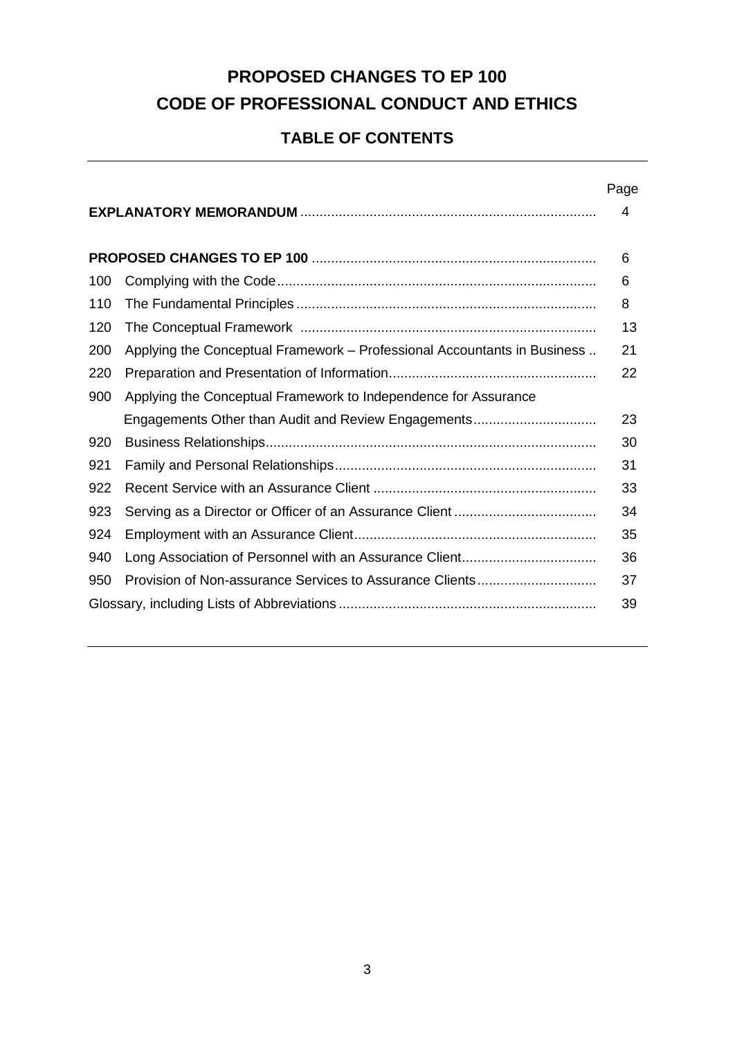# PROPOSED CHANGES TO EP 100
# CODE OF PROFESSIONAL CONDUCT AND ETHICS

## TABLE OF CONTENTS

| | | Page |
|---|---|---|
| **EXPLANATORY MEMORANDUM** | | 4 |
| **PROPOSED CHANGES TO EP 100** | | 6 |
| 100 | Complying with the Code | 6 |
| 110 | The Fundamental Principles | 8 |
| 120 | The Conceptual Framework | 13 |
| 200 | Applying the Conceptual Framework – Professional Accountants in Business | 21 |
| 220 | Preparation and Presentation of Information | 22 |
| 900 | Applying the Conceptual Framework to Independence for Assurance Engagements Other than Audit and Review Engagements | 23 |
| 920 | Business Relationships | 30 |
| 921 | Family and Personal Relationships | 31 |
| 922 | Recent Service with an Assurance Client | 33 |
| 923 | Serving as a Director or Officer of an Assurance Client | 34 |
| 924 | Employment with an Assurance Client | 35 |
| 940 | Long Association of Personnel with an Assurance Client | 36 |
| 950 | Provision of Non-assurance Services to Assurance Clients | 37 |
| Glossary, including Lists of Abbreviations | | 39 |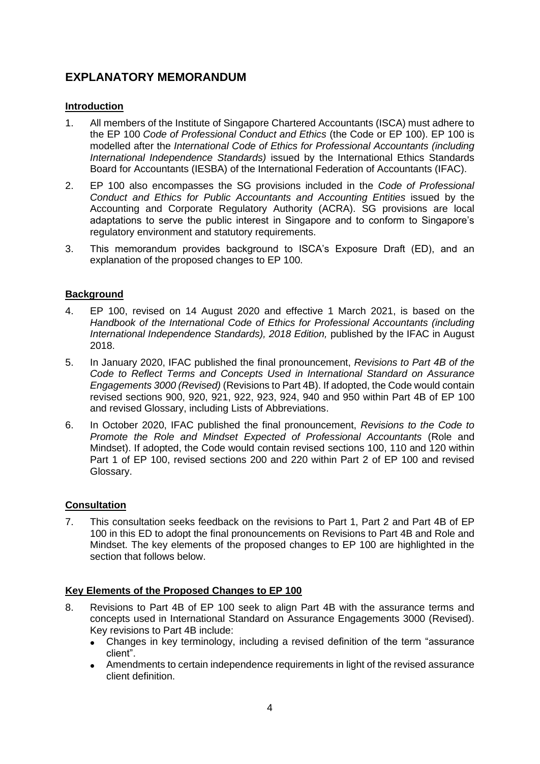# EXPLANATORY MEMORANDUM

**Introduction**

1. All members of the Institute of Singapore Chartered Accountants (ISCA) must adhere to the EP 100 *Code of Professional Conduct and Ethics* (the Code or EP 100). EP 100 is modelled after the *International Code of Ethics for Professional Accountants (including International Independence Standards)* issued by the International Ethics Standards Board for Accountants (IESBA) of the International Federation of Accountants (IFAC).
2. EP 100 also encompasses the SG provisions included in the *Code of Professional Conduct and Ethics for Public Accountants and Accounting Entities* issued by the Accounting and Corporate Regulatory Authority (ACRA). SG provisions are local adaptations to serve the public interest in Singapore and to conform to Singapore's regulatory environment and statutory requirements.
3. This memorandum provides background to ISCA's Exposure Draft (ED), and an explanation of the proposed changes to EP 100.

**Background**

4. EP 100, revised on 14 August 2020 and effective 1 March 2021, is based on the *Handbook of the International Code of Ethics for Professional Accountants (including International Independence Standards), 2018 Edition,* published by the IFAC in August 2018.
5. In January 2020, IFAC published the final pronouncement, *Revisions to Part 4B of the Code to Reflect Terms and Concepts Used in International Standard on Assurance Engagements 3000 (Revised)* (Revisions to Part 4B). If adopted, the Code would contain revised sections 900, 920, 921, 922, 923, 924, 940 and 950 within Part 4B of EP 100 and revised Glossary, including Lists of Abbreviations.
6. In October 2020, IFAC published the final pronouncement, *Revisions to the Code to Promote the Role and Mindset Expected of Professional Accountants* (Role and Mindset). If adopted, the Code would contain revised sections 100, 110 and 120 within Part 1 of EP 100, revised sections 200 and 220 within Part 2 of EP 100 and revised Glossary.

**Consultation**

7. This consultation seeks feedback on the revisions to Part 1, Part 2 and Part 4B of EP 100 in this ED to adopt the final pronouncements on Revisions to Part 4B and Role and Mindset. The key elements of the proposed changes to EP 100 are highlighted in the section that follows below.

**Key Elements of the Proposed Changes to EP 100**

8. Revisions to Part 4B of EP 100 seek to align Part 4B with the assurance terms and concepts used in International Standard on Assurance Engagements 3000 (Revised). Key revisions to Part 4B include:
   - Changes in key terminology, including a revised definition of the term "assurance client".
   - Amendments to certain independence requirements in light of the revised assurance client definition.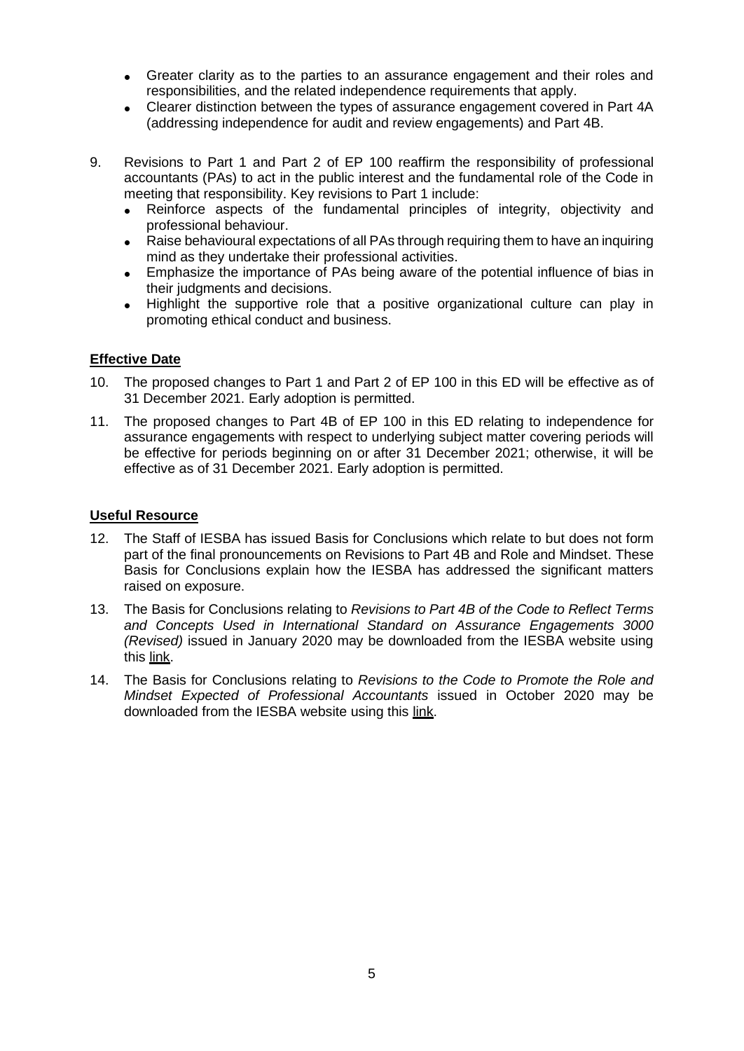- Greater clarity as to the parties to an assurance engagement and their roles and responsibilities, and the related independence requirements that apply.
- Clearer distinction between the types of assurance engagement covered in Part 4A (addressing independence for audit and review engagements) and Part 4B.

9. Revisions to Part 1 and Part 2 of EP 100 reaffirm the responsibility of professional accountants (PAs) to act in the public interest and the fundamental role of the Code in meeting that responsibility. Key revisions to Part 1 include:
   - Reinforce aspects of the fundamental principles of integrity, objectivity and professional behaviour.
   - Raise behavioural expectations of all PAs through requiring them to have an inquiring mind as they undertake their professional activities.
   - Emphasize the importance of PAs being aware of the potential influence of bias in their judgments and decisions.
   - Highlight the supportive role that a positive organizational culture can play in promoting ethical conduct and business.

## Effective Date

10. The proposed changes to Part 1 and Part 2 of EP 100 in this ED will be effective as of 31 December 2021. Early adoption is permitted.

11. The proposed changes to Part 4B of EP 100 in this ED relating to independence for assurance engagements with respect to underlying subject matter covering periods will be effective for periods beginning on or after 31 December 2021; otherwise, it will be effective as of 31 December 2021. Early adoption is permitted.

## Useful Resource

12. The Staff of IESBA has issued Basis for Conclusions which relate to but does not form part of the final pronouncements on Revisions to Part 4B and Role and Mindset. These Basis for Conclusions explain how the IESBA has addressed the significant matters raised on exposure.

13. The Basis for Conclusions relating to *Revisions to Part 4B of the Code to Reflect Terms and Concepts Used in International Standard on Assurance Engagements 3000 (Revised)* issued in January 2020 may be downloaded from the IESBA website using this link.

14. The Basis for Conclusions relating to *Revisions to the Code to Promote the Role and Mindset Expected of Professional Accountants* issued in October 2020 may be downloaded from the IESBA website using this link.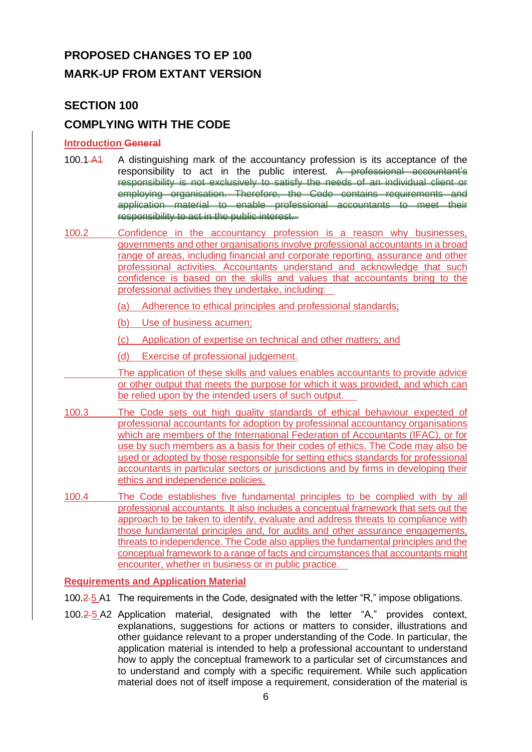# PROPOSED CHANGES TO EP 100

# MARK-UP FROM EXTANT VERSION

## SECTION 100

## COMPLYING WITH THE CODE

**<u>Introduction</u> ~~General~~**

100.1 ~~A1~~ A distinguishing mark of the accountancy profession is its acceptance of the responsibility to act in the public interest. ~~A professional accountant's responsibility is not exclusively to satisfy the needs of an individual client or employing organisation. Therefore, the Code contains requirements and application material to enable professional accountants to meet their responsibility to act in the public interest.~~

<u>100.2 Confidence in the accountancy profession is a reason why businesses, governments and other organisations involve professional accountants in a broad range of areas, including financial and corporate reporting, assurance and other professional activities. Accountants understand and acknowledge that such confidence is based on the skills and values that accountants bring to the professional activities they undertake, including:</u>

<u>(a) Adherence to ethical principles and professional standards;</u>

<u>(b) Use of business acumen;</u>

<u>(c) Application of expertise on technical and other matters; and</u>

<u>(d) Exercise of professional judgement.</u>

<u>The application of these skills and values enables accountants to provide advice or other output that meets the purpose for which it was provided, and which can be relied upon by the intended users of such output.</u>

<u>100.3 The Code sets out high quality standards of ethical behaviour expected of professional accountants for adoption by professional accountancy organisations which are members of the International Federation of Accountants (IFAC), or for use by such members as a basis for their codes of ethics. The Code may also be used or adopted by those responsible for setting ethics standards for professional accountants in particular sectors or jurisdictions and by firms in developing their ethics and independence policies.</u>

<u>100.4 The Code establishes five fundamental principles to be complied with by all professional accountants. It also includes a conceptual framework that sets out the approach to be taken to identify, evaluate and address threats to compliance with those fundamental principles and, for audits and other assurance engagements, threats to independence. The Code also applies the fundamental principles and the conceptual framework to a range of facts and circumstances that accountants might encounter, whether in business or in public practice.</u>

**<u>Requirements and Application Material</u>**

100.~~2~~ <u>5</u> A1 The requirements in the Code, designated with the letter "R," impose obligations.

100.~~2~~ <u>5</u> A2 Application material, designated with the letter "A," provides context, explanations, suggestions for actions or matters to consider, illustrations and other guidance relevant to a proper understanding of the Code. In particular, the application material is intended to help a professional accountant to understand how to apply the conceptual framework to a particular set of circumstances and to understand and comply with a specific requirement. While such application material does not of itself impose a requirement, consideration of the material is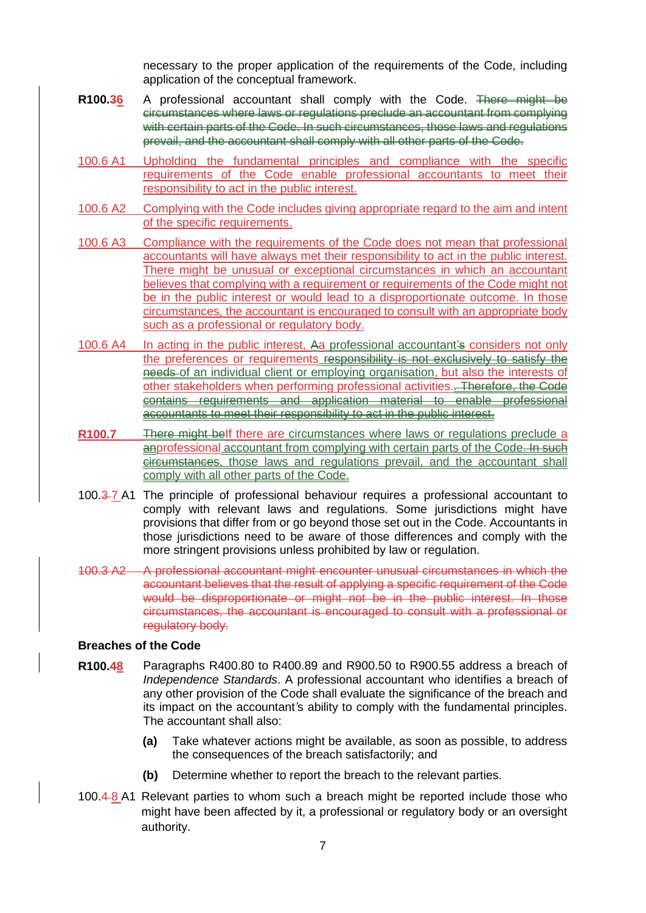necessary to the proper application of the requirements of the Code, including application of the conceptual framework.

**R100.~~3~~6** A professional accountant shall comply with the Code. ~~There might be circumstances where laws or regulations preclude an accountant from complying with certain parts of the Code. In such circumstances, those laws and regulations prevail, and the accountant shall comply with all other parts of the Code.~~

100.6 A1 Upholding the fundamental principles and compliance with the specific requirements of the Code enable professional accountants to meet their responsibility to act in the public interest.

100.6 A2 Complying with the Code includes giving appropriate regard to the aim and intent of the specific requirements.

100.6 A3 Compliance with the requirements of the Code does not mean that professional accountants will have always met their responsibility to act in the public interest. There might be unusual or exceptional circumstances in which an accountant believes that complying with a requirement or requirements of the Code might not be in the public interest or would lead to a disproportionate outcome. In those circumstances, the accountant is encouraged to consult with an appropriate body such as a professional or regulatory body.

100.6 A4 In acting in the public interest, ~~A~~a professional accountant~~'s~~ considers not only the preferences or requirements ~~responsibility is not exclusively to satisfy the needs~~ of an individual client or employing organisation, but also the interests of other stakeholders when performing professional activities~~. Therefore, the Code contains requirements and application material to enable professional accountants to meet their responsibility to act in the public interest.~~

**R100.7** ~~There might be~~If there are circumstances where laws or regulations preclude a ~~an~~professional accountant from complying with certain parts of the Code~~. In such circumstances~~, those laws and regulations prevail, and the accountant shall comply with all other parts of the Code.

100.~~3~~7 A1 The principle of professional behaviour requires a professional accountant to comply with relevant laws and regulations. Some jurisdictions might have provisions that differ from or go beyond those set out in the Code. Accountants in those jurisdictions need to be aware of those differences and comply with the more stringent provisions unless prohibited by law or regulation.

~~100.3 A2 A professional accountant might encounter unusual circumstances in which the accountant believes that the result of applying a specific requirement of the Code would be disproportionate or might not be in the public interest. In those circumstances, the accountant is encouraged to consult with a professional or regulatory body.~~

**Breaches of the Code**

**R100.~~4~~8** Paragraphs R400.80 to R400.89 and R900.50 to R900.55 address a breach of *Independence Standards*. A professional accountant who identifies a breach of any other provision of the Code shall evaluate the significance of the breach and its impact on the accountant's ability to comply with the fundamental principles. The accountant shall also:

- **(a)** Take whatever actions might be available, as soon as possible, to address the consequences of the breach satisfactorily; and
- **(b)** Determine whether to report the breach to the relevant parties.

100.~~4~~8 A1 Relevant parties to whom such a breach might be reported include those who might have been affected by it, a professional or regulatory body or an oversight authority.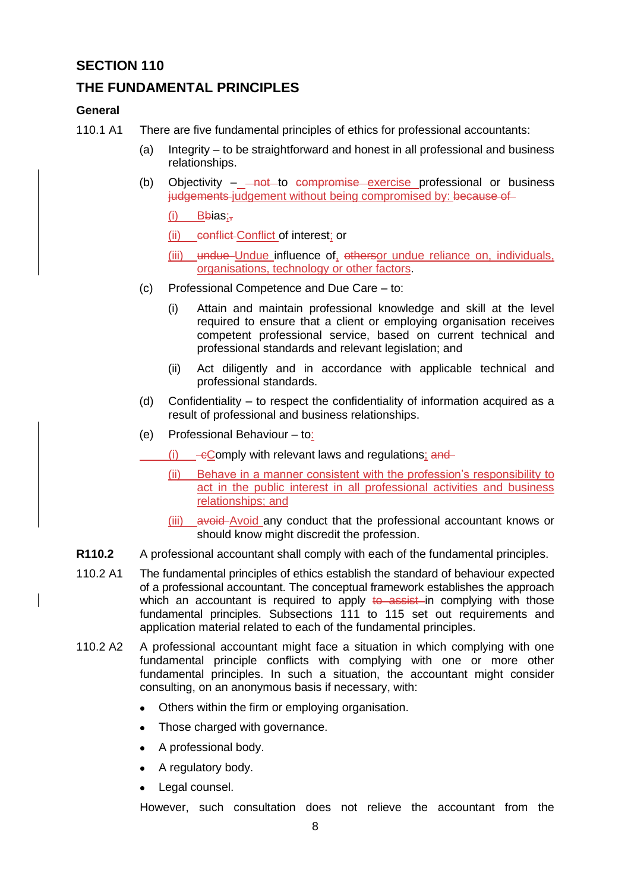## SECTION 110

## THE FUNDAMENTAL PRINCIPLES

**General**

110.1 A1 There are five fundamental principles of ethics for professional accountants:

(a) Integrity – to be straightforward and honest in all professional and business relationships.

(b) Objectivity – ~~not~~ to ~~compromise~~ exercise professional or business ~~judgements~~ judgement without being compromised by: ~~because of~~

(i) B~~b~~ias;~~,~~

(ii) ~~conflict~~ Conflict of interest; or

(iii) ~~undue~~ Undue influence of, ~~others~~or undue reliance on, individuals, organisations, technology or other factors.

(c) Professional Competence and Due Care – to:

(i) Attain and maintain professional knowledge and skill at the level required to ensure that a client or employing organisation receives competent professional service, based on current technical and professional standards and relevant legislation; and

(ii) Act diligently and in accordance with applicable technical and professional standards.

(d) Confidentiality – to respect the confidentiality of information acquired as a result of professional and business relationships.

(e) Professional Behaviour – to:

(i) ~~c~~Comply with relevant laws and regulations; ~~and~~

(ii) Behave in a manner consistent with the profession's responsibility to act in the public interest in all professional activities and business relationships; and

(iii) ~~avoid~~ Avoid any conduct that the professional accountant knows or should know might discredit the profession.

**R110.2** A professional accountant shall comply with each of the fundamental principles.

110.2 A1 The fundamental principles of ethics establish the standard of behaviour expected of a professional accountant. The conceptual framework establishes the approach which an accountant is required to apply ~~to assist~~ in complying with those fundamental principles. Subsections 111 to 115 set out requirements and application material related to each of the fundamental principles.

110.2 A2 A professional accountant might face a situation in which complying with one fundamental principle conflicts with complying with one or more other fundamental principles. In such a situation, the accountant might consider consulting, on an anonymous basis if necessary, with:

- Others within the firm or employing organisation.
- Those charged with governance.
- A professional body.
- A regulatory body.
- Legal counsel.

However, such consultation does not relieve the accountant from the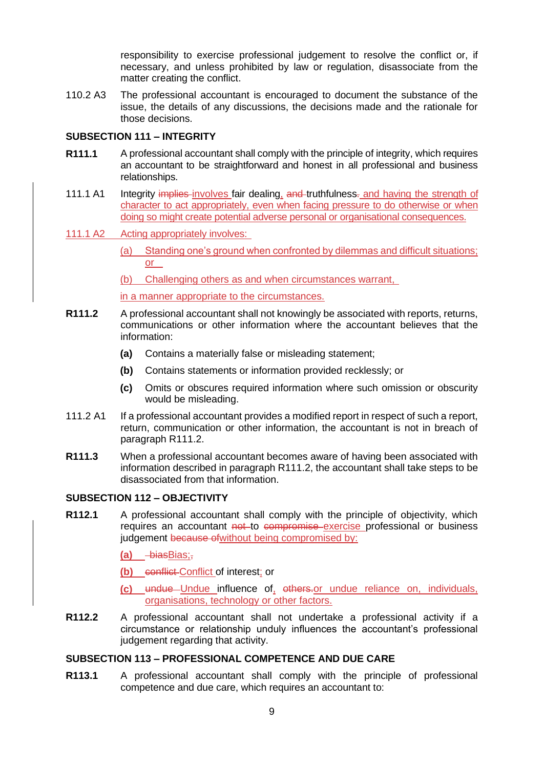responsibility to exercise professional judgement to resolve the conflict or, if necessary, and unless prohibited by law or regulation, disassociate from the matter creating the conflict.

110.2 A3 The professional accountant is encouraged to document the substance of the issue, the details of any discussions, the decisions made and the rationale for those decisions.

## SUBSECTION 111 – INTEGRITY

**R111.1** A professional accountant shall comply with the principle of integrity, which requires an accountant to be straightforward and honest in all professional and business relationships.

111.1 A1 Integrity ~~implies~~ involves fair dealing, ~~and~~ truthfulness~~.~~ and having the strength of character to act appropriately, even when facing pressure to do otherwise or when doing so might create potential adverse personal or organisational consequences.

111.1 A2 Acting appropriately involves:

(a) Standing one's ground when confronted by dilemmas and difficult situations; or

(b) Challenging others as and when circumstances warrant,

in a manner appropriate to the circumstances.

**R111.2** A professional accountant shall not knowingly be associated with reports, returns, communications or other information where the accountant believes that the information:

**(a)** Contains a materially false or misleading statement;

**(b)** Contains statements or information provided recklessly; or

**(c)** Omits or obscures required information where such omission or obscurity would be misleading.

111.2 A1 If a professional accountant provides a modified report in respect of such a report, return, communication or other information, the accountant is not in breach of paragraph R111.2.

**R111.3** When a professional accountant becomes aware of having been associated with information described in paragraph R111.2, the accountant shall take steps to be disassociated from that information.

## SUBSECTION 112 – OBJECTIVITY

**R112.1** A professional accountant shall comply with the principle of objectivity, which requires an accountant ~~not~~ to ~~compromise~~ exercise professional or business judgement ~~because of~~without being compromised by:

**(a)** ~~bias~~Bias;~~,~~

**(b)** ~~conflict~~ Conflict of interest; or

**(c)** ~~undue~~ Undue influence of, ~~others.~~or undue reliance on, individuals, organisations, technology or other factors.

**R112.2** A professional accountant shall not undertake a professional activity if a circumstance or relationship unduly influences the accountant's professional judgement regarding that activity.

## SUBSECTION 113 – PROFESSIONAL COMPETENCE AND DUE CARE

**R113.1** A professional accountant shall comply with the principle of professional competence and due care, which requires an accountant to: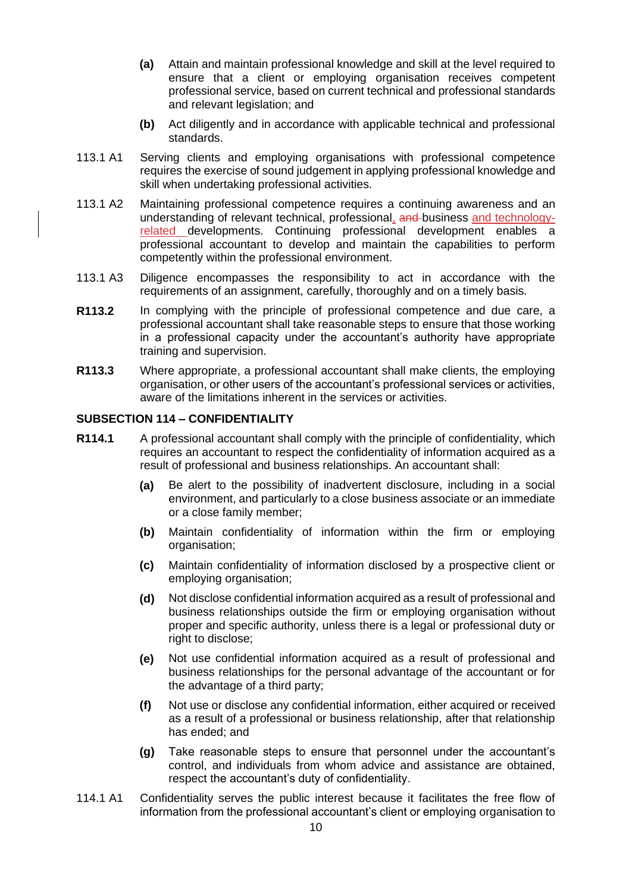**(a)** Attain and maintain professional knowledge and skill at the level required to ensure that a client or employing organisation receives competent professional service, based on current technical and professional standards and relevant legislation; and

**(b)** Act diligently and in accordance with applicable technical and professional standards.

113.1 A1 Serving clients and employing organisations with professional competence requires the exercise of sound judgement in applying professional knowledge and skill when undertaking professional activities.

113.1 A2 Maintaining professional competence requires a continuing awareness and an understanding of relevant technical, professional, ~~and~~ business and technology-related developments. Continuing professional development enables a professional accountant to develop and maintain the capabilities to perform competently within the professional environment.

113.1 A3 Diligence encompasses the responsibility to act in accordance with the requirements of an assignment, carefully, thoroughly and on a timely basis.

**R113.2** In complying with the principle of professional competence and due care, a professional accountant shall take reasonable steps to ensure that those working in a professional capacity under the accountant's authority have appropriate training and supervision.

**R113.3** Where appropriate, a professional accountant shall make clients, the employing organisation, or other users of the accountant's professional services or activities, aware of the limitations inherent in the services or activities.

### SUBSECTION 114 – CONFIDENTIALITY

**R114.1** A professional accountant shall comply with the principle of confidentiality, which requires an accountant to respect the confidentiality of information acquired as a result of professional and business relationships. An accountant shall:

**(a)** Be alert to the possibility of inadvertent disclosure, including in a social environment, and particularly to a close business associate or an immediate or a close family member;

**(b)** Maintain confidentiality of information within the firm or employing organisation;

**(c)** Maintain confidentiality of information disclosed by a prospective client or employing organisation;

**(d)** Not disclose confidential information acquired as a result of professional and business relationships outside the firm or employing organisation without proper and specific authority, unless there is a legal or professional duty or right to disclose;

**(e)** Not use confidential information acquired as a result of professional and business relationships for the personal advantage of the accountant or for the advantage of a third party;

**(f)** Not use or disclose any confidential information, either acquired or received as a result of a professional or business relationship, after that relationship has ended; and

**(g)** Take reasonable steps to ensure that personnel under the accountant's control, and individuals from whom advice and assistance are obtained, respect the accountant's duty of confidentiality.

114.1 A1 Confidentiality serves the public interest because it facilitates the free flow of information from the professional accountant's client or employing organisation to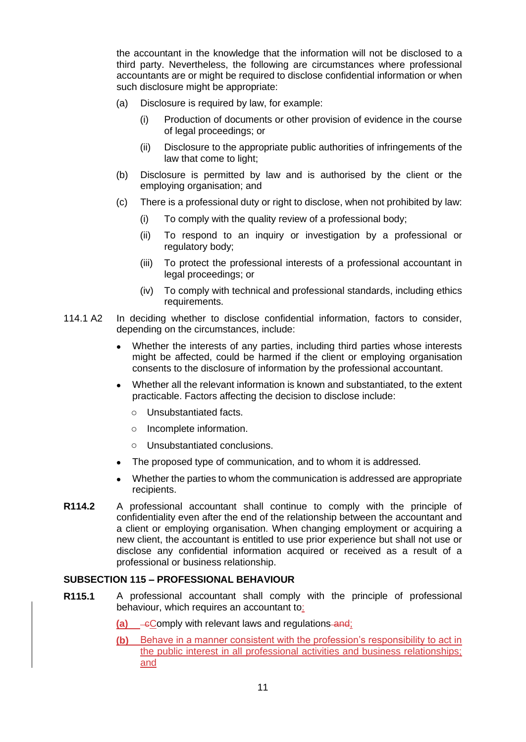the accountant in the knowledge that the information will not be disclosed to a third party. Nevertheless, the following are circumstances where professional accountants are or might be required to disclose confidential information or when such disclosure might be appropriate:

(a) Disclosure is required by law, for example:

(i) Production of documents or other provision of evidence in the course of legal proceedings; or

(ii) Disclosure to the appropriate public authorities of infringements of the law that come to light;

(b) Disclosure is permitted by law and is authorised by the client or the employing organisation; and

(c) There is a professional duty or right to disclose, when not prohibited by law:

(i) To comply with the quality review of a professional body;

(ii) To respond to an inquiry or investigation by a professional or regulatory body;

(iii) To protect the professional interests of a professional accountant in legal proceedings; or

(iv) To comply with technical and professional standards, including ethics requirements.

114.1 A2 In deciding whether to disclose confidential information, factors to consider, depending on the circumstances, include:

- Whether the interests of any parties, including third parties whose interests might be affected, could be harmed if the client or employing organisation consents to the disclosure of information by the professional accountant.
- Whether all the relevant information is known and substantiated, to the extent practicable. Factors affecting the decision to disclose include:
  - Unsubstantiated facts.
  - Incomplete information.
  - Unsubstantiated conclusions.
- The proposed type of communication, and to whom it is addressed.
- Whether the parties to whom the communication is addressed are appropriate recipients.

**R114.2** A professional accountant shall continue to comply with the principle of confidentiality even after the end of the relationship between the accountant and a client or employing organisation. When changing employment or acquiring a new client, the accountant is entitled to use prior experience but shall not use or disclose any confidential information acquired or received as a result of a professional or business relationship.

**SUBSECTION 115 – PROFESSIONAL BEHAVIOUR**

**R115.1** A professional accountant shall comply with the principle of professional behaviour, which requires an accountant to:

**(a)** ~~c~~Comply with relevant laws and regulations~~ and~~;

**(b)** Behave in a manner consistent with the profession's responsibility to act in the public interest in all professional activities and business relationships; and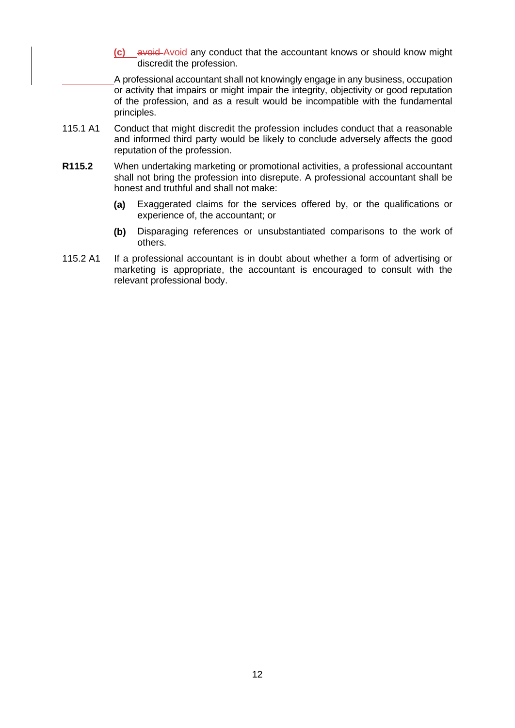(c) ~~avoid~~ Avoid any conduct that the accountant knows or should know might discredit the profession.

A professional accountant shall not knowingly engage in any business, occupation or activity that impairs or might impair the integrity, objectivity or good reputation of the profession, and as a result would be incompatible with the fundamental principles.

115.1 A1 Conduct that might discredit the profession includes conduct that a reasonable and informed third party would be likely to conclude adversely affects the good reputation of the profession.

**R115.2** When undertaking marketing or promotional activities, a professional accountant shall not bring the profession into disrepute. A professional accountant shall be honest and truthful and shall not make:

**(a)** Exaggerated claims for the services offered by, or the qualifications or experience of, the accountant; or

**(b)** Disparaging references or unsubstantiated comparisons to the work of others.

115.2 A1 If a professional accountant is in doubt about whether a form of advertising or marketing is appropriate, the accountant is encouraged to consult with the relevant professional body.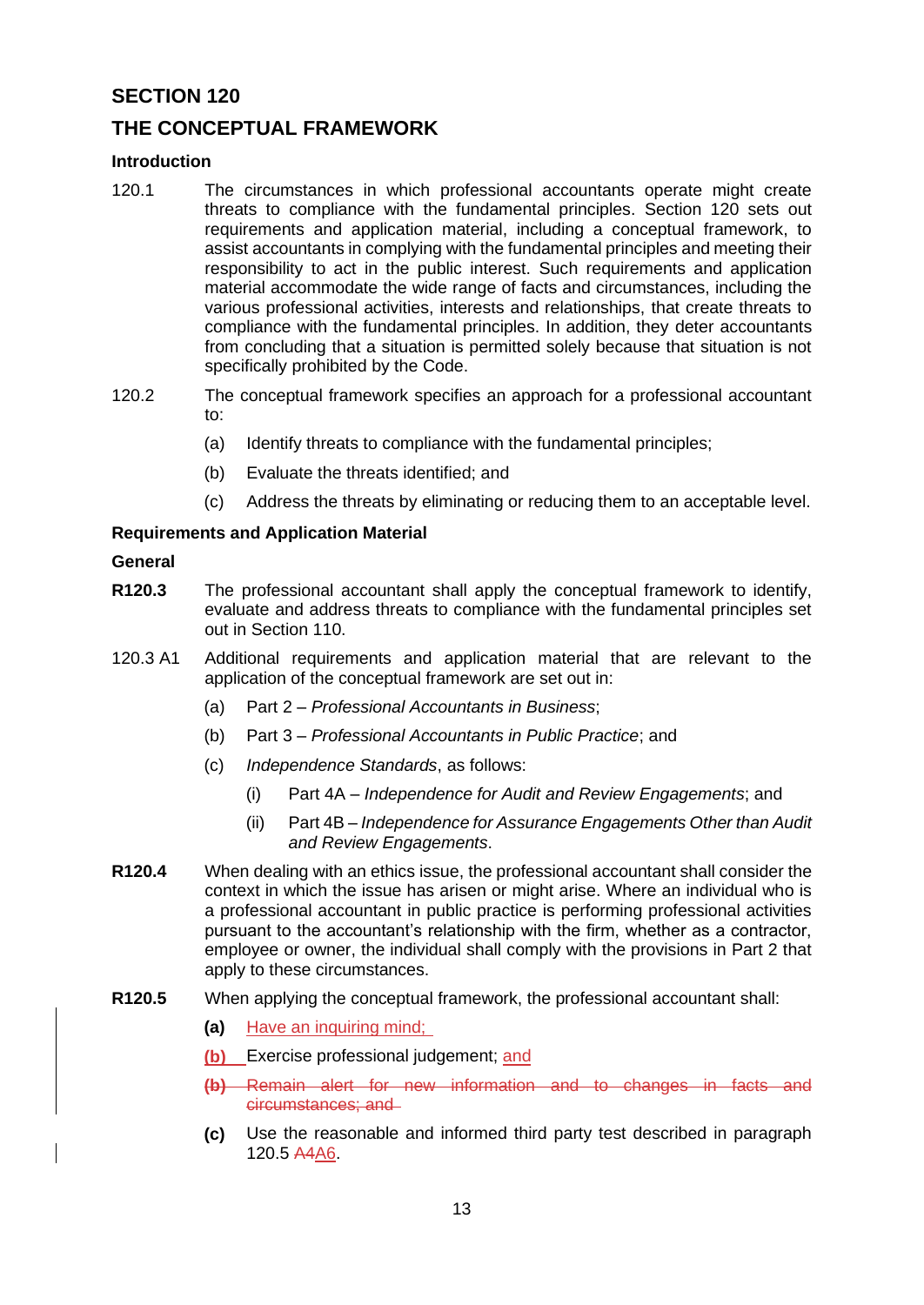## SECTION 120

## THE CONCEPTUAL FRAMEWORK

### Introduction

120.1 The circumstances in which professional accountants operate might create threats to compliance with the fundamental principles. Section 120 sets out requirements and application material, including a conceptual framework, to assist accountants in complying with the fundamental principles and meeting their responsibility to act in the public interest. Such requirements and application material accommodate the wide range of facts and circumstances, including the various professional activities, interests and relationships, that create threats to compliance with the fundamental principles. In addition, they deter accountants from concluding that a situation is permitted solely because that situation is not specifically prohibited by the Code.

120.2 The conceptual framework specifies an approach for a professional accountant to:

(a) Identify threats to compliance with the fundamental principles;

(b) Evaluate the threats identified; and

(c) Address the threats by eliminating or reducing them to an acceptable level.

### Requirements and Application Material

### General

**R120.3** The professional accountant shall apply the conceptual framework to identify, evaluate and address threats to compliance with the fundamental principles set out in Section 110.

120.3 A1 Additional requirements and application material that are relevant to the application of the conceptual framework are set out in:

(a) Part 2 – *Professional Accountants in Business*;

(b) Part 3 – *Professional Accountants in Public Practice*; and

(c) *Independence Standards*, as follows:

(i) Part 4A – *Independence for Audit and Review Engagements*; and

(ii) Part 4B – *Independence for Assurance Engagements Other than Audit and Review Engagements*.

**R120.4** When dealing with an ethics issue, the professional accountant shall consider the context in which the issue has arisen or might arise. Where an individual who is a professional accountant in public practice is performing professional activities pursuant to the accountant's relationship with the firm, whether as a contractor, employee or owner, the individual shall comply with the provisions in Part 2 that apply to these circumstances.

**R120.5** When applying the conceptual framework, the professional accountant shall:

**(a)** Have an inquiring mind;

**(b)** Exercise professional judgement; and

~~**(b)** Remain alert for new information and to changes in facts and circumstances; and~~

**(c)** Use the reasonable and informed third party test described in paragraph 120.5 ~~A4~~A6.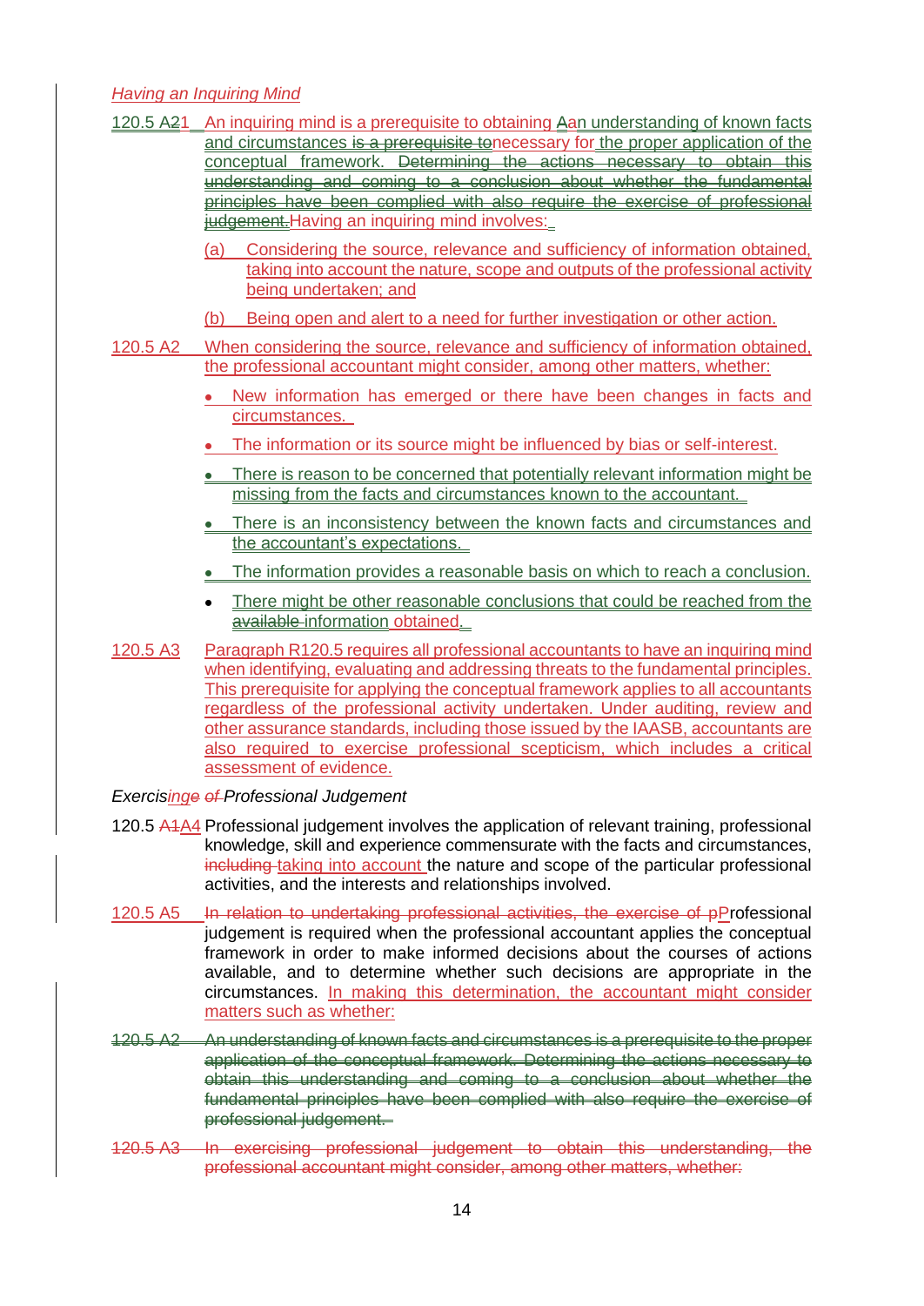*Having an Inquiring Mind*

120.5 A~~2~~1 An inquiring mind is a prerequisite to obtaining ~~A~~an understanding of known facts and circumstances ~~is a prerequisite to~~necessary for the proper application of the conceptual framework. ~~Determining the actions necessary to obtain this understanding and coming to a conclusion about whether the fundamental principles have been complied with also require the exercise of professional judgement.~~Having an inquiring mind involves:

(a) Considering the source, relevance and sufficiency of information obtained, taking into account the nature, scope and outputs of the professional activity being undertaken; and

(b) Being open and alert to a need for further investigation or other action.

120.5 A2 When considering the source, relevance and sufficiency of information obtained, the professional accountant might consider, among other matters, whether:

- New information has emerged or there have been changes in facts and circumstances.
- The information or its source might be influenced by bias or self-interest.
- There is reason to be concerned that potentially relevant information might be missing from the facts and circumstances known to the accountant.
- There is an inconsistency between the known facts and circumstances and the accountant's expectations.
- The information provides a reasonable basis on which to reach a conclusion.
- There might be other reasonable conclusions that could be reached from the ~~available~~ information obtained.

120.5 A3 Paragraph R120.5 requires all professional accountants to have an inquiring mind when identifying, evaluating and addressing threats to the fundamental principles. This prerequisite for applying the conceptual framework applies to all accountants regardless of the professional activity undertaken. Under auditing, review and other assurance standards, including those issued by the IAASB, accountants are also required to exercise professional scepticism, which includes a critical assessment of evidence.

*Exercis~~e~~ing ~~of~~ Professional Judgement*

120.5 ~~A1~~A4 Professional judgement involves the application of relevant training, professional knowledge, skill and experience commensurate with the facts and circumstances, ~~including~~ taking into account the nature and scope of the particular professional activities, and the interests and relationships involved.

120.5 A5 ~~In relation to undertaking professional activities, the exercise of p~~Professional judgement is required when the professional accountant applies the conceptual framework in order to make informed decisions about the courses of actions available, and to determine whether such decisions are appropriate in the circumstances. In making this determination, the accountant might consider matters such as whether:

~~120.5 A2 An understanding of known facts and circumstances is a prerequisite to the proper application of the conceptual framework. Determining the actions necessary to obtain this understanding and coming to a conclusion about whether the fundamental principles have been complied with also require the exercise of professional judgement.~~

~~120.5 A3 In exercising professional judgement to obtain this understanding, the professional accountant might consider, among other matters, whether:~~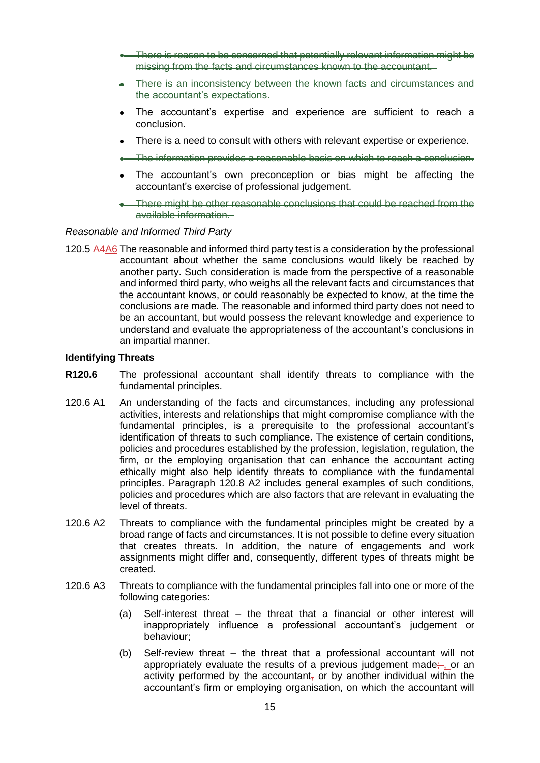- ~~There is reason to be concerned that potentially relevant information might be missing from the facts and circumstances known to the accountant.~~
- ~~There is an inconsistency between the known facts and circumstances and the accountant's expectations.~~
- The accountant's expertise and experience are sufficient to reach a conclusion.
- There is a need to consult with others with relevant expertise or experience.
- ~~The information provides a reasonable basis on which to reach a conclusion.~~
- The accountant's own preconception or bias might be affecting the accountant's exercise of professional judgement.
- ~~There might be other reasonable conclusions that could be reached from the available information.~~

*Reasonable and Informed Third Party*

120.5 ~~A4~~A6 The reasonable and informed third party test is a consideration by the professional accountant about whether the same conclusions would likely be reached by another party. Such consideration is made from the perspective of a reasonable and informed third party, who weighs all the relevant facts and circumstances that the accountant knows, or could reasonably be expected to know, at the time the conclusions are made. The reasonable and informed third party does not need to be an accountant, but would possess the relevant knowledge and experience to understand and evaluate the appropriateness of the accountant's conclusions in an impartial manner.

**Identifying Threats**

**R120.6** The professional accountant shall identify threats to compliance with the fundamental principles.

120.6 A1 An understanding of the facts and circumstances, including any professional activities, interests and relationships that might compromise compliance with the fundamental principles, is a prerequisite to the professional accountant's identification of threats to such compliance. The existence of certain conditions, policies and procedures established by the profession, legislation, regulation, the firm, or the employing organisation that can enhance the accountant acting ethically might also help identify threats to compliance with the fundamental principles. Paragraph 120.8 A2 includes general examples of such conditions, policies and procedures which are also factors that are relevant in evaluating the level of threats.

120.6 A2 Threats to compliance with the fundamental principles might be created by a broad range of facts and circumstances. It is not possible to define every situation that creates threats. In addition, the nature of engagements and work assignments might differ and, consequently, different types of threats might be created.

120.6 A3 Threats to compliance with the fundamental principles fall into one or more of the following categories:

(a) Self-interest threat – the threat that a financial or other interest will inappropriately influence a professional accountant's judgement or behaviour;

(b) Self-review threat – the threat that a professional accountant will not appropriately evaluate the results of a previous judgement made~~,~~, or an activity performed by the accountant~~,~~ or by another individual within the accountant's firm or employing organisation, on which the accountant will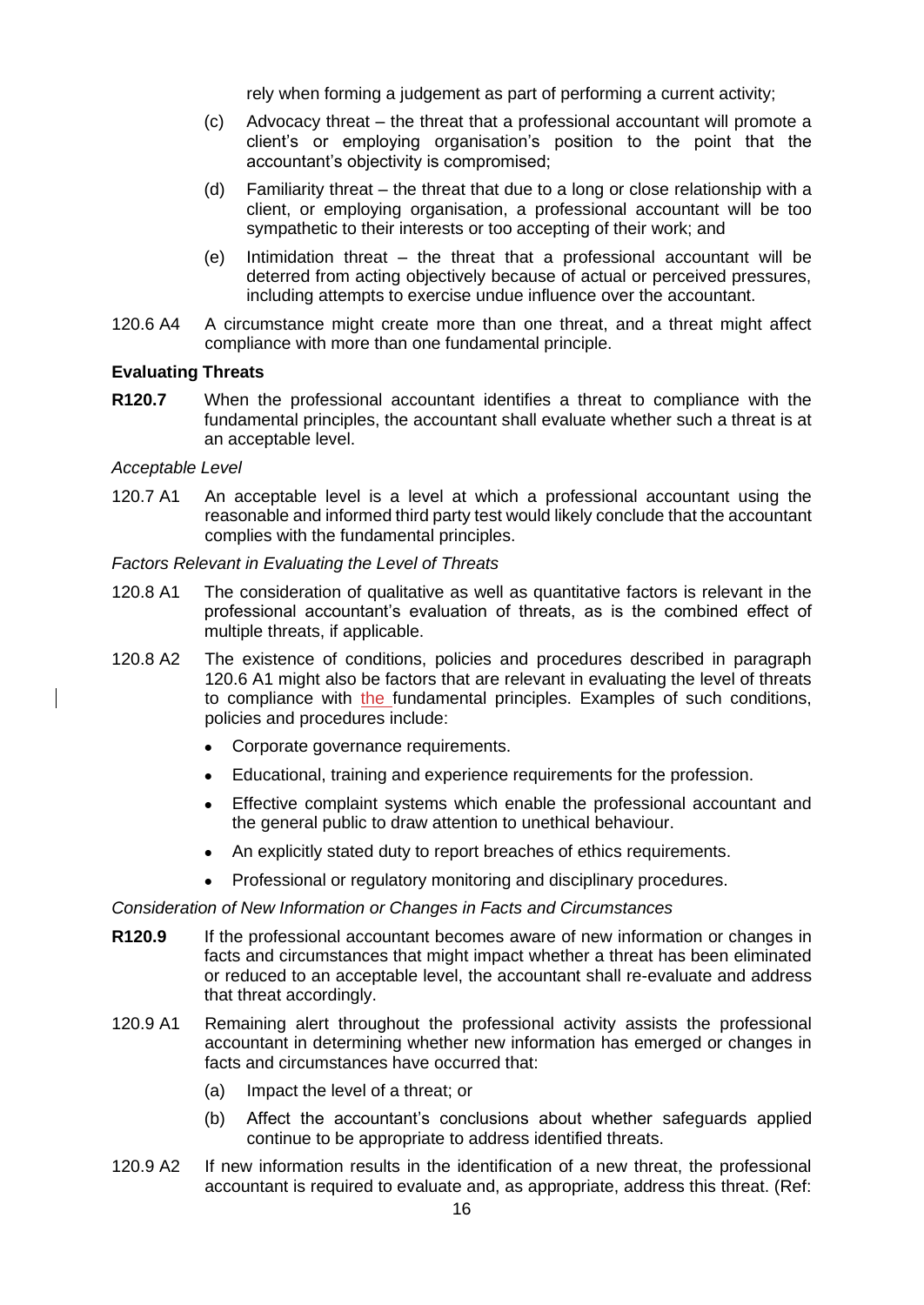rely when forming a judgement as part of performing a current activity;

(c) Advocacy threat – the threat that a professional accountant will promote a client's or employing organisation's position to the point that the accountant's objectivity is compromised;

(d) Familiarity threat – the threat that due to a long or close relationship with a client, or employing organisation, a professional accountant will be too sympathetic to their interests or too accepting of their work; and

(e) Intimidation threat – the threat that a professional accountant will be deterred from acting objectively because of actual or perceived pressures, including attempts to exercise undue influence over the accountant.

120.6 A4 A circumstance might create more than one threat, and a threat might affect compliance with more than one fundamental principle.

**Evaluating Threats**

**R120.7** When the professional accountant identifies a threat to compliance with the fundamental principles, the accountant shall evaluate whether such a threat is at an acceptable level.

*Acceptable Level*

120.7 A1 An acceptable level is a level at which a professional accountant using the reasonable and informed third party test would likely conclude that the accountant complies with the fundamental principles.

*Factors Relevant in Evaluating the Level of Threats*

120.8 A1 The consideration of qualitative as well as quantitative factors is relevant in the professional accountant's evaluation of threats, as is the combined effect of multiple threats, if applicable.

120.8 A2 The existence of conditions, policies and procedures described in paragraph 120.6 A1 might also be factors that are relevant in evaluating the level of threats to compliance with the fundamental principles. Examples of such conditions, policies and procedures include:

- Corporate governance requirements.
- Educational, training and experience requirements for the profession.
- Effective complaint systems which enable the professional accountant and the general public to draw attention to unethical behaviour.
- An explicitly stated duty to report breaches of ethics requirements.
- Professional or regulatory monitoring and disciplinary procedures.

*Consideration of New Information or Changes in Facts and Circumstances*

**R120.9** If the professional accountant becomes aware of new information or changes in facts and circumstances that might impact whether a threat has been eliminated or reduced to an acceptable level, the accountant shall re-evaluate and address that threat accordingly.

120.9 A1 Remaining alert throughout the professional activity assists the professional accountant in determining whether new information has emerged or changes in facts and circumstances have occurred that:

(a) Impact the level of a threat; or

(b) Affect the accountant's conclusions about whether safeguards applied continue to be appropriate to address identified threats.

120.9 A2 If new information results in the identification of a new threat, the professional accountant is required to evaluate and, as appropriate, address this threat. (Ref: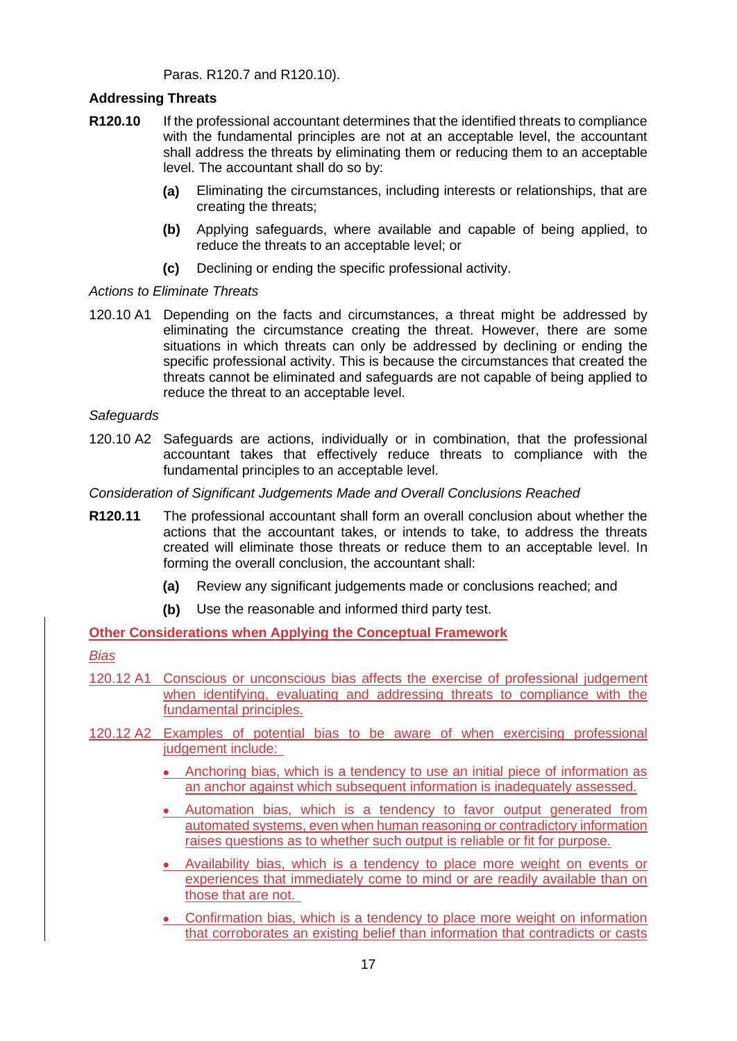Paras. R120.7 and R120.10).

**Addressing Threats**

**R120.10** If the professional accountant determines that the identified threats to compliance with the fundamental principles are not at an acceptable level, the accountant shall address the threats by eliminating them or reducing them to an acceptable level. The accountant shall do so by:

- **(a)** Eliminating the circumstances, including interests or relationships, that are creating the threats;
- **(b)** Applying safeguards, where available and capable of being applied, to reduce the threats to an acceptable level; or
- **(c)** Declining or ending the specific professional activity.

*Actions to Eliminate Threats*

120.10 A1 Depending on the facts and circumstances, a threat might be addressed by eliminating the circumstance creating the threat. However, there are some situations in which threats can only be addressed by declining or ending the specific professional activity. This is because the circumstances that created the threats cannot be eliminated and safeguards are not capable of being applied to reduce the threat to an acceptable level.

*Safeguards*

120.10 A2 Safeguards are actions, individually or in combination, that the professional accountant takes that effectively reduce threats to compliance with the fundamental principles to an acceptable level.

*Consideration of Significant Judgements Made and Overall Conclusions Reached*

**R120.11** The professional accountant shall form an overall conclusion about whether the actions that the accountant takes, or intends to take, to address the threats created will eliminate those threats or reduce them to an acceptable level. In forming the overall conclusion, the accountant shall:

- **(a)** Review any significant judgements made or conclusions reached; and
- **(b)** Use the reasonable and informed third party test.

**Other Considerations when Applying the Conceptual Framework**

*Bias*

120.12 A1 Conscious or unconscious bias affects the exercise of professional judgement when identifying, evaluating and addressing threats to compliance with the fundamental principles.

120.12 A2 Examples of potential bias to be aware of when exercising professional judgement include:

- Anchoring bias, which is a tendency to use an initial piece of information as an anchor against which subsequent information is inadequately assessed.
- Automation bias, which is a tendency to favor output generated from automated systems, even when human reasoning or contradictory information raises questions as to whether such output is reliable or fit for purpose.
- Availability bias, which is a tendency to place more weight on events or experiences that immediately come to mind or are readily available than on those that are not.
- Confirmation bias, which is a tendency to place more weight on information that corroborates an existing belief than information that contradicts or casts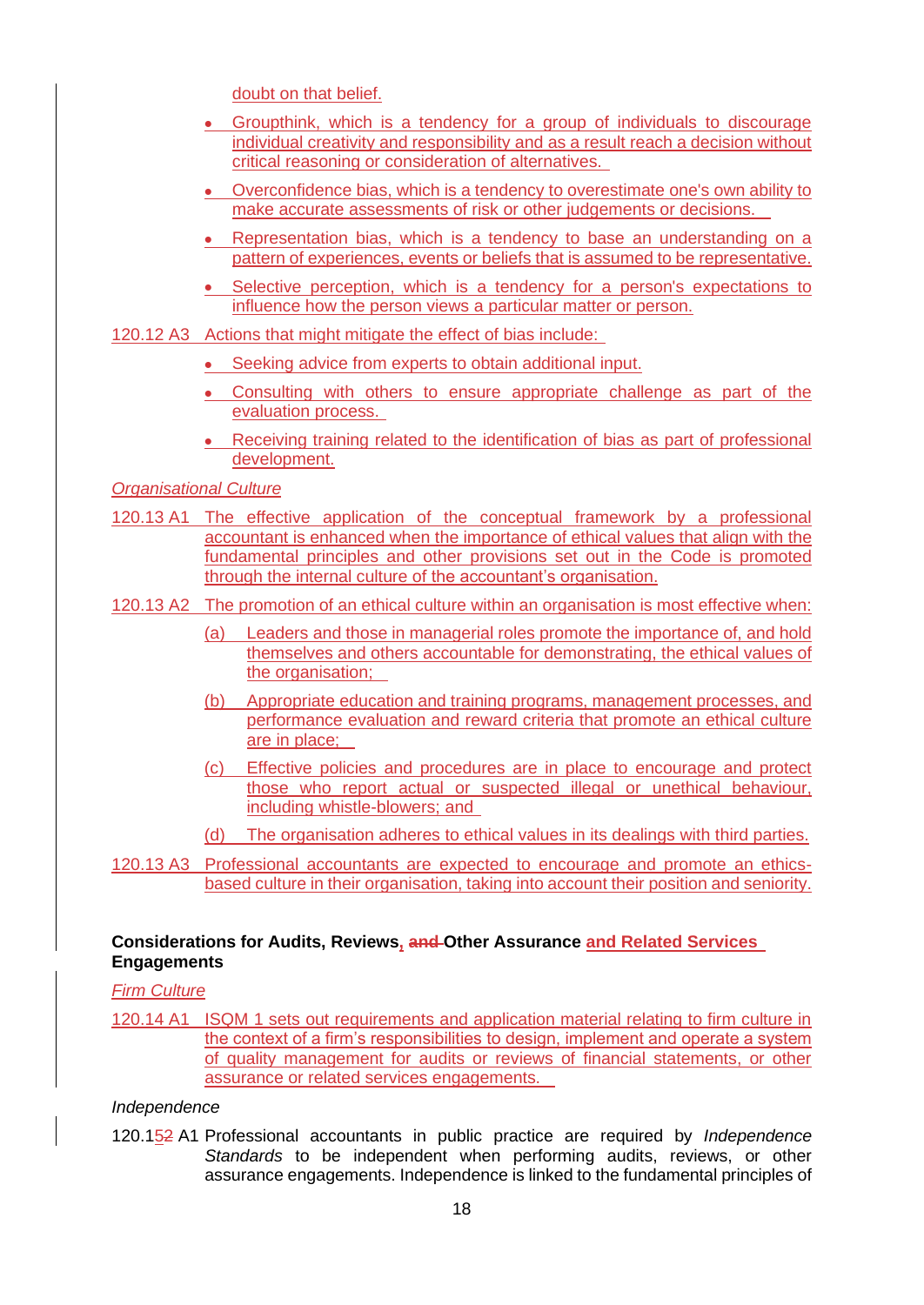doubt on that belief.

- Groupthink, which is a tendency for a group of individuals to discourage individual creativity and responsibility and as a result reach a decision without critical reasoning or consideration of alternatives.
- Overconfidence bias, which is a tendency to overestimate one's own ability to make accurate assessments of risk or other judgements or decisions.
- Representation bias, which is a tendency to base an understanding on a pattern of experiences, events or beliefs that is assumed to be representative.
- Selective perception, which is a tendency for a person's expectations to influence how the person views a particular matter or person.

120.12 A3 Actions that might mitigate the effect of bias include:

- Seeking advice from experts to obtain additional input.
- Consulting with others to ensure appropriate challenge as part of the evaluation process.
- Receiving training related to the identification of bias as part of professional development.

*Organisational Culture*

120.13 A1 The effective application of the conceptual framework by a professional accountant is enhanced when the importance of ethical values that align with the fundamental principles and other provisions set out in the Code is promoted through the internal culture of the accountant's organisation.

120.13 A2 The promotion of an ethical culture within an organisation is most effective when:

(a) Leaders and those in managerial roles promote the importance of, and hold themselves and others accountable for demonstrating, the ethical values of the organisation;

(b) Appropriate education and training programs, management processes, and performance evaluation and reward criteria that promote an ethical culture are in place;

(c) Effective policies and procedures are in place to encourage and protect those who report actual or suspected illegal or unethical behaviour, including whistle-blowers; and

(d) The organisation adheres to ethical values in its dealings with third parties.

120.13 A3 Professional accountants are expected to encourage and promote an ethics-based culture in their organisation, taking into account their position and seniority.

**Considerations for Audits, Reviews, ~~and~~ Other Assurance and Related Services Engagements**

*Firm Culture*

120.14 A1 ISQM 1 sets out requirements and application material relating to firm culture in the context of a firm's responsibilities to design, implement and operate a system of quality management for audits or reviews of financial statements, or other assurance or related services engagements.

*Independence*

120.15~~2~~ A1 Professional accountants in public practice are required by *Independence Standards* to be independent when performing audits, reviews, or other assurance engagements. Independence is linked to the fundamental principles of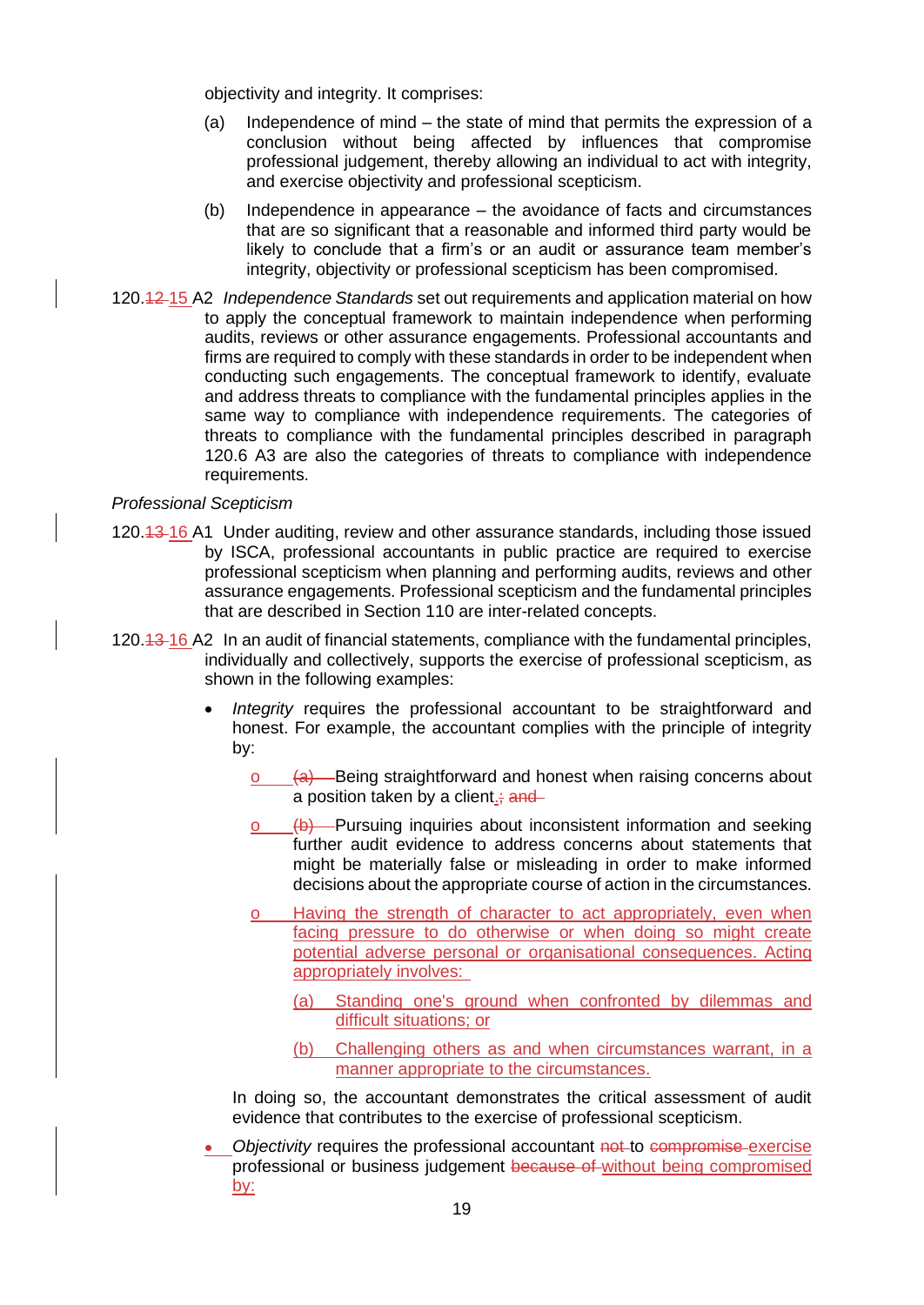objectivity and integrity. It comprises:

(a) Independence of mind – the state of mind that permits the expression of a conclusion without being affected by influences that compromise professional judgement, thereby allowing an individual to act with integrity, and exercise objectivity and professional scepticism.

(b) Independence in appearance – the avoidance of facts and circumstances that are so significant that a reasonable and informed third party would be likely to conclude that a firm's or an audit or assurance team member's integrity, objectivity or professional scepticism has been compromised.

120.~~12~~ 15 A2 *Independence Standards* set out requirements and application material on how to apply the conceptual framework to maintain independence when performing audits, reviews or other assurance engagements. Professional accountants and firms are required to comply with these standards in order to be independent when conducting such engagements. The conceptual framework to identify, evaluate and address threats to compliance with the fundamental principles applies in the same way to compliance with independence requirements. The categories of threats to compliance with the fundamental principles described in paragraph 120.6 A3 are also the categories of threats to compliance with independence requirements.

*Professional Scepticism*

120.~~13~~ 16 A1 Under auditing, review and other assurance standards, including those issued by ISCA, professional accountants in public practice are required to exercise professional scepticism when planning and performing audits, reviews and other assurance engagements. Professional scepticism and the fundamental principles that are described in Section 110 are inter-related concepts.

120.~~13~~ 16 A2 In an audit of financial statements, compliance with the fundamental principles, individually and collectively, supports the exercise of professional scepticism, as shown in the following examples:

- *Integrity* requires the professional accountant to be straightforward and honest. For example, the accountant complies with the principle of integrity by:
  - ~~(a)~~ Being straightforward and honest when raising concerns about a position taken by a client.~~; and~~
  - ~~(b)~~ Pursuing inquiries about inconsistent information and seeking further audit evidence to address concerns about statements that might be materially false or misleading in order to make informed decisions about the appropriate course of action in the circumstances.
  - Having the strength of character to act appropriately, even when facing pressure to do otherwise or when doing so might create potential adverse personal or organisational consequences. Acting appropriately involves:
    - (a) Standing one's ground when confronted by dilemmas and difficult situations; or
    - (b) Challenging others as and when circumstances warrant, in a manner appropriate to the circumstances.

  In doing so, the accountant demonstrates the critical assessment of audit evidence that contributes to the exercise of professional scepticism.

- *Objectivity* requires the professional accountant ~~not~~ to ~~compromise~~ exercise professional or business judgement ~~because of~~ without being compromised by: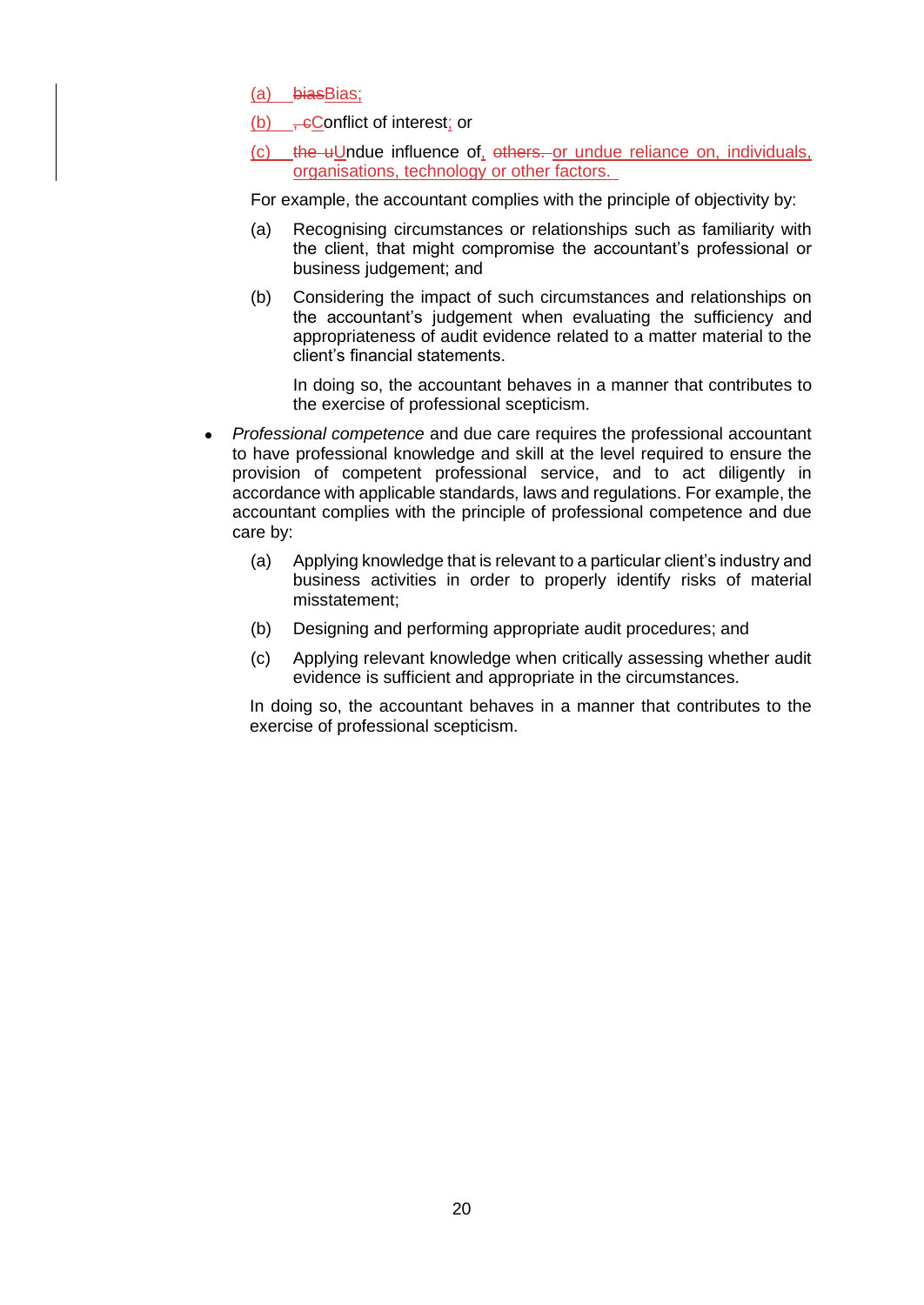(a) ~~bias~~Bias;

(b) ~~, c~~Conflict of interest; or

(c) ~~the u~~Undue influence of, ~~others.~~ or undue reliance on, individuals, organisations, technology or other factors.

For example, the accountant complies with the principle of objectivity by:

(a) Recognising circumstances or relationships such as familiarity with the client, that might compromise the accountant's professional or business judgement; and

(b) Considering the impact of such circumstances and relationships on the accountant's judgement when evaluating the sufficiency and appropriateness of audit evidence related to a matter material to the client's financial statements.

In doing so, the accountant behaves in a manner that contributes to the exercise of professional scepticism.

- *Professional competence* and due care requires the professional accountant to have professional knowledge and skill at the level required to ensure the provision of competent professional service, and to act diligently in accordance with applicable standards, laws and regulations. For example, the accountant complies with the principle of professional competence and due care by:

  (a) Applying knowledge that is relevant to a particular client's industry and business activities in order to properly identify risks of material misstatement;

  (b) Designing and performing appropriate audit procedures; and

  (c) Applying relevant knowledge when critically assessing whether audit evidence is sufficient and appropriate in the circumstances.

  In doing so, the accountant behaves in a manner that contributes to the exercise of professional scepticism.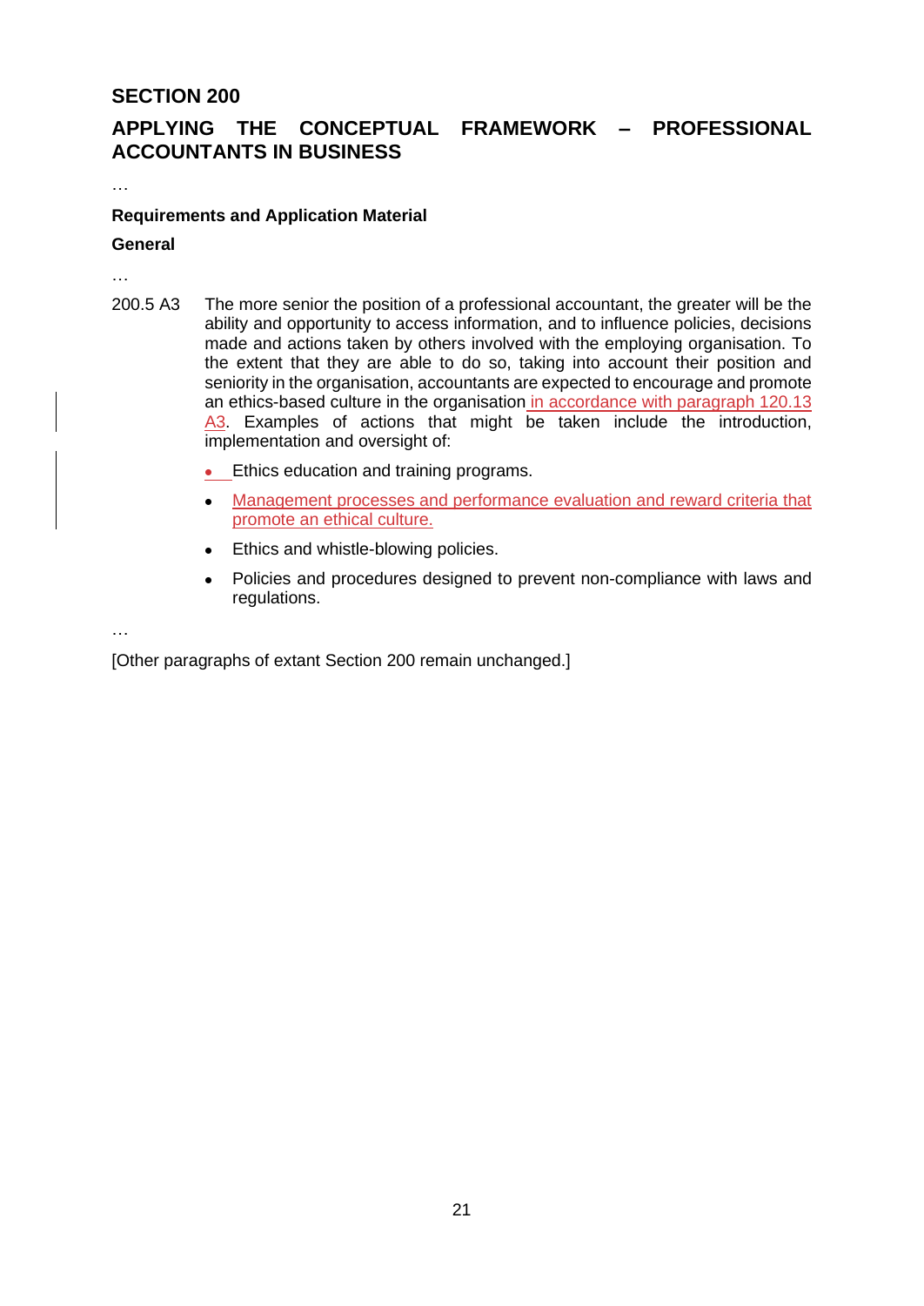## SECTION 200

## APPLYING THE CONCEPTUAL FRAMEWORK – PROFESSIONAL ACCOUNTANTS IN BUSINESS

…

**Requirements and Application Material**

**General**

…

200.5 A3 The more senior the position of a professional accountant, the greater will be the ability and opportunity to access information, and to influence policies, decisions made and actions taken by others involved with the employing organisation. To the extent that they are able to do so, taking into account their position and seniority in the organisation, accountants are expected to encourage and promote an ethics-based culture in the organisation in accordance with paragraph 120.13 A3. Examples of actions that might be taken include the introduction, implementation and oversight of:

- Ethics education and training programs.
- Management processes and performance evaluation and reward criteria that promote an ethical culture.
- Ethics and whistle-blowing policies.
- Policies and procedures designed to prevent non-compliance with laws and regulations.

…

[Other paragraphs of extant Section 200 remain unchanged.]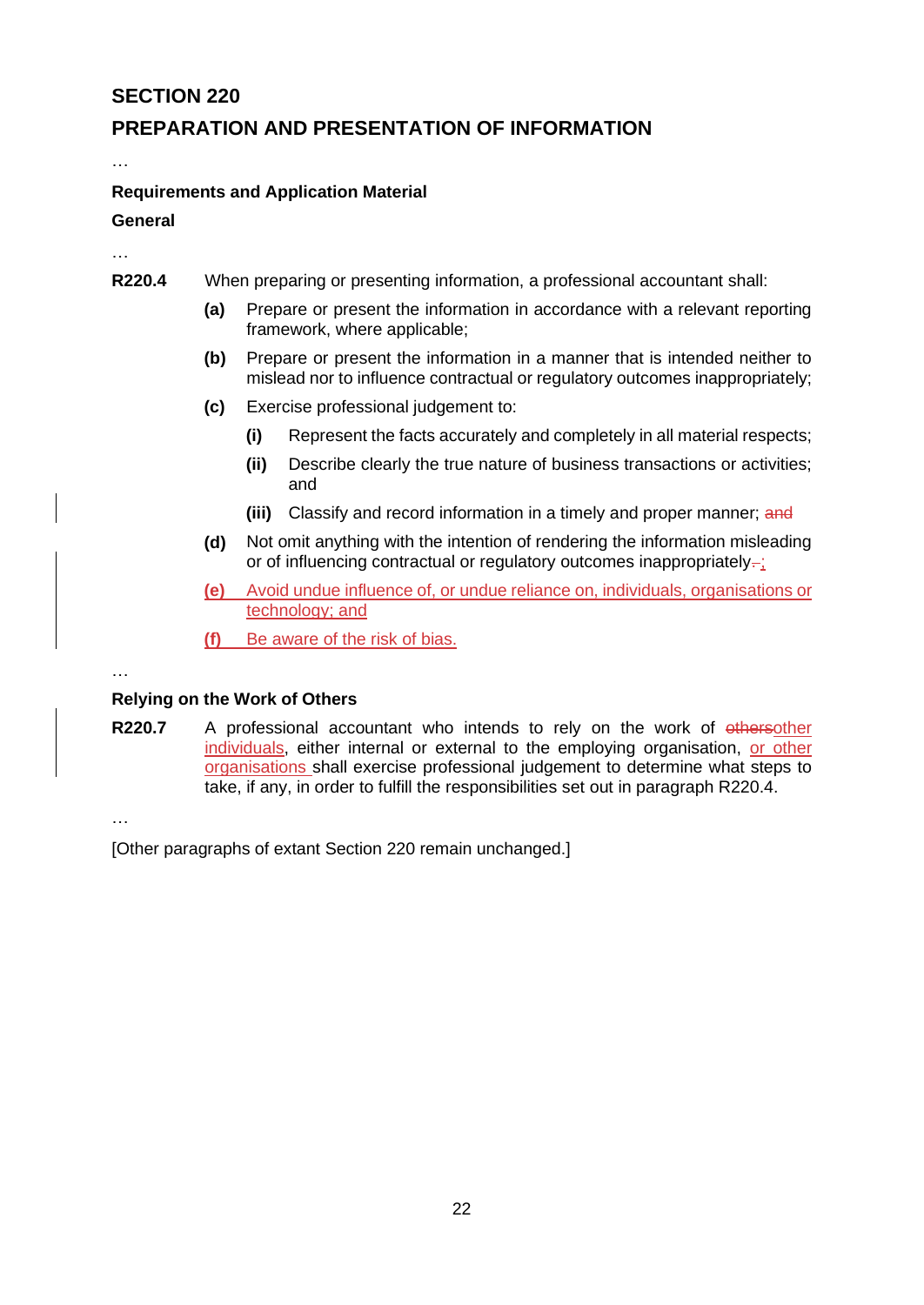## SECTION 220

## PREPARATION AND PRESENTATION OF INFORMATION

…

**Requirements and Application Material**

**General**

…

**R220.4** When preparing or presenting information, a professional accountant shall:

- **(a)** Prepare or present the information in accordance with a relevant reporting framework, where applicable;
- **(b)** Prepare or present the information in a manner that is intended neither to mislead nor to influence contractual or regulatory outcomes inappropriately;
- **(c)** Exercise professional judgement to:
  - **(i)** Represent the facts accurately and completely in all material respects;
  - **(ii)** Describe clearly the true nature of business transactions or activities; and
  - **(iii)** Classify and record information in a timely and proper manner; ~~and~~
- **(d)** Not omit anything with the intention of rendering the information misleading or of influencing contractual or regulatory outcomes inappropriately~~.~~;
- **(e)** Avoid undue influence of, or undue reliance on, individuals, organisations or technology; and
- **(f)** Be aware of the risk of bias.

…

**Relying on the Work of Others**

**R220.7** A professional accountant who intends to rely on the work of ~~others~~other individuals, either internal or external to the employing organisation, or other organisations shall exercise professional judgement to determine what steps to take, if any, in order to fulfill the responsibilities set out in paragraph R220.4.

…

[Other paragraphs of extant Section 220 remain unchanged.]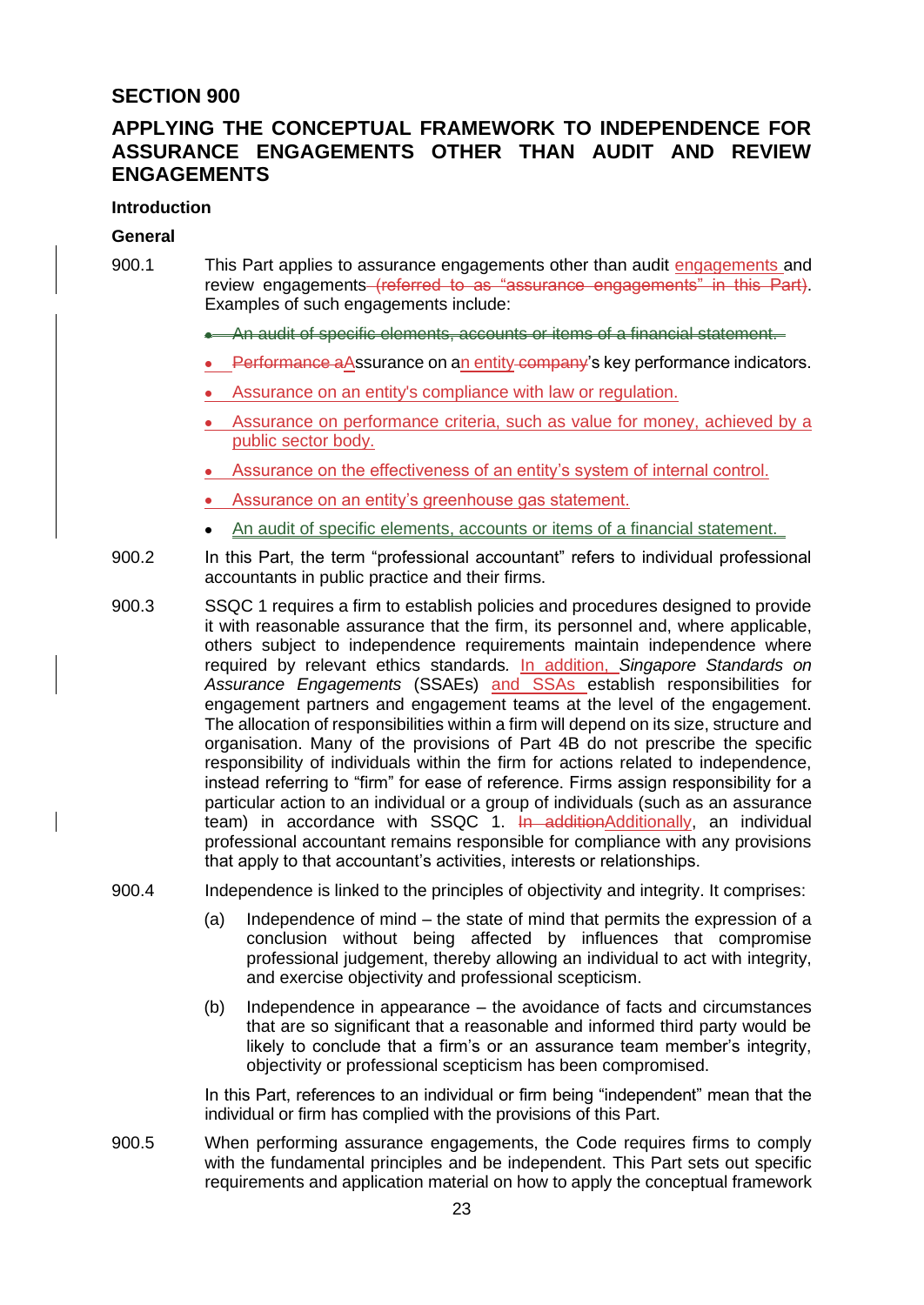## SECTION 900

## APPLYING THE CONCEPTUAL FRAMEWORK TO INDEPENDENCE FOR ASSURANCE ENGAGEMENTS OTHER THAN AUDIT AND REVIEW ENGAGEMENTS

### Introduction

#### General

900.1 This Part applies to assurance engagements other than audit engagements and review engagements ~~(referred to as "assurance engagements" in this Part)~~. Examples of such engagements include:

- ~~An audit of specific elements, accounts or items of a financial statement.~~
- ~~Performance a~~Assurance on an entity ~~company~~'s key performance indicators.
- Assurance on an entity's compliance with law or regulation.
- Assurance on performance criteria, such as value for money, achieved by a public sector body.
- Assurance on the effectiveness of an entity's system of internal control.
- Assurance on an entity's greenhouse gas statement.
- An audit of specific elements, accounts or items of a financial statement.

900.2 In this Part, the term "professional accountant" refers to individual professional accountants in public practice and their firms.

900.3 SSQC 1 requires a firm to establish policies and procedures designed to provide it with reasonable assurance that the firm, its personnel and, where applicable, others subject to independence requirements maintain independence where required by relevant ethics standards. In addition, *Singapore Standards on Assurance Engagements* (SSAEs) and SSAs establish responsibilities for engagement partners and engagement teams at the level of the engagement. The allocation of responsibilities within a firm will depend on its size, structure and organisation. Many of the provisions of Part 4B do not prescribe the specific responsibility of individuals within the firm for actions related to independence, instead referring to "firm" for ease of reference. Firms assign responsibility for a particular action to an individual or a group of individuals (such as an assurance team) in accordance with SSQC 1. ~~In addition~~Additionally, an individual professional accountant remains responsible for compliance with any provisions that apply to that accountant's activities, interests or relationships.

900.4 Independence is linked to the principles of objectivity and integrity. It comprises:

(a) Independence of mind – the state of mind that permits the expression of a conclusion without being affected by influences that compromise professional judgement, thereby allowing an individual to act with integrity, and exercise objectivity and professional scepticism.

(b) Independence in appearance – the avoidance of facts and circumstances that are so significant that a reasonable and informed third party would be likely to conclude that a firm's or an assurance team member's integrity, objectivity or professional scepticism has been compromised.

In this Part, references to an individual or firm being "independent" mean that the individual or firm has complied with the provisions of this Part.

900.5 When performing assurance engagements, the Code requires firms to comply with the fundamental principles and be independent. This Part sets out specific requirements and application material on how to apply the conceptual framework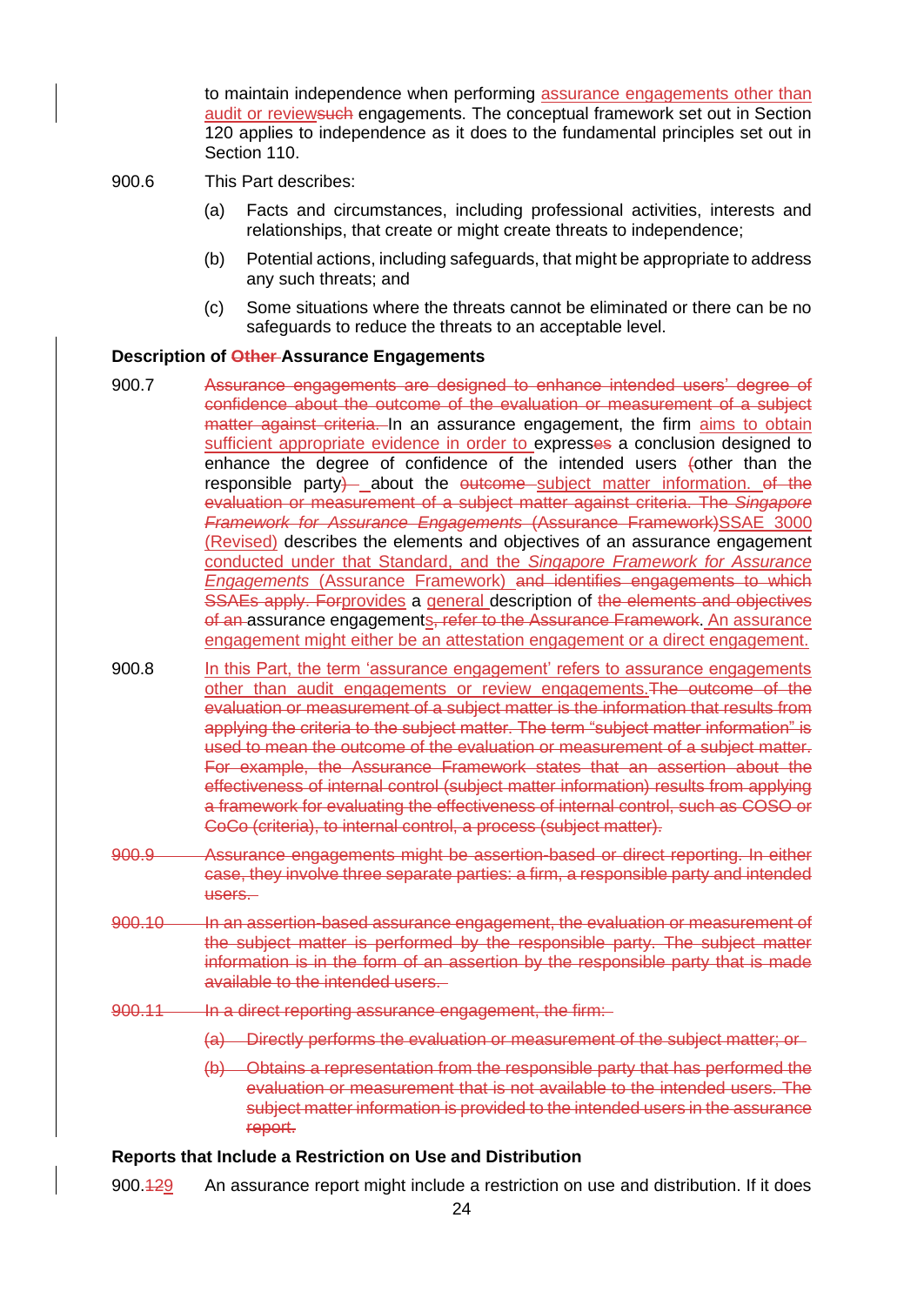to maintain independence when performing assurance engagements other than audit or review~~such~~ engagements. The conceptual framework set out in Section 120 applies to independence as it does to the fundamental principles set out in Section 110.

900.6 This Part describes:

(a) Facts and circumstances, including professional activities, interests and relationships, that create or might create threats to independence;

(b) Potential actions, including safeguards, that might be appropriate to address any such threats; and

(c) Some situations where the threats cannot be eliminated or there can be no safeguards to reduce the threats to an acceptable level.

**Description of ~~Other~~ Assurance Engagements**

900.7 ~~Assurance engagements are designed to enhance intended users' degree of confidence about the outcome of the evaluation or measurement of a subject matter against criteria.~~ In an assurance engagement, the firm aims to obtain sufficient appropriate evidence in order to express~~es~~ a conclusion designed to enhance the degree of confidence of the intended users ~~(~~other than the responsible party~~)~~ about the ~~outcome~~ subject matter information. ~~of the evaluation or measurement of a subject matter against criteria. The *Singapore Framework for Assurance Engagements* (Assurance Framework)~~SSAE 3000 (Revised) describes the elements and objectives of an assurance engagement conducted under that Standard, and the *Singapore Framework for Assurance Engagements* (Assurance Framework) ~~and identifies engagements to which SSAEs apply. For~~provides a general description of ~~the elements and objectives of an~~ assurance engagements~~, refer to the Assurance Framework~~. An assurance engagement might either be an attestation engagement or a direct engagement.

900.8 In this Part, the term 'assurance engagement' refers to assurance engagements other than audit engagements or review engagements.~~The outcome of the evaluation or measurement of a subject matter is the information that results from applying the criteria to the subject matter. The term "subject matter information" is used to mean the outcome of the evaluation or measurement of a subject matter. For example, the Assurance Framework states that an assertion about the effectiveness of internal control (subject matter information) results from applying a framework for evaluating the effectiveness of internal control, such as COSO or CoCo (criteria), to internal control, a process (subject matter).~~

~~900.9 Assurance engagements might be assertion-based or direct reporting. In either case, they involve three separate parties: a firm, a responsible party and intended users.~~

~~900.10 In an assertion-based assurance engagement, the evaluation or measurement of the subject matter is performed by the responsible party. The subject matter information is in the form of an assertion by the responsible party that is made available to the intended users.~~

~~900.11 In a direct reporting assurance engagement, the firm:~~

~~(a) Directly performs the evaluation or measurement of the subject matter; or~~

~~(b) Obtains a representation from the responsible party that has performed the evaluation or measurement that is not available to the intended users. The subject matter information is provided to the intended users in the assurance report.~~

**Reports that Include a Restriction on Use and Distribution**

900.~~12~~9 An assurance report might include a restriction on use and distribution. If it does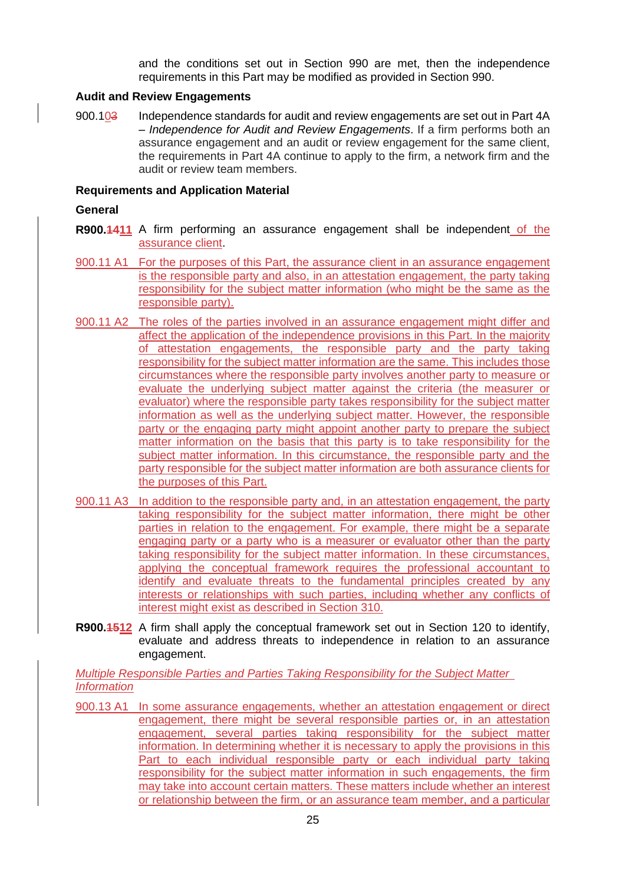and the conditions set out in Section 990 are met, then the independence requirements in this Part may be modified as provided in Section 990.

**Audit and Review Engagements**

900.10~~3~~ Independence standards for audit and review engagements are set out in Part 4A – *Independence for Audit and Review Engagements*. If a firm performs both an assurance engagement and an audit or review engagement for the same client, the requirements in Part 4A continue to apply to the firm, a network firm and the audit or review team members.

**Requirements and Application Material**

**General**

**R900.~~14~~11** A firm performing an assurance engagement shall be independent of the assurance client.

900.11 A1 For the purposes of this Part, the assurance client in an assurance engagement is the responsible party and also, in an attestation engagement, the party taking responsibility for the subject matter information (who might be the same as the responsible party).

900.11 A2 The roles of the parties involved in an assurance engagement might differ and affect the application of the independence provisions in this Part. In the majority of attestation engagements, the responsible party and the party taking responsibility for the subject matter information are the same. This includes those circumstances where the responsible party involves another party to measure or evaluate the underlying subject matter against the criteria (the measurer or evaluator) where the responsible party takes responsibility for the subject matter information as well as the underlying subject matter. However, the responsible party or the engaging party might appoint another party to prepare the subject matter information on the basis that this party is to take responsibility for the subject matter information. In this circumstance, the responsible party and the party responsible for the subject matter information are both assurance clients for the purposes of this Part.

900.11 A3 In addition to the responsible party and, in an attestation engagement, the party taking responsibility for the subject matter information, there might be other parties in relation to the engagement. For example, there might be a separate engaging party or a party who is a measurer or evaluator other than the party taking responsibility for the subject matter information. In these circumstances, applying the conceptual framework requires the professional accountant to identify and evaluate threats to the fundamental principles created by any interests or relationships with such parties, including whether any conflicts of interest might exist as described in Section 310.

**R900.~~15~~12** A firm shall apply the conceptual framework set out in Section 120 to identify, evaluate and address threats to independence in relation to an assurance engagement.

*Multiple Responsible Parties and Parties Taking Responsibility for the Subject Matter Information*

900.13 A1 In some assurance engagements, whether an attestation engagement or direct engagement, there might be several responsible parties or, in an attestation engagement, several parties taking responsibility for the subject matter information. In determining whether it is necessary to apply the provisions in this Part to each individual responsible party or each individual party taking responsibility for the subject matter information in such engagements, the firm may take into account certain matters. These matters include whether an interest or relationship between the firm, or an assurance team member, and a particular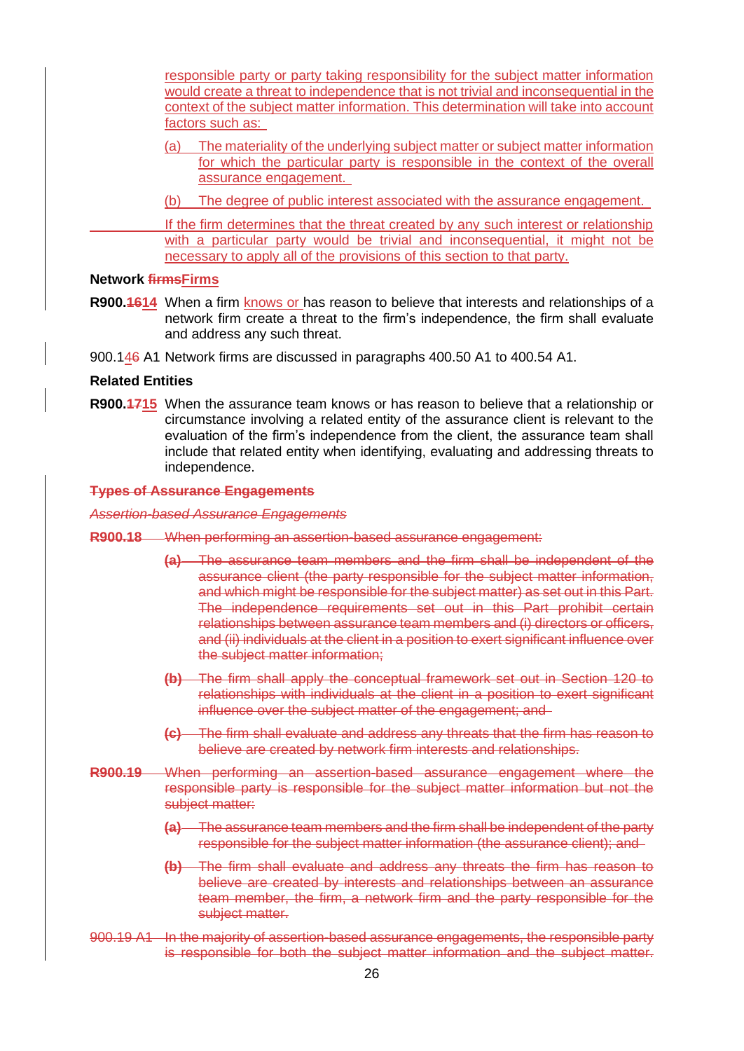responsible party or party taking responsibility for the subject matter information would create a threat to independence that is not trivial and inconsequential in the context of the subject matter information. This determination will take into account factors such as:

(a) The materiality of the underlying subject matter or subject matter information for which the particular party is responsible in the context of the overall assurance engagement.

(b) The degree of public interest associated with the assurance engagement.

If the firm determines that the threat created by any such interest or relationship with a particular party would be trivial and inconsequential, it might not be necessary to apply all of the provisions of this section to that party.

**Network ~~firms~~Firms**

**R900.~~16~~14** When a firm knows or has reason to believe that interests and relationships of a network firm create a threat to the firm's independence, the firm shall evaluate and address any such threat.

900.1~~4~~6 A1 Network firms are discussed in paragraphs 400.50 A1 to 400.54 A1.

**Related Entities**

**R900.~~17~~15** When the assurance team knows or has reason to believe that a relationship or circumstance involving a related entity of the assurance client is relevant to the evaluation of the firm's independence from the client, the assurance team shall include that related entity when identifying, evaluating and addressing threats to independence.

~~**Types of Assurance Engagements**~~

~~*Assertion-based Assurance Engagements*~~

~~**R900.18** When performing an assertion-based assurance engagement:~~

~~**(a)** The assurance team members and the firm shall be independent of the assurance client (the party responsible for the subject matter information, and which might be responsible for the subject matter) as set out in this Part. The independence requirements set out in this Part prohibit certain relationships between assurance team members and (i) directors or officers, and (ii) individuals at the client in a position to exert significant influence over the subject matter information;~~

~~**(b)** The firm shall apply the conceptual framework set out in Section 120 to relationships with individuals at the client in a position to exert significant influence over the subject matter of the engagement; and~~

~~**(c)** The firm shall evaluate and address any threats that the firm has reason to believe are created by network firm interests and relationships.~~

~~**R900.19** When performing an assertion-based assurance engagement where the responsible party is responsible for the subject matter information but not the subject matter:~~

~~**(a)** The assurance team members and the firm shall be independent of the party responsible for the subject matter information (the assurance client); and~~

~~**(b)** The firm shall evaluate and address any threats the firm has reason to believe are created by interests and relationships between an assurance team member, the firm, a network firm and the party responsible for the subject matter.~~

~~900.19 A1 In the majority of assertion-based assurance engagements, the responsible party is responsible for both the subject matter information and the subject matter.~~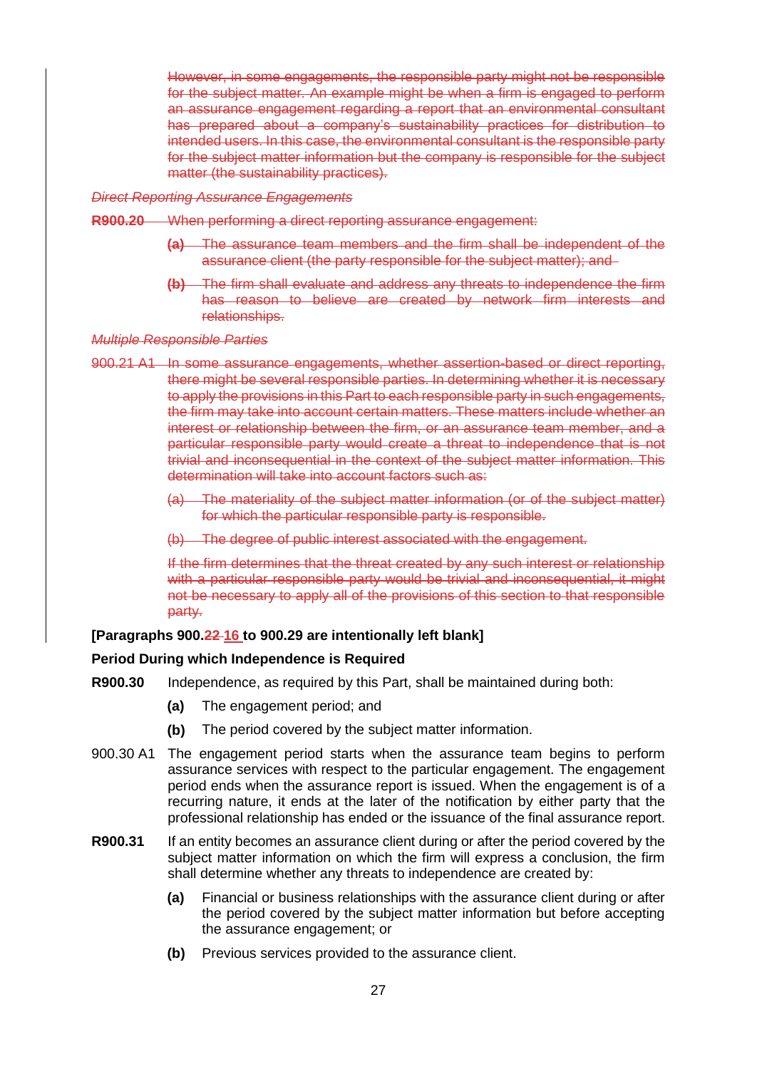~~However, in some engagements, the responsible party might not be responsible for the subject matter. An example might be when a firm is engaged to perform an assurance engagement regarding a report that an environmental consultant has prepared about a company's sustainability practices for distribution to intended users. In this case, the environmental consultant is the responsible party for the subject matter information but the company is responsible for the subject matter (the sustainability practices).~~

~~*Direct Reporting Assurance Engagements*~~

~~**R900.20** When performing a direct reporting assurance engagement:~~

~~**(a)** The assurance team members and the firm shall be independent of the assurance client (the party responsible for the subject matter); and~~

~~**(b)** The firm shall evaluate and address any threats to independence the firm has reason to believe are created by network firm interests and relationships.~~

~~*Multiple Responsible Parties*~~

~~900.21 A1 In some assurance engagements, whether assertion-based or direct reporting, there might be several responsible parties. In determining whether it is necessary to apply the provisions in this Part to each responsible party in such engagements, the firm may take into account certain matters. These matters include whether an interest or relationship between the firm, or an assurance team member, and a particular responsible party would create a threat to independence that is not trivial and inconsequential in the context of the subject matter information. This determination will take into account factors such as:~~

~~(a) The materiality of the subject matter information (or of the subject matter) for which the particular responsible party is responsible.~~

~~(b) The degree of public interest associated with the engagement.~~

~~If the firm determines that the threat created by any such interest or relationship with a particular responsible party would be trivial and inconsequential, it might not be necessary to apply all of the provisions of this section to that responsible party.~~

**[Paragraphs 900.~~22~~ 16 to 900.29 are intentionally left blank]**

**Period During which Independence is Required**

**R900.30** Independence, as required by this Part, shall be maintained during both:

**(a)** The engagement period; and

**(b)** The period covered by the subject matter information.

900.30 A1 The engagement period starts when the assurance team begins to perform assurance services with respect to the particular engagement. The engagement period ends when the assurance report is issued. When the engagement is of a recurring nature, it ends at the later of the notification by either party that the professional relationship has ended or the issuance of the final assurance report.

**R900.31** If an entity becomes an assurance client during or after the period covered by the subject matter information on which the firm will express a conclusion, the firm shall determine whether any threats to independence are created by:

**(a)** Financial or business relationships with the assurance client during or after the period covered by the subject matter information but before accepting the assurance engagement; or

**(b)** Previous services provided to the assurance client.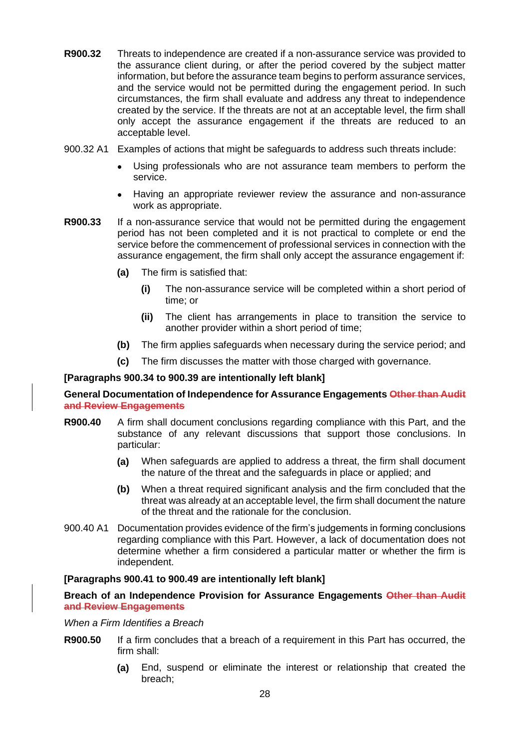**R900.32** Threats to independence are created if a non-assurance service was provided to the assurance client during, or after the period covered by the subject matter information, but before the assurance team begins to perform assurance services, and the service would not be permitted during the engagement period. In such circumstances, the firm shall evaluate and address any threat to independence created by the service. If the threats are not at an acceptable level, the firm shall only accept the assurance engagement if the threats are reduced to an acceptable level.

900.32 A1 Examples of actions that might be safeguards to address such threats include:

- Using professionals who are not assurance team members to perform the service.
- Having an appropriate reviewer review the assurance and non-assurance work as appropriate.

**R900.33** If a non-assurance service that would not be permitted during the engagement period has not been completed and it is not practical to complete or end the service before the commencement of professional services in connection with the assurance engagement, the firm shall only accept the assurance engagement if:

**(a)** The firm is satisfied that:

**(i)** The non-assurance service will be completed within a short period of time; or

**(ii)** The client has arrangements in place to transition the service to another provider within a short period of time;

**(b)** The firm applies safeguards when necessary during the service period; and

**(c)** The firm discusses the matter with those charged with governance.

**[Paragraphs 900.34 to 900.39 are intentionally left blank]**

**General Documentation of Independence for Assurance Engagements ~~Other than Audit and Review Engagements~~**

**R900.40** A firm shall document conclusions regarding compliance with this Part, and the substance of any relevant discussions that support those conclusions. In particular:

**(a)** When safeguards are applied to address a threat, the firm shall document the nature of the threat and the safeguards in place or applied; and

**(b)** When a threat required significant analysis and the firm concluded that the threat was already at an acceptable level, the firm shall document the nature of the threat and the rationale for the conclusion.

900.40 A1 Documentation provides evidence of the firm's judgements in forming conclusions regarding compliance with this Part. However, a lack of documentation does not determine whether a firm considered a particular matter or whether the firm is independent.

**[Paragraphs 900.41 to 900.49 are intentionally left blank]**

**Breach of an Independence Provision for Assurance Engagements ~~Other than Audit and Review Engagements~~**

*When a Firm Identifies a Breach*

**R900.50** If a firm concludes that a breach of a requirement in this Part has occurred, the firm shall:

**(a)** End, suspend or eliminate the interest or relationship that created the breach;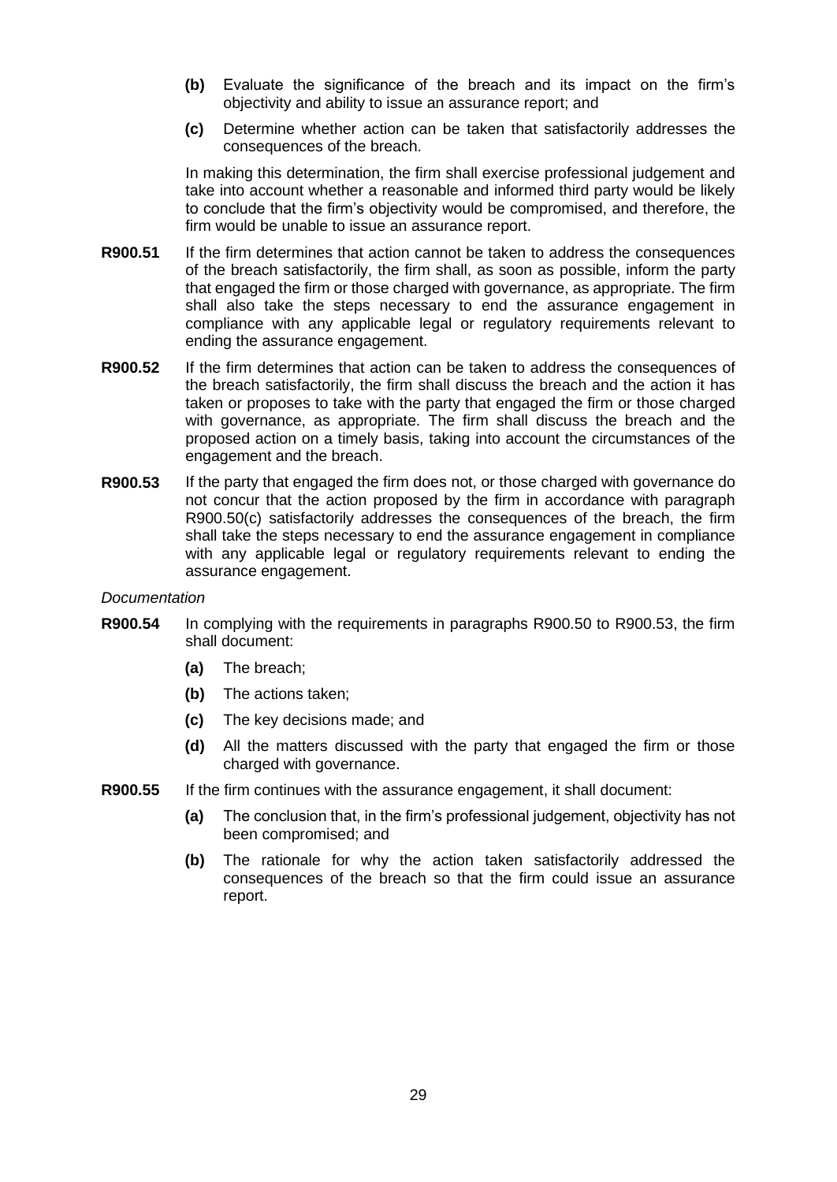**(b)** Evaluate the significance of the breach and its impact on the firm's objectivity and ability to issue an assurance report; and

**(c)** Determine whether action can be taken that satisfactorily addresses the consequences of the breach.

In making this determination, the firm shall exercise professional judgement and take into account whether a reasonable and informed third party would be likely to conclude that the firm's objectivity would be compromised, and therefore, the firm would be unable to issue an assurance report.

**R900.51** If the firm determines that action cannot be taken to address the consequences of the breach satisfactorily, the firm shall, as soon as possible, inform the party that engaged the firm or those charged with governance, as appropriate. The firm shall also take the steps necessary to end the assurance engagement in compliance with any applicable legal or regulatory requirements relevant to ending the assurance engagement.

**R900.52** If the firm determines that action can be taken to address the consequences of the breach satisfactorily, the firm shall discuss the breach and the action it has taken or proposes to take with the party that engaged the firm or those charged with governance, as appropriate. The firm shall discuss the breach and the proposed action on a timely basis, taking into account the circumstances of the engagement and the breach.

**R900.53** If the party that engaged the firm does not, or those charged with governance do not concur that the action proposed by the firm in accordance with paragraph R900.50(c) satisfactorily addresses the consequences of the breach, the firm shall take the steps necessary to end the assurance engagement in compliance with any applicable legal or regulatory requirements relevant to ending the assurance engagement.

*Documentation*

**R900.54** In complying with the requirements in paragraphs R900.50 to R900.53, the firm shall document:

**(a)** The breach;

**(b)** The actions taken;

**(c)** The key decisions made; and

**(d)** All the matters discussed with the party that engaged the firm or those charged with governance.

**R900.55** If the firm continues with the assurance engagement, it shall document:

**(a)** The conclusion that, in the firm's professional judgement, objectivity has not been compromised; and

**(b)** The rationale for why the action taken satisfactorily addressed the consequences of the breach so that the firm could issue an assurance report.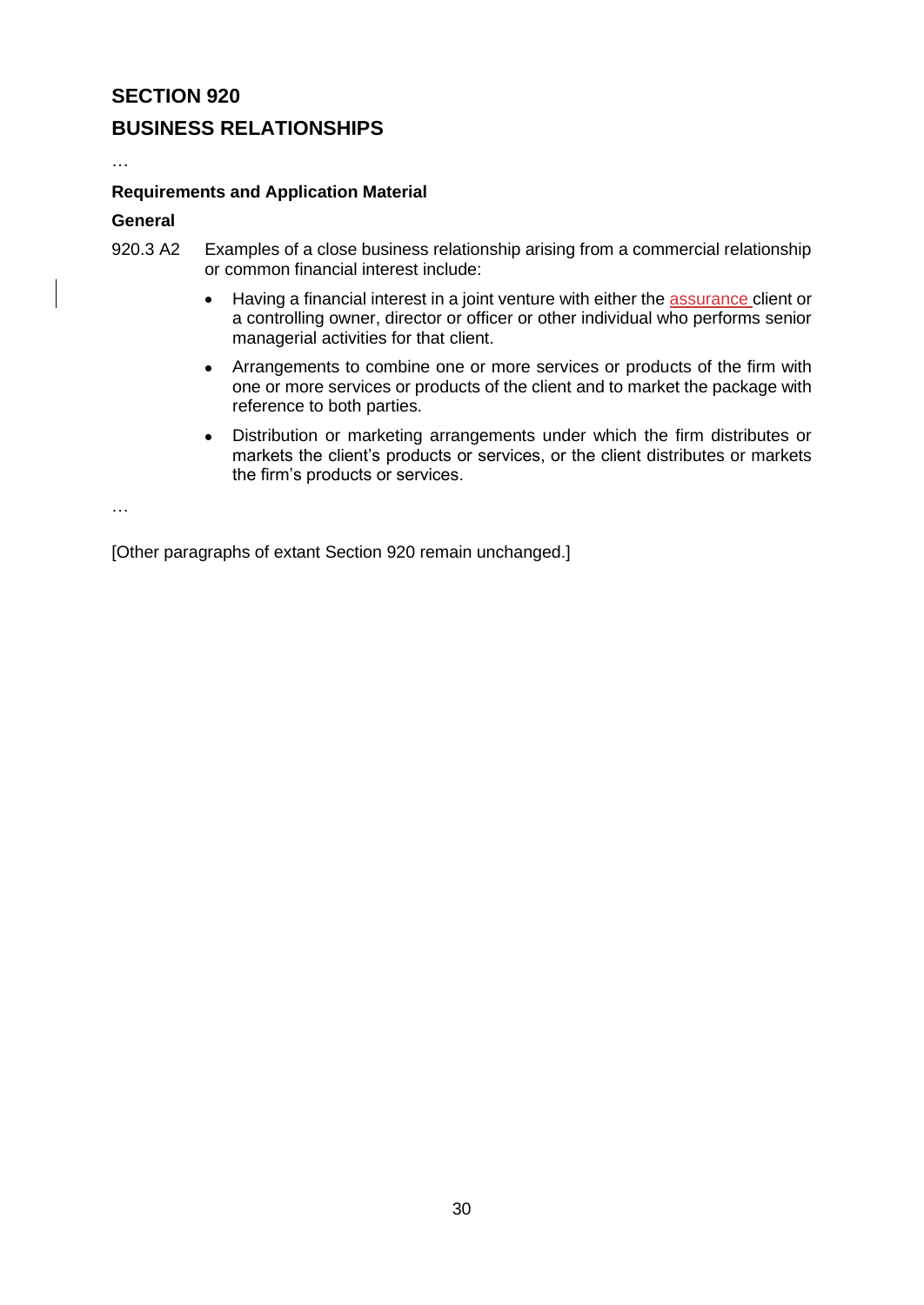## SECTION 920

## BUSINESS RELATIONSHIPS

…

**Requirements and Application Material**

**General**

920.3 A2 Examples of a close business relationship arising from a commercial relationship or common financial interest include:

- Having a financial interest in a joint venture with either the assurance client or a controlling owner, director or officer or other individual who performs senior managerial activities for that client.
- Arrangements to combine one or more services or products of the firm with one or more services or products of the client and to market the package with reference to both parties.
- Distribution or marketing arrangements under which the firm distributes or markets the client's products or services, or the client distributes or markets the firm's products or services.

…

[Other paragraphs of extant Section 920 remain unchanged.]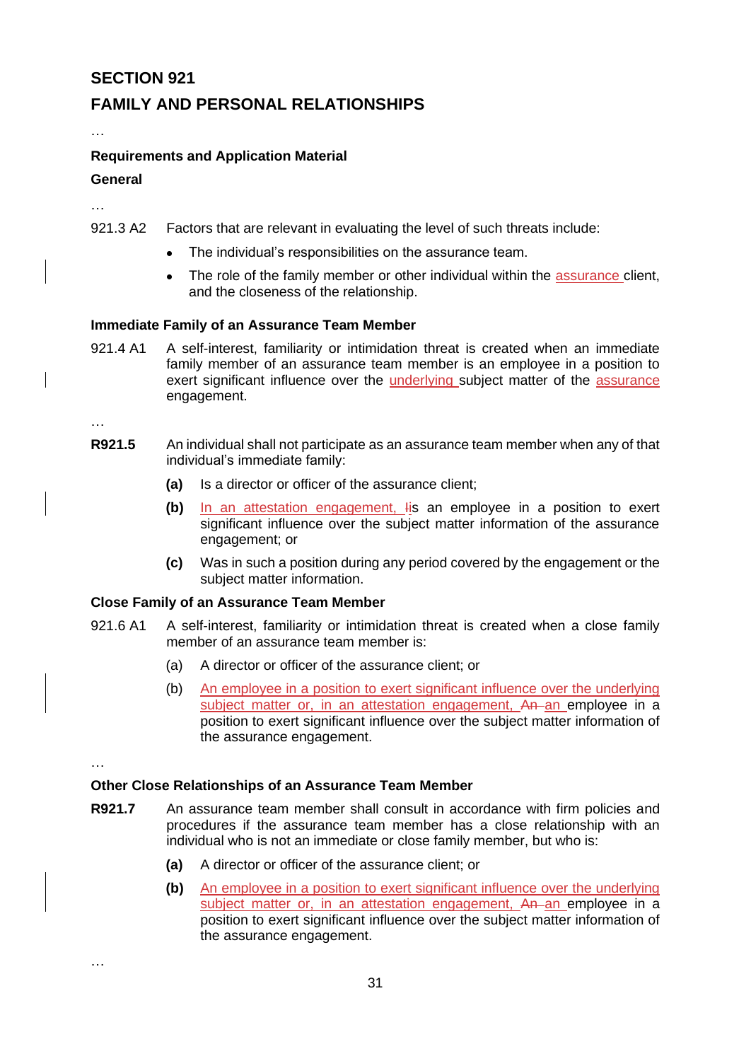## SECTION 921

## FAMILY AND PERSONAL RELATIONSHIPS

…

### Requirements and Application Material

### General

…

921.3 A2 Factors that are relevant in evaluating the level of such threats include:

- The individual's responsibilities on the assurance team.
- The role of the family member or other individual within the assurance client, and the closeness of the relationship.

### Immediate Family of an Assurance Team Member

921.4 A1 A self-interest, familiarity or intimidation threat is created when an immediate family member of an assurance team member is an employee in a position to exert significant influence over the underlying subject matter of the assurance engagement.

…

**R921.5** An individual shall not participate as an assurance team member when any of that individual's immediate family:

**(a)** Is a director or officer of the assurance client;

**(b)** In an attestation engagement, ~~I~~is an employee in a position to exert significant influence over the subject matter information of the assurance engagement; or

**(c)** Was in such a position during any period covered by the engagement or the subject matter information.

### Close Family of an Assurance Team Member

921.6 A1 A self-interest, familiarity or intimidation threat is created when a close family member of an assurance team member is:

(a) A director or officer of the assurance client; or

(b) An employee in a position to exert significant influence over the underlying subject matter or, in an attestation engagement, ~~An~~ an employee in a position to exert significant influence over the subject matter information of the assurance engagement.

…

### Other Close Relationships of an Assurance Team Member

**R921.7** An assurance team member shall consult in accordance with firm policies and procedures if the assurance team member has a close relationship with an individual who is not an immediate or close family member, but who is:

**(a)** A director or officer of the assurance client; or

**(b)** An employee in a position to exert significant influence over the underlying subject matter or, in an attestation engagement, ~~An~~ an employee in a position to exert significant influence over the subject matter information of the assurance engagement.

…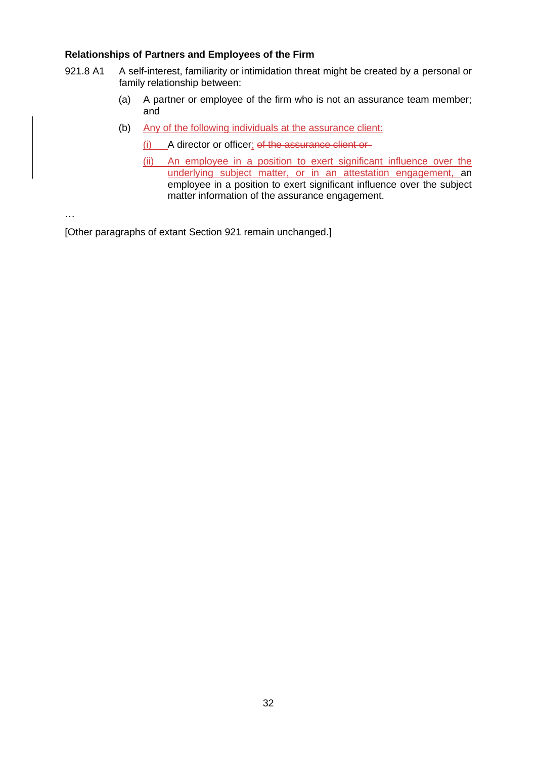**Relationships of Partners and Employees of the Firm**

921.8 A1 A self-interest, familiarity or intimidation threat might be created by a personal or family relationship between:

(a) A partner or employee of the firm who is not an assurance team member; and

(b) Any of the following individuals at the assurance client:

(i) A director or officer; ~~of the assurance client or~~

(ii) An employee in a position to exert significant influence over the underlying subject matter, or in an attestation engagement, an employee in a position to exert significant influence over the subject matter information of the assurance engagement.

…

[Other paragraphs of extant Section 921 remain unchanged.]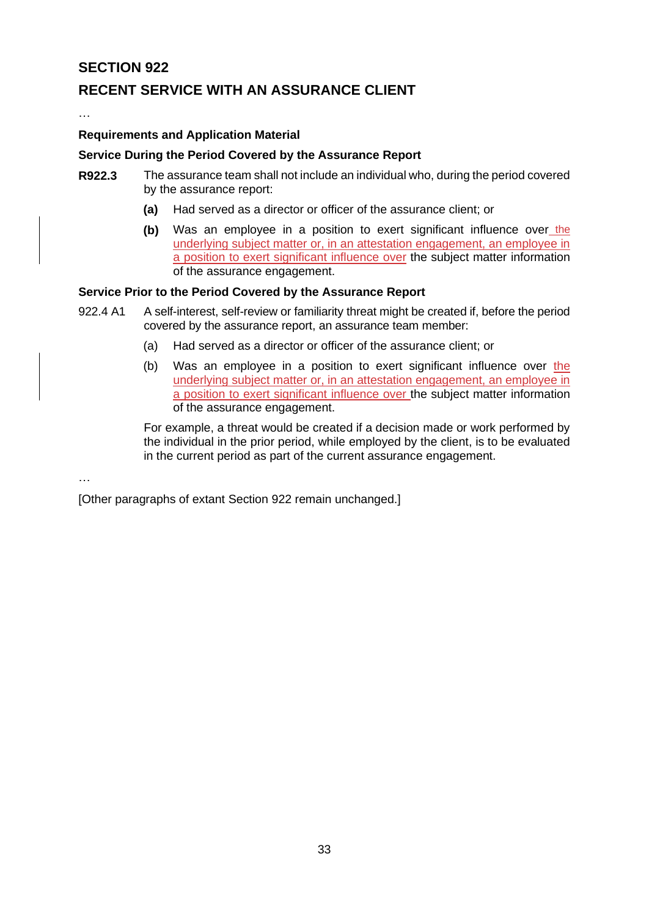## SECTION 922

## RECENT SERVICE WITH AN ASSURANCE CLIENT

…

**Requirements and Application Material**

**Service During the Period Covered by the Assurance Report**

**R922.3** The assurance team shall not include an individual who, during the period covered by the assurance report:

- **(a)** Had served as a director or officer of the assurance client; or
- **(b)** Was an employee in a position to exert significant influence over the underlying subject matter or, in an attestation engagement, an employee in a position to exert significant influence over the subject matter information of the assurance engagement.

**Service Prior to the Period Covered by the Assurance Report**

922.4 A1 A self-interest, self-review or familiarity threat might be created if, before the period covered by the assurance report, an assurance team member:

- (a) Had served as a director or officer of the assurance client; or
- (b) Was an employee in a position to exert significant influence over the underlying subject matter or, in an attestation engagement, an employee in a position to exert significant influence over the subject matter information of the assurance engagement.

For example, a threat would be created if a decision made or work performed by the individual in the prior period, while employed by the client, is to be evaluated in the current period as part of the current assurance engagement.

…

[Other paragraphs of extant Section 922 remain unchanged.]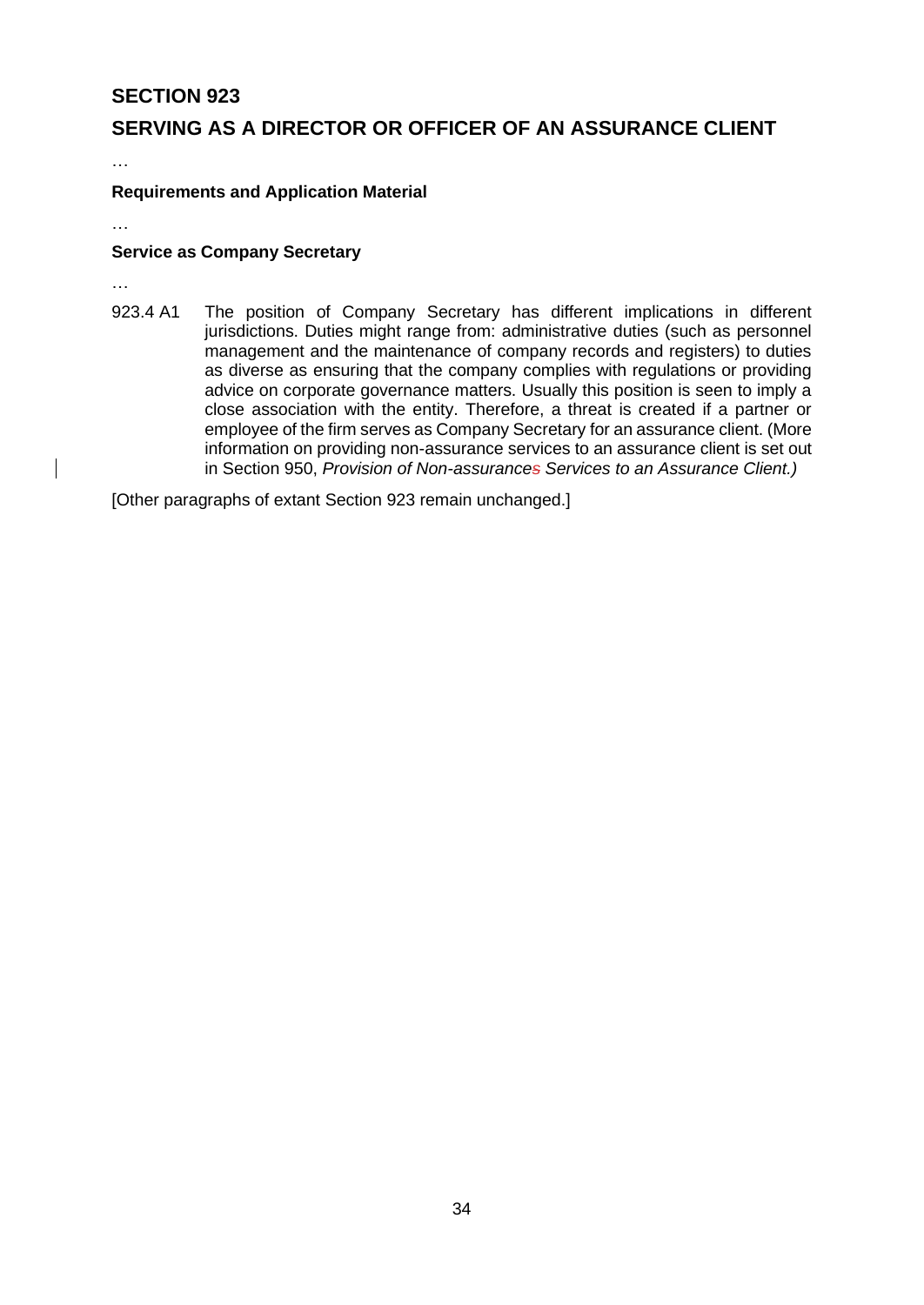## SECTION 923

## SERVING AS A DIRECTOR OR OFFICER OF AN ASSURANCE CLIENT

…

### Requirements and Application Material

…

### Service as Company Secretary

…

923.4 A1 The position of Company Secretary has different implications in different jurisdictions. Duties might range from: administrative duties (such as personnel management and the maintenance of company records and registers) to duties as diverse as ensuring that the company complies with regulations or providing advice on corporate governance matters. Usually this position is seen to imply a close association with the entity. Therefore, a threat is created if a partner or employee of the firm serves as Company Secretary for an assurance client. (More information on providing non-assurance services to an assurance client is set out in Section 950, *Provision of Non-assurance~~s~~ Services to an Assurance Client.)*

[Other paragraphs of extant Section 923 remain unchanged.]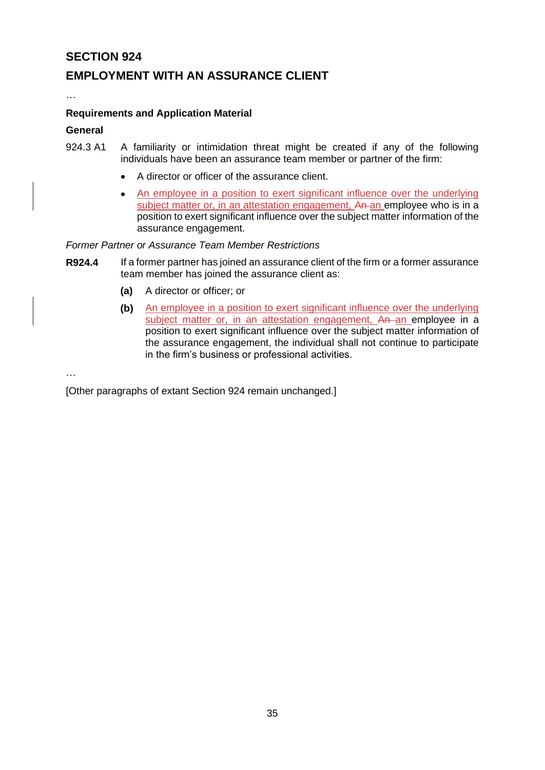# SECTION 924

# EMPLOYMENT WITH AN ASSURANCE CLIENT

…

### Requirements and Application Material

### General

924.3 A1 A familiarity or intimidation threat might be created if any of the following individuals have been an assurance team member or partner of the firm:

- A director or officer of the assurance client.
- An employee in a position to exert significant influence over the underlying subject matter or, in an attestation engagement, ~~An~~ an employee who is in a position to exert significant influence over the subject matter information of the assurance engagement.

*Former Partner or Assurance Team Member Restrictions*

**R924.4** If a former partner has joined an assurance client of the firm or a former assurance team member has joined the assurance client as:

**(a)** A director or officer; or

**(b)** An employee in a position to exert significant influence over the underlying subject matter or, in an attestation engagement, ~~An~~ an employee in a position to exert significant influence over the subject matter information of the assurance engagement, the individual shall not continue to participate in the firm's business or professional activities.

…

[Other paragraphs of extant Section 924 remain unchanged.]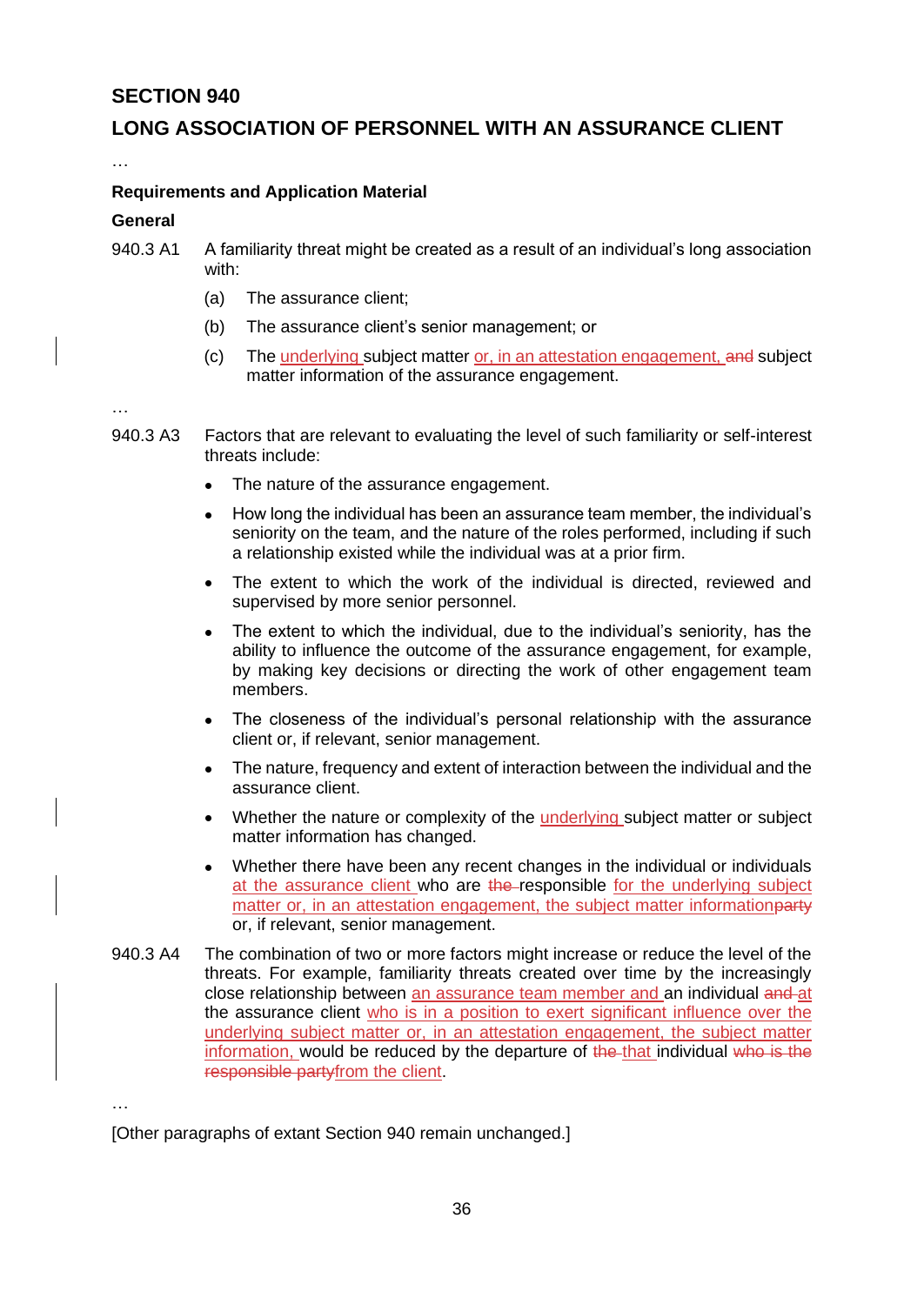# SECTION 940

# LONG ASSOCIATION OF PERSONNEL WITH AN ASSURANCE CLIENT

…

### Requirements and Application Material

### General

940.3 A1 A familiarity threat might be created as a result of an individual's long association with:

(a) The assurance client;

(b) The assurance client's senior management; or

(c) The <u>underlying</u> subject matter <u>or, in an attestation engagement,</u> ~~and~~ subject matter information of the assurance engagement.

…

940.3 A3 Factors that are relevant to evaluating the level of such familiarity or self-interest threats include:

- The nature of the assurance engagement.
- How long the individual has been an assurance team member, the individual's seniority on the team, and the nature of the roles performed, including if such a relationship existed while the individual was at a prior firm.
- The extent to which the work of the individual is directed, reviewed and supervised by more senior personnel.
- The extent to which the individual, due to the individual's seniority, has the ability to influence the outcome of the assurance engagement, for example, by making key decisions or directing the work of other engagement team members.
- The closeness of the individual's personal relationship with the assurance client or, if relevant, senior management.
- The nature, frequency and extent of interaction between the individual and the assurance client.
- Whether the nature or complexity of the <u>underlying</u> subject matter or subject matter information has changed.
- Whether there have been any recent changes in the individual or individuals <u>at the assurance client</u> who are ~~the~~ responsible <u>for the underlying subject matter or, in an attestation engagement, the subject matter information</u>~~party~~ or, if relevant, senior management.

940.3 A4 The combination of two or more factors might increase or reduce the level of the threats. For example, familiarity threats created over time by the increasingly close relationship between <u>an assurance team member and</u> an individual ~~and~~ <u>at</u> the assurance client <u>who is in a position to exert significant influence over the underlying subject matter or, in an attestation engagement, the subject matter information,</u> would be reduced by the departure of ~~the~~ <u>that</u> individual ~~who is the responsible party~~<u>from the client</u>.

…

[Other paragraphs of extant Section 940 remain unchanged.]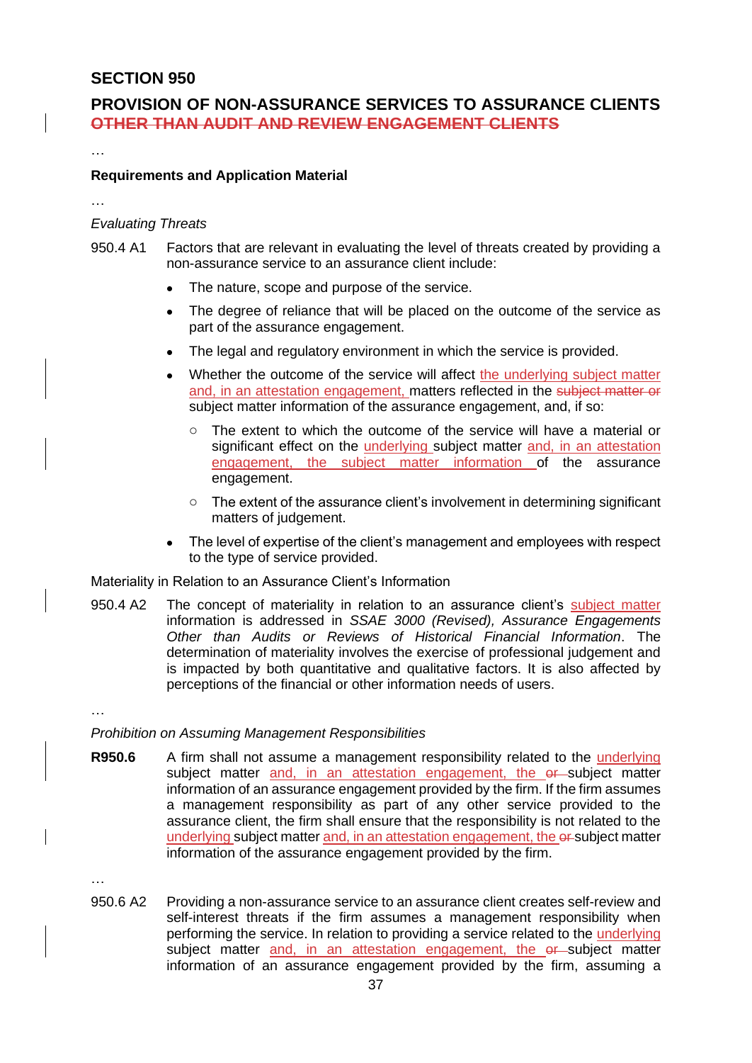## SECTION 950

## PROVISION OF NON-ASSURANCE SERVICES TO ASSURANCE CLIENTS ~~OTHER THAN AUDIT AND REVIEW ENGAGEMENT CLIENTS~~

…

**Requirements and Application Material**

…

*Evaluating Threats*

950.4 A1 Factors that are relevant in evaluating the level of threats created by providing a non-assurance service to an assurance client include:

- The nature, scope and purpose of the service.
- The degree of reliance that will be placed on the outcome of the service as part of the assurance engagement.
- The legal and regulatory environment in which the service is provided.
- Whether the outcome of the service will affect the underlying subject matter and, in an attestation engagement, matters reflected in the ~~subject matter or~~ subject matter information of the assurance engagement, and, if so:
    - The extent to which the outcome of the service will have a material or significant effect on the underlying subject matter and, in an attestation engagement, the subject matter information of the assurance engagement.
    - The extent of the assurance client's involvement in determining significant matters of judgement.
- The level of expertise of the client's management and employees with respect to the type of service provided.

Materiality in Relation to an Assurance Client's Information

950.4 A2 The concept of materiality in relation to an assurance client's subject matter information is addressed in *SSAE 3000 (Revised), Assurance Engagements Other than Audits or Reviews of Historical Financial Information*. The determination of materiality involves the exercise of professional judgement and is impacted by both quantitative and qualitative factors. It is also affected by perceptions of the financial or other information needs of users.

…

*Prohibition on Assuming Management Responsibilities*

**R950.6** A firm shall not assume a management responsibility related to the underlying subject matter and, in an attestation engagement, the ~~or~~ subject matter information of an assurance engagement provided by the firm. If the firm assumes a management responsibility as part of any other service provided to the assurance client, the firm shall ensure that the responsibility is not related to the underlying subject matter and, in an attestation engagement, the ~~or~~ subject matter information of the assurance engagement provided by the firm.

…

950.6 A2 Providing a non-assurance service to an assurance client creates self-review and self-interest threats if the firm assumes a management responsibility when performing the service. In relation to providing a service related to the underlying subject matter and, in an attestation engagement, the ~~or~~ subject matter information of an assurance engagement provided by the firm, assuming a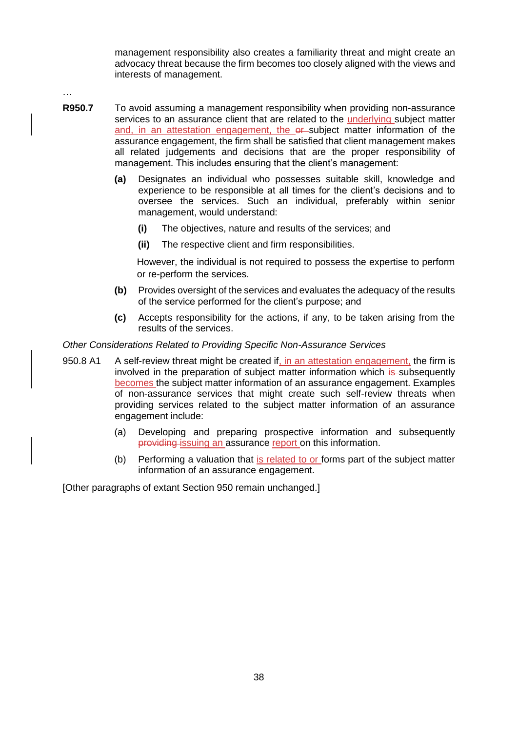management responsibility also creates a familiarity threat and might create an advocacy threat because the firm becomes too closely aligned with the views and interests of management.

…

**R950.7** To avoid assuming a management responsibility when providing non-assurance services to an assurance client that are related to the underlying subject matter and, in an attestation engagement, the ~~or~~ subject matter information of the assurance engagement, the firm shall be satisfied that client management makes all related judgements and decisions that are the proper responsibility of management. This includes ensuring that the client's management:

- **(a)** Designates an individual who possesses suitable skill, knowledge and experience to be responsible at all times for the client's decisions and to oversee the services. Such an individual, preferably within senior management, would understand:
  - **(i)** The objectives, nature and results of the services; and
  - **(ii)** The respective client and firm responsibilities.

  However, the individual is not required to possess the expertise to perform or re-perform the services.
- **(b)** Provides oversight of the services and evaluates the adequacy of the results of the service performed for the client's purpose; and
- **(c)** Accepts responsibility for the actions, if any, to be taken arising from the results of the services.

*Other Considerations Related to Providing Specific Non-Assurance Services*

950.8 A1 A self-review threat might be created if, in an attestation engagement, the firm is involved in the preparation of subject matter information which ~~is~~ subsequently becomes the subject matter information of an assurance engagement. Examples of non-assurance services that might create such self-review threats when providing services related to the subject matter information of an assurance engagement include:

- (a) Developing and preparing prospective information and subsequently ~~providing~~ issuing an assurance report on this information.
- (b) Performing a valuation that is related to or forms part of the subject matter information of an assurance engagement.

[Other paragraphs of extant Section 950 remain unchanged.]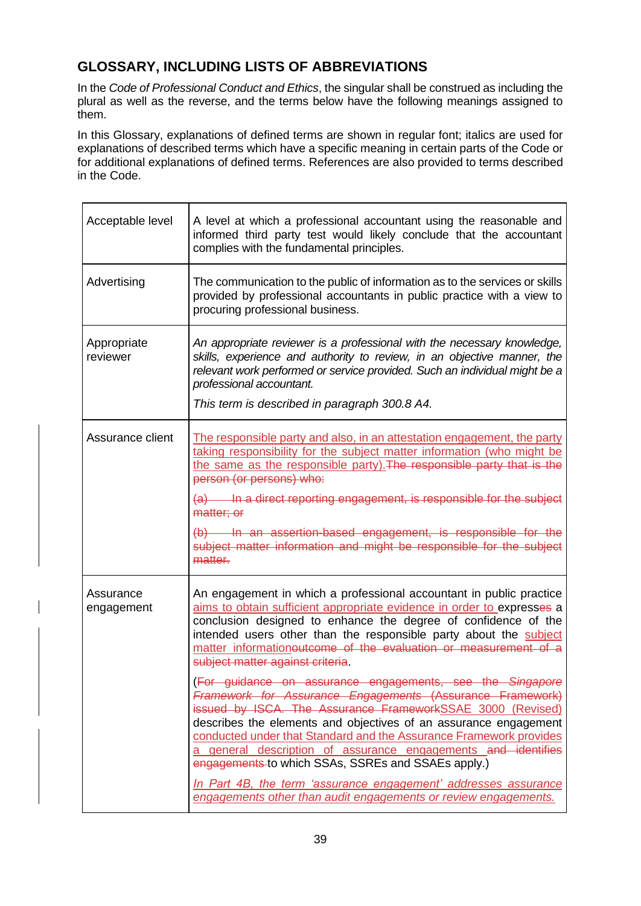## GLOSSARY, INCLUDING LISTS OF ABBREVIATIONS

In the *Code of Professional Conduct and Ethics*, the singular shall be construed as including the plural as well as the reverse, and the terms below have the following meanings assigned to them.

In this Glossary, explanations of defined terms are shown in regular font; italics are used for explanations of described terms which have a specific meaning in certain parts of the Code or for additional explanations of defined terms. References are also provided to terms described in the Code.

| | |
|---|---|
| Acceptable level | A level at which a professional accountant using the reasonable and informed third party test would likely conclude that the accountant complies with the fundamental principles. |
| Advertising | The communication to the public of information as to the services or skills provided by professional accountants in public practice with a view to procuring professional business. |
| Appropriate reviewer | *An appropriate reviewer is a professional with the necessary knowledge, skills, experience and authority to review, in an objective manner, the relevant work performed or service provided. Such an individual might be a professional accountant.*<br><br>*This term is described in paragraph 300.8 A4.* |
| Assurance client | <u>The responsible party and also, in an attestation engagement, the party taking responsibility for the subject matter information (who might be the same as the responsible party).</u>~~The responsible party that is the person (or persons) who:~~<br><br>~~(a) In a direct reporting engagement, is responsible for the subject matter; or~~<br><br>~~(b) In an assertion-based engagement, is responsible for the subject matter information and might be responsible for the subject matter.~~ |
| Assurance engagement | An engagement in which a professional accountant in public practice <u>aims to obtain sufficient appropriate evidence in order to</u> express~~es~~ a conclusion designed to enhance the degree of confidence of the intended users other than the responsible party about the <u>subject matter information</u>~~outcome of the evaluation or measurement of a subject matter against criteria~~.<br><br>(~~For guidance on assurance engagements, see the *Singapore Framework for Assurance Engagements* (Assurance Framework) issued by ISCA. The Assurance Framework~~<u>SSAE 3000 (Revised)</u> describes the elements and objectives of an assurance engagement <u>conducted under that Standard and the Assurance Framework provides a general description of assurance engagements</u> ~~and identifies engagements~~ to which SSAs, SSREs and SSAEs apply.)<br><br><u>*In Part 4B, the term 'assurance engagement' addresses assurance engagements other than audit engagements or review engagements.*</u> |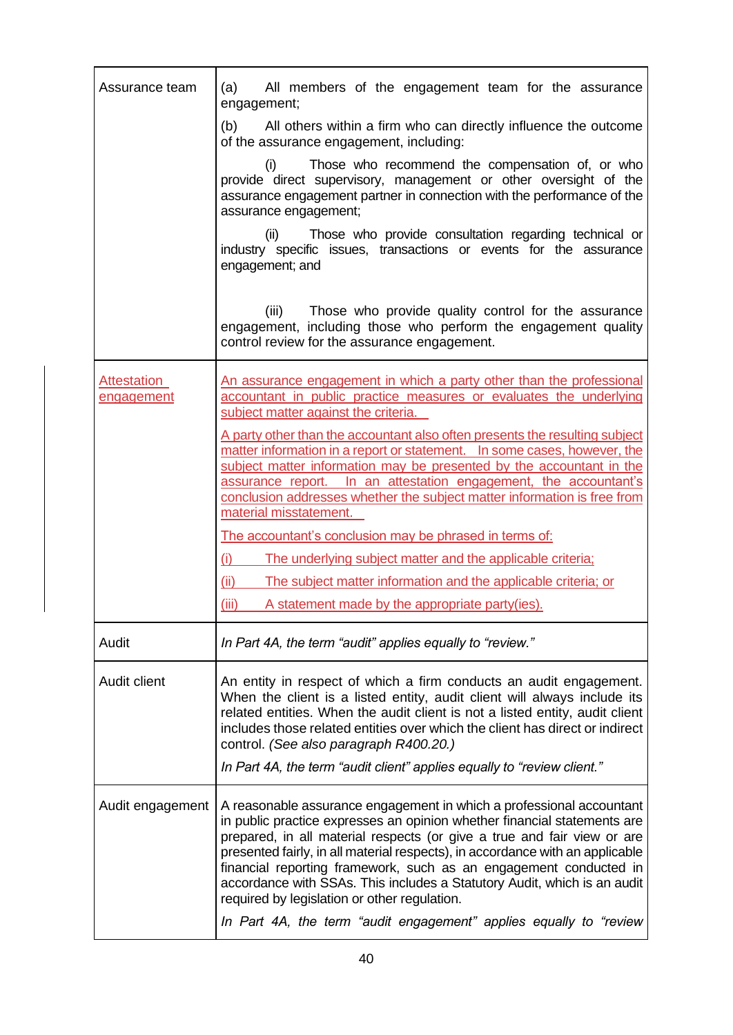| | |
|---|---|
| Assurance team | (a) All members of the engagement team for the assurance engagement;<br><br>(b) All others within a firm who can directly influence the outcome of the assurance engagement, including:<br><br>(i) Those who recommend the compensation of, or who provide direct supervisory, management or other oversight of the assurance engagement partner in connection with the performance of the assurance engagement;<br><br>(ii) Those who provide consultation regarding technical or industry specific issues, transactions or events for the assurance engagement; and<br><br>(iii) Those who provide quality control for the assurance engagement, including those who perform the engagement quality control review for the assurance engagement. |
| Attestation engagement | An assurance engagement in which a party other than the professional accountant in public practice measures or evaluates the underlying subject matter against the criteria.<br><br>A party other than the accountant also often presents the resulting subject matter information in a report or statement. In some cases, however, the subject matter information may be presented by the accountant in the assurance report. In an attestation engagement, the accountant's conclusion addresses whether the subject matter information is free from material misstatement.<br><br>The accountant's conclusion may be phrased in terms of:<br><br>(i) The underlying subject matter and the applicable criteria;<br><br>(ii) The subject matter information and the applicable criteria; or<br><br>(iii) A statement made by the appropriate party(ies). |
| Audit | *In Part 4A, the term "audit" applies equally to "review."* |
| Audit client | An entity in respect of which a firm conducts an audit engagement. When the client is a listed entity, audit client will always include its related entities. When the audit client is not a listed entity, audit client includes those related entities over which the client has direct or indirect control. *(See also paragraph R400.20.)*<br><br>*In Part 4A, the term "audit client" applies equally to "review client."* |
| Audit engagement | A reasonable assurance engagement in which a professional accountant in public practice expresses an opinion whether financial statements are prepared, in all material respects (or give a true and fair view or are presented fairly, in all material respects), in accordance with an applicable financial reporting framework, such as an engagement conducted in accordance with SSAs. This includes a Statutory Audit, which is an audit required by legislation or other regulation.<br><br>*In Part 4A, the term "audit engagement" applies equally to "review* |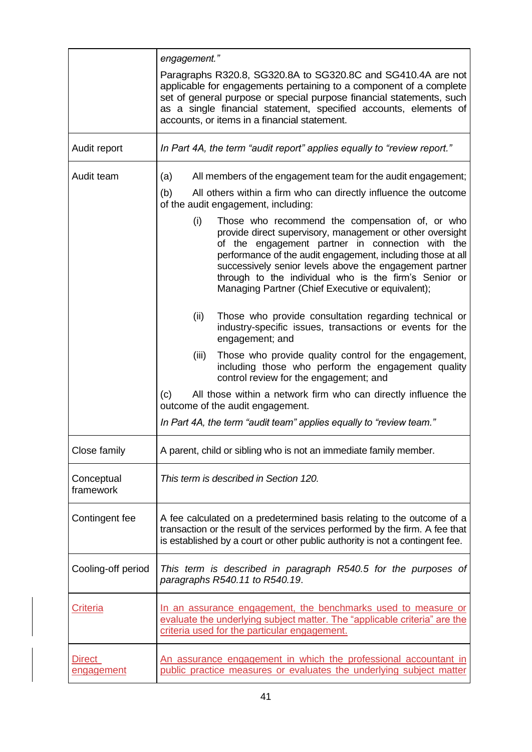| | |
|---|---|
| | *engagement."*<br><br>Paragraphs R320.8, SG320.8A to SG320.8C and SG410.4A are not applicable for engagements pertaining to a component of a complete set of general purpose or special purpose financial statements, such as a single financial statement, specified accounts, elements of accounts, or items in a financial statement. |
| Audit report | *In Part 4A, the term "audit report" applies equally to "review report."* |
| Audit team | (a) All members of the engagement team for the audit engagement;<br><br>(b) All others within a firm who can directly influence the outcome of the audit engagement, including:<br><br>(i) Those who recommend the compensation of, or who provide direct supervisory, management or other oversight of the engagement partner in connection with the performance of the audit engagement, including those at all successively senior levels above the engagement partner through to the individual who is the firm's Senior or Managing Partner (Chief Executive or equivalent);<br><br>(ii) Those who provide consultation regarding technical or industry-specific issues, transactions or events for the engagement; and<br><br>(iii) Those who provide quality control for the engagement, including those who perform the engagement quality control review for the engagement; and<br><br>(c) All those within a network firm who can directly influence the outcome of the audit engagement.<br><br>*In Part 4A, the term "audit team" applies equally to "review team."* |
| Close family | A parent, child or sibling who is not an immediate family member. |
| Conceptual framework | *This term is described in Section 120.* |
| Contingent fee | A fee calculated on a predetermined basis relating to the outcome of a transaction or the result of the services performed by the firm. A fee that is established by a court or other public authority is not a contingent fee. |
| Cooling-off period | *This term is described in paragraph R540.5 for the purposes of paragraphs R540.11 to R540.19.* |
| Criteria | In an assurance engagement, the benchmarks used to measure or evaluate the underlying subject matter. The "applicable criteria" are the criteria used for the particular engagement. |
| Direct engagement | An assurance engagement in which the professional accountant in public practice measures or evaluates the underlying subject matter |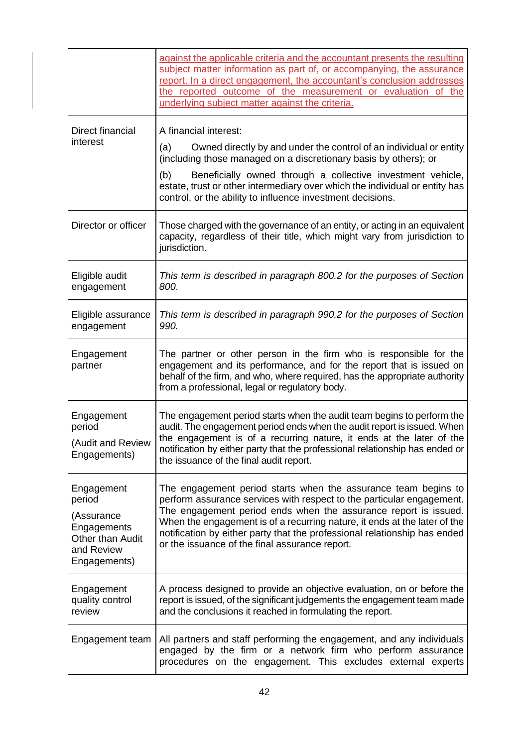| | |
|---|---|
| | against the applicable criteria and the accountant presents the resulting subject matter information as part of, or accompanying, the assurance report. In a direct engagement, the accountant's conclusion addresses the reported outcome of the measurement or evaluation of the underlying subject matter against the criteria. |
| Direct financial interest | A financial interest:<br>(a) Owned directly by and under the control of an individual or entity (including those managed on a discretionary basis by others); or<br>(b) Beneficially owned through a collective investment vehicle, estate, trust or other intermediary over which the individual or entity has control, or the ability to influence investment decisions. |
| Director or officer | Those charged with the governance of an entity, or acting in an equivalent capacity, regardless of their title, which might vary from jurisdiction to jurisdiction. |
| Eligible audit engagement | *This term is described in paragraph 800.2 for the purposes of Section 800.* |
| Eligible assurance engagement | *This term is described in paragraph 990.2 for the purposes of Section 990.* |
| Engagement partner | The partner or other person in the firm who is responsible for the engagement and its performance, and for the report that is issued on behalf of the firm, and who, where required, has the appropriate authority from a professional, legal or regulatory body. |
| Engagement period<br>(Audit and Review Engagements) | The engagement period starts when the audit team begins to perform the audit. The engagement period ends when the audit report is issued. When the engagement is of a recurring nature, it ends at the later of the notification by either party that the professional relationship has ended or the issuance of the final audit report. |
| Engagement period<br>(Assurance Engagements Other than Audit and Review Engagements) | The engagement period starts when the assurance team begins to perform assurance services with respect to the particular engagement. The engagement period ends when the assurance report is issued. When the engagement is of a recurring nature, it ends at the later of the notification by either party that the professional relationship has ended or the issuance of the final assurance report. |
| Engagement quality control review | A process designed to provide an objective evaluation, on or before the report is issued, of the significant judgements the engagement team made and the conclusions it reached in formulating the report. |
| Engagement team | All partners and staff performing the engagement, and any individuals engaged by the firm or a network firm who perform assurance procedures on the engagement. This excludes external experts |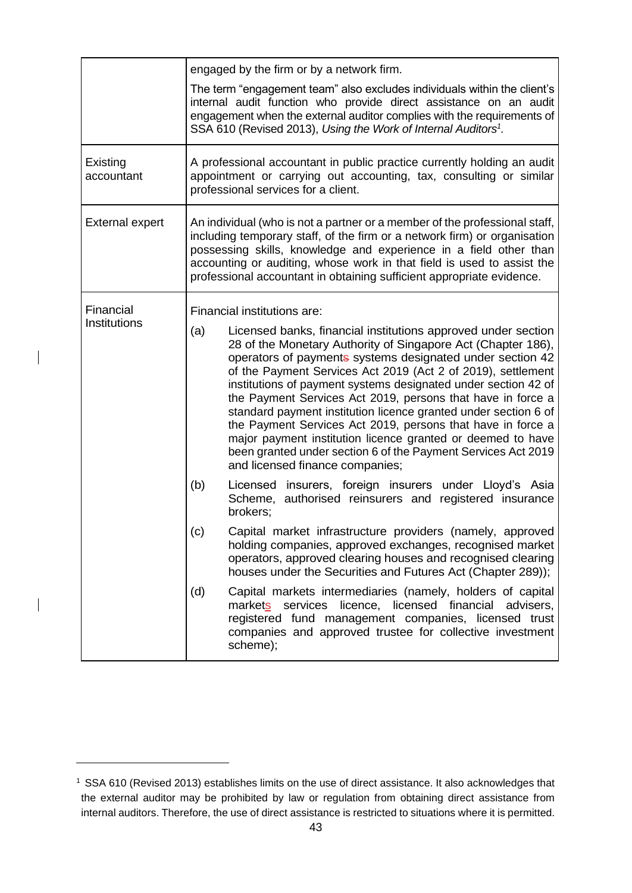| | |
|---|---|
| | engaged by the firm or by a network firm.<br><br>The term "engagement team" also excludes individuals within the client's internal audit function who provide direct assistance on an audit engagement when the external auditor complies with the requirements of SSA 610 (Revised 2013), *Using the Work of Internal Auditors*[1]. |
| Existing accountant | A professional accountant in public practice currently holding an audit appointment or carrying out accounting, tax, consulting or similar professional services for a client. |
| External expert | An individual (who is not a partner or a member of the professional staff, including temporary staff, of the firm or a network firm) or organisation possessing skills, knowledge and experience in a field other than accounting or auditing, whose work in that field is used to assist the professional accountant in obtaining sufficient appropriate evidence. |
| Financial Institutions | Financial institutions are:<br><br>(a) Licensed banks, financial institutions approved under section 28 of the Monetary Authority of Singapore Act (Chapter 186), operators of payment systems designated under section 42 of the Payment Services Act 2019 (Act 2 of 2019), settlement institutions of payment systems designated under section 42 of the Payment Services Act 2019, persons that have in force a standard payment institution licence granted under section 6 of the Payment Services Act 2019, persons that have in force a major payment institution licence granted or deemed to have been granted under section 6 of the Payment Services Act 2019 and licensed finance companies;<br><br>(b) Licensed insurers, foreign insurers under Lloyd's Asia Scheme, authorised reinsurers and registered insurance brokers;<br><br>(c) Capital market infrastructure providers (namely, approved holding companies, approved exchanges, recognised market operators, approved clearing houses and recognised clearing houses under the Securities and Futures Act (Chapter 289));<br><br>(d) Capital markets intermediaries (namely, holders of capital markets services licence, licensed financial advisers, registered fund management companies, licensed trust companies and approved trustee for collective investment scheme); |

[1] SSA 610 (Revised 2013) establishes limits on the use of direct assistance. It also acknowledges that the external auditor may be prohibited by law or regulation from obtaining direct assistance from internal auditors. Therefore, the use of direct assistance is restricted to situations where it is permitted.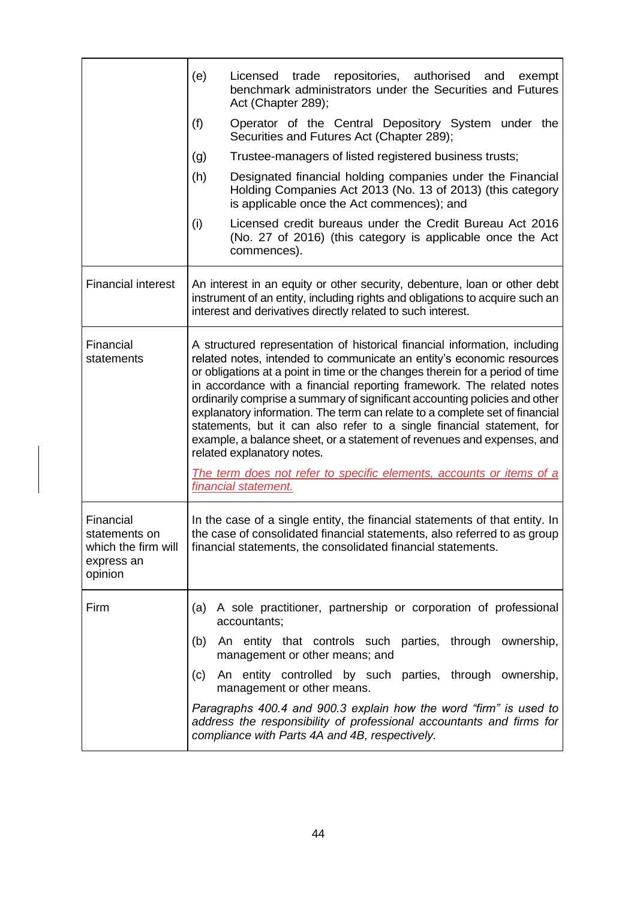| | |
|---|---|
| | (e) Licensed trade repositories, authorised and exempt benchmark administrators under the Securities and Futures Act (Chapter 289);<br>(f) Operator of the Central Depository System under the Securities and Futures Act (Chapter 289);<br>(g) Trustee-managers of listed registered business trusts;<br>(h) Designated financial holding companies under the Financial Holding Companies Act 2013 (No. 13 of 2013) (this category is applicable once the Act commences); and<br>(i) Licensed credit bureaus under the Credit Bureau Act 2016 (No. 27 of 2016) (this category is applicable once the Act commences). |
| Financial interest | An interest in an equity or other security, debenture, loan or other debt instrument of an entity, including rights and obligations to acquire such an interest and derivatives directly related to such interest. |
| Financial statements | A structured representation of historical financial information, including related notes, intended to communicate an entity's economic resources or obligations at a point in time or the changes therein for a period of time in accordance with a financial reporting framework. The related notes ordinarily comprise a summary of significant accounting policies and other explanatory information. The term can relate to a complete set of financial statements, but it can also refer to a single financial statement, for example, a balance sheet, or a statement of revenues and expenses, and related explanatory notes.<br><br>*The term does not refer to specific elements, accounts or items of a financial statement.* |
| Financial statements on which the firm will express an opinion | In the case of a single entity, the financial statements of that entity. In the case of consolidated financial statements, also referred to as group financial statements, the consolidated financial statements. |
| Firm | (a) A sole practitioner, partnership or corporation of professional accountants;<br>(b) An entity that controls such parties, through ownership, management or other means; and<br>(c) An entity controlled by such parties, through ownership, management or other means.<br><br>*Paragraphs 400.4 and 900.3 explain how the word "firm" is used to address the responsibility of professional accountants and firms for compliance with Parts 4A and 4B, respectively.* |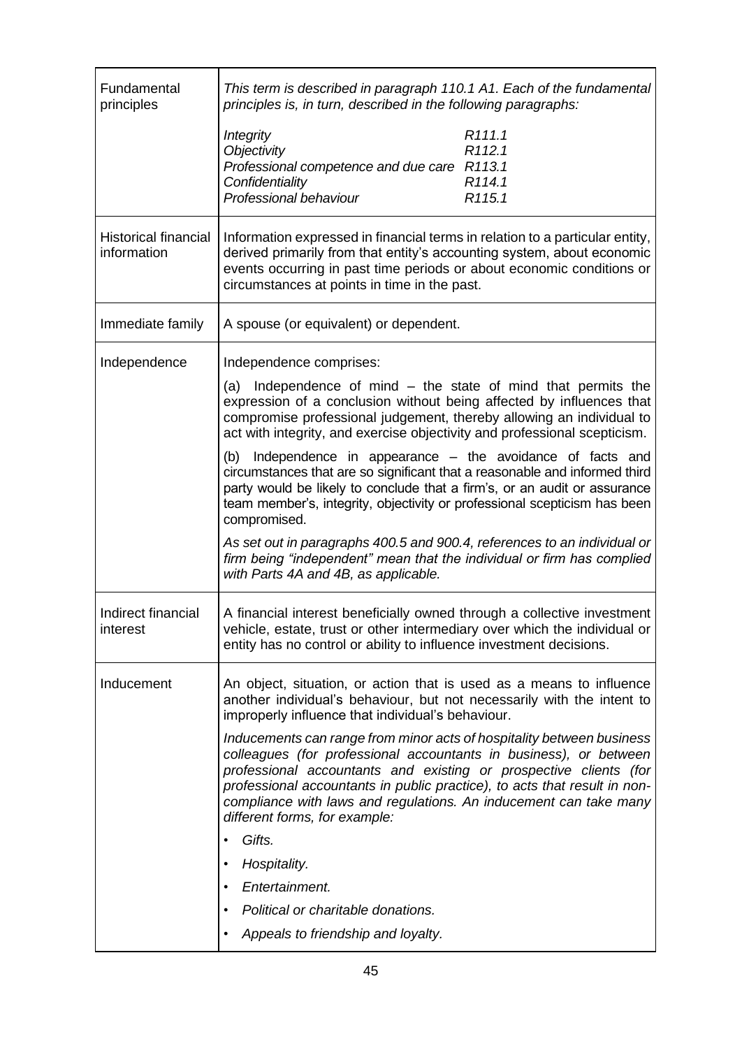| | |
|---|---|
| Fundamental principles | *This term is described in paragraph 110.1 A1. Each of the fundamental principles is, in turn, described in the following paragraphs:*<br><br>*Integrity* — *R111.1*<br>*Objectivity* — *R112.1*<br>*Professional competence and due care* — *R113.1*<br>*Confidentiality* — *R114.1*<br>*Professional behaviour* — *R115.1* |
| Historical financial information | Information expressed in financial terms in relation to a particular entity, derived primarily from that entity's accounting system, about economic events occurring in past time periods or about economic conditions or circumstances at points in time in the past. |
| Immediate family | A spouse (or equivalent) or dependent. |
| Independence | Independence comprises:<br><br>(a) Independence of mind – the state of mind that permits the expression of a conclusion without being affected by influences that compromise professional judgement, thereby allowing an individual to act with integrity, and exercise objectivity and professional scepticism.<br><br>(b) Independence in appearance – the avoidance of facts and circumstances that are so significant that a reasonable and informed third party would be likely to conclude that a firm's, or an audit or assurance team member's, integrity, objectivity or professional scepticism has been compromised.<br><br>*As set out in paragraphs 400.5 and 900.4, references to an individual or firm being "independent" mean that the individual or firm has complied with Parts 4A and 4B, as applicable.* |
| Indirect financial interest | A financial interest beneficially owned through a collective investment vehicle, estate, trust or other intermediary over which the individual or entity has no control or ability to influence investment decisions. |
| Inducement | An object, situation, or action that is used as a means to influence another individual's behaviour, but not necessarily with the intent to improperly influence that individual's behaviour.<br><br>*Inducements can range from minor acts of hospitality between business colleagues (for professional accountants in business), or between professional accountants and existing or prospective clients (for professional accountants in public practice), to acts that result in non-compliance with laws and regulations. An inducement can take many different forms, for example:*<br><br>• *Gifts.*<br>• *Hospitality.*<br>• *Entertainment.*<br>• *Political or charitable donations.*<br>• *Appeals to friendship and loyalty.* |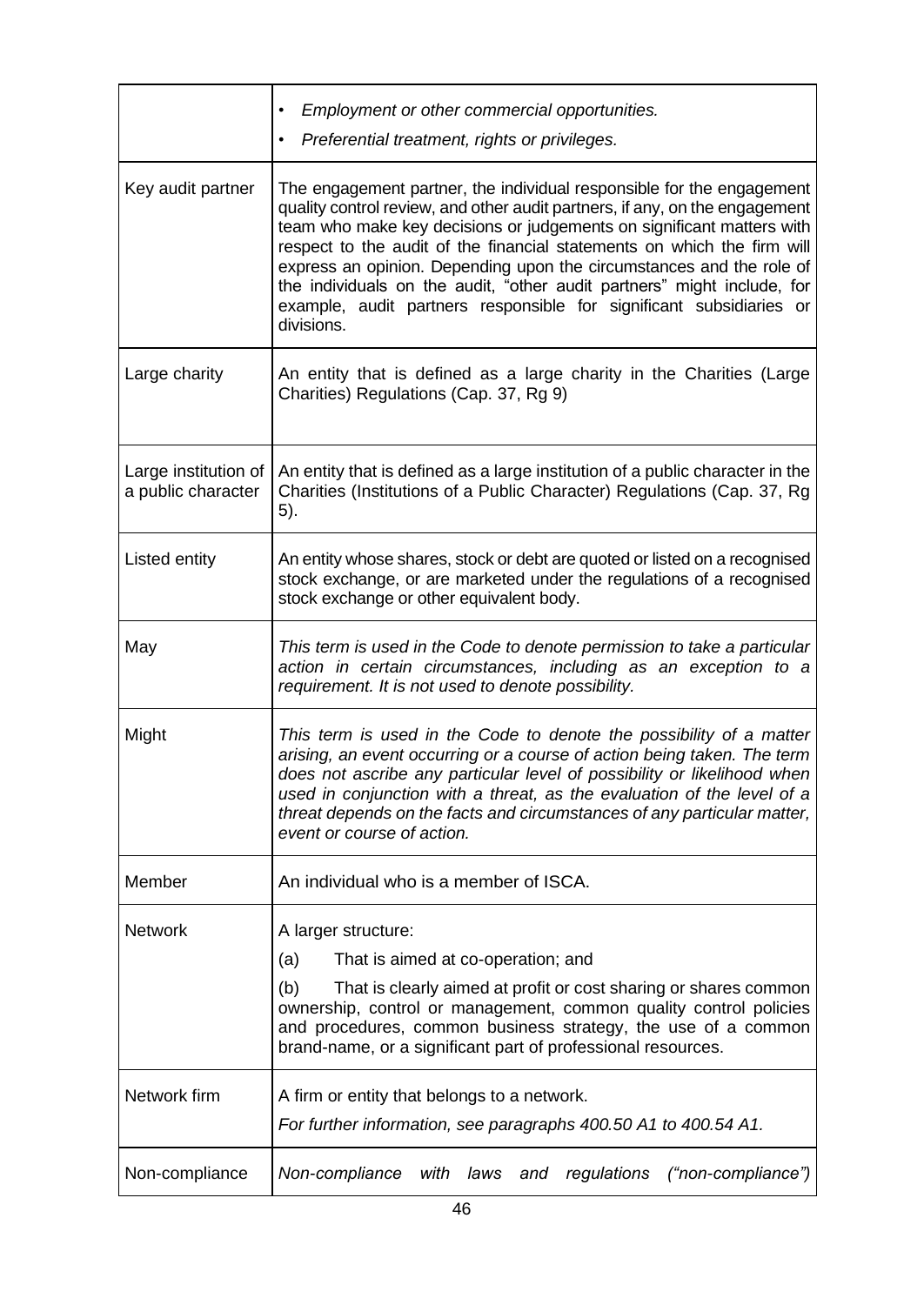| | |
|---|---|
| | • *Employment or other commercial opportunities.*<br>• *Preferential treatment, rights or privileges.* |
| Key audit partner | The engagement partner, the individual responsible for the engagement quality control review, and other audit partners, if any, on the engagement team who make key decisions or judgements on significant matters with respect to the audit of the financial statements on which the firm will express an opinion. Depending upon the circumstances and the role of the individuals on the audit, "other audit partners" might include, for example, audit partners responsible for significant subsidiaries or divisions. |
| Large charity | An entity that is defined as a large charity in the Charities (Large Charities) Regulations (Cap. 37, Rg 9) |
| Large institution of a public character | An entity that is defined as a large institution of a public character in the Charities (Institutions of a Public Character) Regulations (Cap. 37, Rg 5). |
| Listed entity | An entity whose shares, stock or debt are quoted or listed on a recognised stock exchange, or are marketed under the regulations of a recognised stock exchange or other equivalent body. |
| May | *This term is used in the Code to denote permission to take a particular action in certain circumstances, including as an exception to a requirement. It is not used to denote possibility.* |
| Might | *This term is used in the Code to denote the possibility of a matter arising, an event occurring or a course of action being taken. The term does not ascribe any particular level of possibility or likelihood when used in conjunction with a threat, as the evaluation of the level of a threat depends on the facts and circumstances of any particular matter, event or course of action.* |
| Member | An individual who is a member of ISCA. |
| Network | A larger structure:<br>(a) That is aimed at co-operation; and<br>(b) That is clearly aimed at profit or cost sharing or shares common ownership, control or management, common quality control policies and procedures, common business strategy, the use of a common brand-name, or a significant part of professional resources. |
| Network firm | A firm or entity that belongs to a network.<br>*For further information, see paragraphs 400.50 A1 to 400.54 A1.* |
| Non-compliance | *Non-compliance with laws and regulations ("non-compliance")* |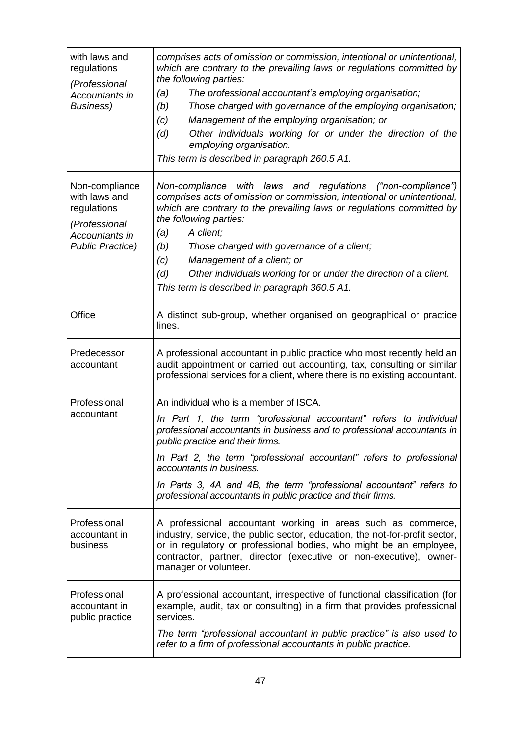| | |
|---|---|
| with laws and regulations<br>*(Professional Accountants in Business)* | *comprises acts of omission or commission, intentional or unintentional, which are contrary to the prevailing laws or regulations committed by the following parties:*<br>*(a) The professional accountant's employing organisation;*<br>*(b) Those charged with governance of the employing organisation;*<br>*(c) Management of the employing organisation; or*<br>*(d) Other individuals working for or under the direction of the employing organisation.*<br>*This term is described in paragraph 260.5 A1.* |
| Non-compliance with laws and regulations<br>*(Professional Accountants in Public Practice)* | *Non-compliance with laws and regulations ("non-compliance") comprises acts of omission or commission, intentional or unintentional, which are contrary to the prevailing laws or regulations committed by the following parties:*<br>*(a) A client;*<br>*(b) Those charged with governance of a client;*<br>*(c) Management of a client; or*<br>*(d) Other individuals working for or under the direction of a client.*<br>*This term is described in paragraph 360.5 A1.* |
| Office | A distinct sub-group, whether organised on geographical or practice lines. |
| Predecessor accountant | A professional accountant in public practice who most recently held an audit appointment or carried out accounting, tax, consulting or similar professional services for a client, where there is no existing accountant. |
| Professional accountant | An individual who is a member of ISCA.<br>*In Part 1, the term "professional accountant" refers to individual professional accountants in business and to professional accountants in public practice and their firms.*<br>*In Part 2, the term "professional accountant" refers to professional accountants in business.*<br>*In Parts 3, 4A and 4B, the term "professional accountant" refers to professional accountants in public practice and their firms.* |
| Professional accountant in business | A professional accountant working in areas such as commerce, industry, service, the public sector, education, the not-for-profit sector, or in regulatory or professional bodies, who might be an employee, contractor, partner, director (executive or non-executive), owner-manager or volunteer. |
| Professional accountant in public practice | A professional accountant, irrespective of functional classification (for example, audit, tax or consulting) in a firm that provides professional services.<br>*The term "professional accountant in public practice" is also used to refer to a firm of professional accountants in public practice.* |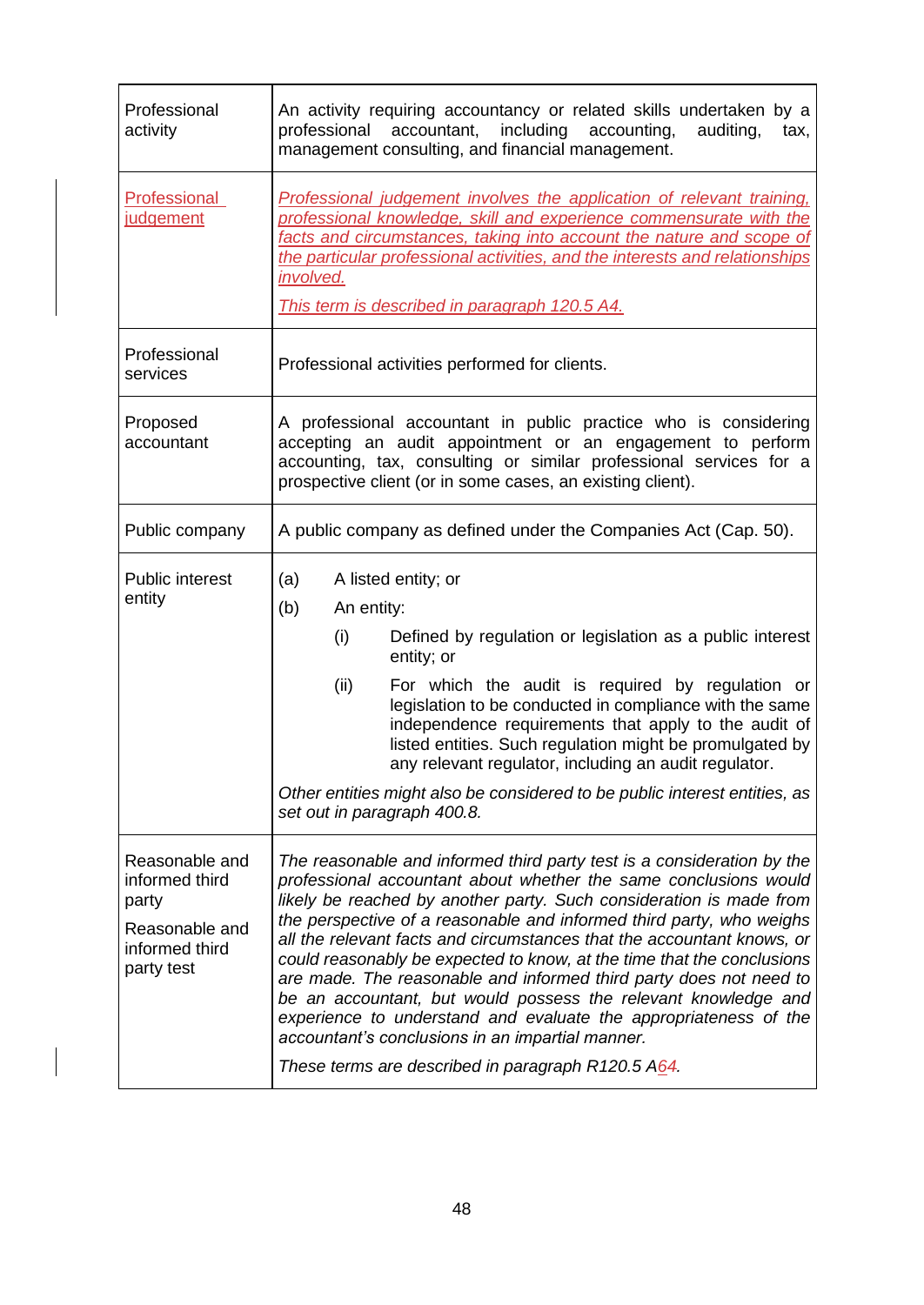| | |
|---|---|
| Professional activity | An activity requiring accountancy or related skills undertaken by a professional accountant, including accounting, auditing, tax, management consulting, and financial management. |
| Professional judgement | *Professional judgement involves the application of relevant training, professional knowledge, skill and experience commensurate with the facts and circumstances, taking into account the nature and scope of the particular professional activities, and the interests and relationships involved.*<br><br>*This term is described in paragraph 120.5 A4.* |
| Professional services | Professional activities performed for clients. |
| Proposed accountant | A professional accountant in public practice who is considering accepting an audit appointment or an engagement to perform accounting, tax, consulting or similar professional services for a prospective client (or in some cases, an existing client). |
| Public company | A public company as defined under the Companies Act (Cap. 50). |
| Public interest entity | (a) A listed entity; or<br>(b) An entity:<br>(i) Defined by regulation or legislation as a public interest entity; or<br>(ii) For which the audit is required by regulation or legislation to be conducted in compliance with the same independence requirements that apply to the audit of listed entities. Such regulation might be promulgated by any relevant regulator, including an audit regulator.<br><br>*Other entities might also be considered to be public interest entities, as set out in paragraph 400.8.* |
| Reasonable and informed third party<br><br>Reasonable and informed third party test | *The reasonable and informed third party test is a consideration by the professional accountant about whether the same conclusions would likely be reached by another party. Such consideration is made from the perspective of a reasonable and informed third party, who weighs all the relevant facts and circumstances that the accountant knows, or could reasonably be expected to know, at the time that the conclusions are made. The reasonable and informed third party does not need to be an accountant, but would possess the relevant knowledge and experience to understand and evaluate the appropriateness of the accountant's conclusions in an impartial manner.*<br><br>*These terms are described in paragraph R120.5 A64.* |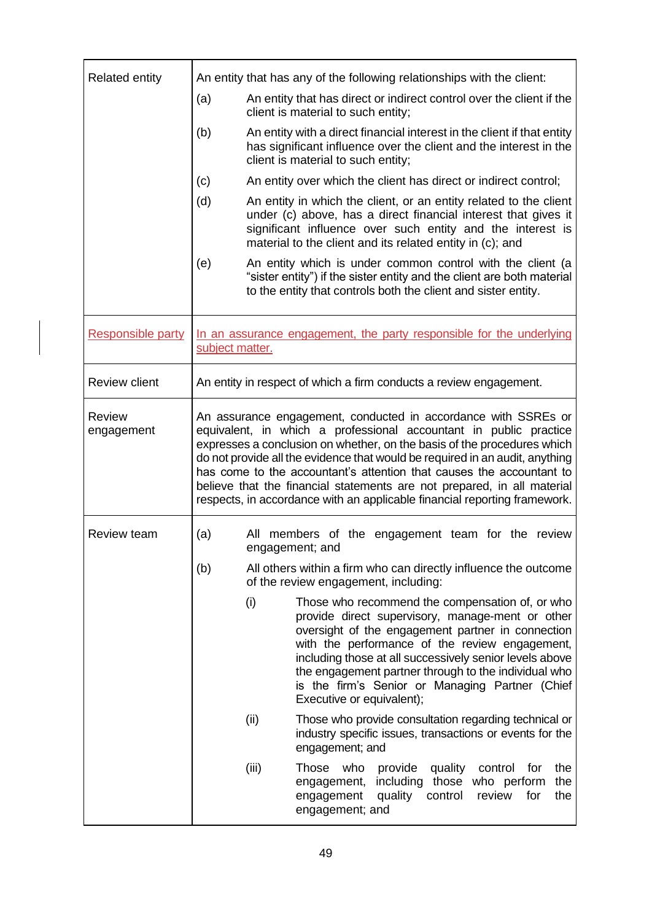| Term | Definition |
| --- | --- |
| Related entity | An entity that has any of the following relationships with the client:<br>(a) An entity that has direct or indirect control over the client if the client is material to such entity;<br>(b) An entity with a direct financial interest in the client if that entity has significant influence over the client and the interest in the client is material to such entity;<br>(c) An entity over which the client has direct or indirect control;<br>(d) An entity in which the client, or an entity related to the client under (c) above, has a direct financial interest that gives it significant influence over such entity and the interest is material to the client and its related entity in (c); and<br>(e) An entity which is under common control with the client (a "sister entity") if the sister entity and the client are both material to the entity that controls both the client and sister entity. |
| Responsible party | In an assurance engagement, the party responsible for the underlying subject matter. |
| Review client | An entity in respect of which a firm conducts a review engagement. |
| Review engagement | An assurance engagement, conducted in accordance with SSREs or equivalent, in which a professional accountant in public practice expresses a conclusion on whether, on the basis of the procedures which do not provide all the evidence that would be required in an audit, anything has come to the accountant's attention that causes the accountant to believe that the financial statements are not prepared, in all material respects, in accordance with an applicable financial reporting framework. |
| Review team | (a) All members of the engagement team for the review engagement; and<br>(b) All others within a firm who can directly influence the outcome of the review engagement, including:<br>(i) Those who recommend the compensation of, or who provide direct supervisory, manage-ment or other oversight of the engagement partner in connection with the performance of the review engagement, including those at all successively senior levels above the engagement partner through to the individual who is the firm's Senior or Managing Partner (Chief Executive or equivalent);<br>(ii) Those who provide consultation regarding technical or industry specific issues, transactions or events for the engagement; and<br>(iii) Those who provide quality control for the engagement, including those who perform the engagement quality control review for the engagement; and |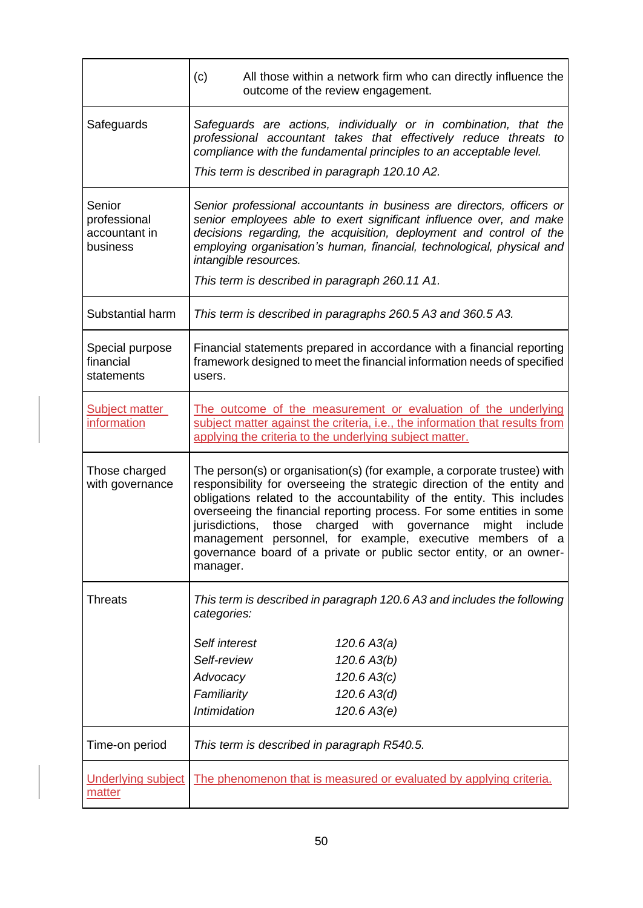| | |
|---|---|
| | (c) All those within a network firm who can directly influence the outcome of the review engagement. |
| Safeguards | *Safeguards are actions, individually or in combination, that the professional accountant takes that effectively reduce threats to compliance with the fundamental principles to an acceptable level.*<br>*This term is described in paragraph 120.10 A2.* |
| Senior professional accountant in business | *Senior professional accountants in business are directors, officers or senior employees able to exert significant influence over, and make decisions regarding, the acquisition, deployment and control of the employing organisation's human, financial, technological, physical and intangible resources.*<br>*This term is described in paragraph 260.11 A1.* |
| Substantial harm | *This term is described in paragraphs 260.5 A3 and 360.5 A3.* |
| Special purpose financial statements | Financial statements prepared in accordance with a financial reporting framework designed to meet the financial information needs of specified users. |
| Subject matter information | The outcome of the measurement or evaluation of the underlying subject matter against the criteria, i.e., the information that results from applying the criteria to the underlying subject matter. |
| Those charged with governance | The person(s) or organisation(s) (for example, a corporate trustee) with responsibility for overseeing the strategic direction of the entity and obligations related to the accountability of the entity. This includes overseeing the financial reporting process. For some entities in some jurisdictions, those charged with governance might include management personnel, for example, executive members of a governance board of a private or public sector entity, or an owner-manager. |
| Threats | *This term is described in paragraph 120.6 A3 and includes the following categories:*<br>*Self interest* — *120.6 A3(a)*<br>*Self-review* — *120.6 A3(b)*<br>*Advocacy* — *120.6 A3(c)*<br>*Familiarity* — *120.6 A3(d)*<br>*Intimidation* — *120.6 A3(e)* |
| Time-on period | *This term is described in paragraph R540.5.* |
| Underlying subject matter | The phenomenon that is measured or evaluated by applying criteria. |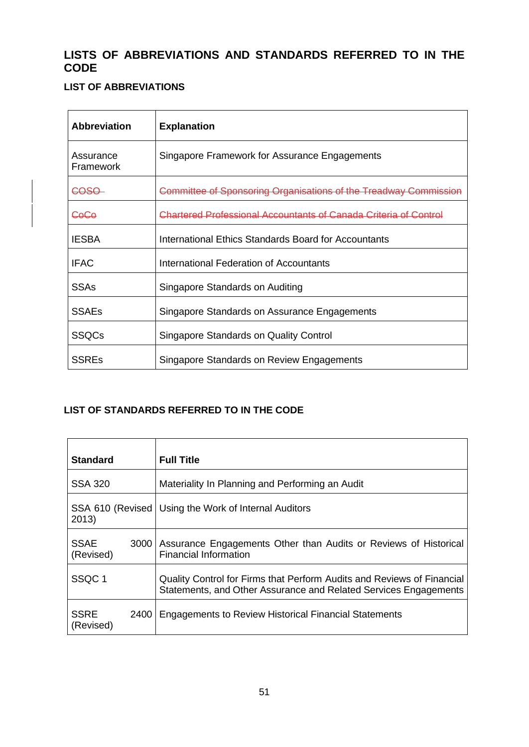# LISTS OF ABBREVIATIONS AND STANDARDS REFERRED TO IN THE CODE

## LIST OF ABBREVIATIONS

| Abbreviation | Explanation |
|---|---|
| Assurance Framework | Singapore Framework for Assurance Engagements |
| ~~COSO~~ | ~~Committee of Sponsoring Organisations of the Treadway Commission~~ |
| ~~CoCo~~ | ~~Chartered Professional Accountants of Canada Criteria of Control~~ |
| IESBA | International Ethics Standards Board for Accountants |
| IFAC | International Federation of Accountants |
| SSAs | Singapore Standards on Auditing |
| SSAEs | Singapore Standards on Assurance Engagements |
| SSQCs | Singapore Standards on Quality Control |
| SSREs | Singapore Standards on Review Engagements |

## LIST OF STANDARDS REFERRED TO IN THE CODE

| Standard | Full Title |
|---|---|
| SSA 320 | Materiality In Planning and Performing an Audit |
| SSA 610 (Revised 2013) | Using the Work of Internal Auditors |
| SSAE 3000 (Revised) | Assurance Engagements Other than Audits or Reviews of Historical Financial Information |
| SSQC 1 | Quality Control for Firms that Perform Audits and Reviews of Financial Statements, and Other Assurance and Related Services Engagements |
| SSRE 2400 (Revised) | Engagements to Review Historical Financial Statements |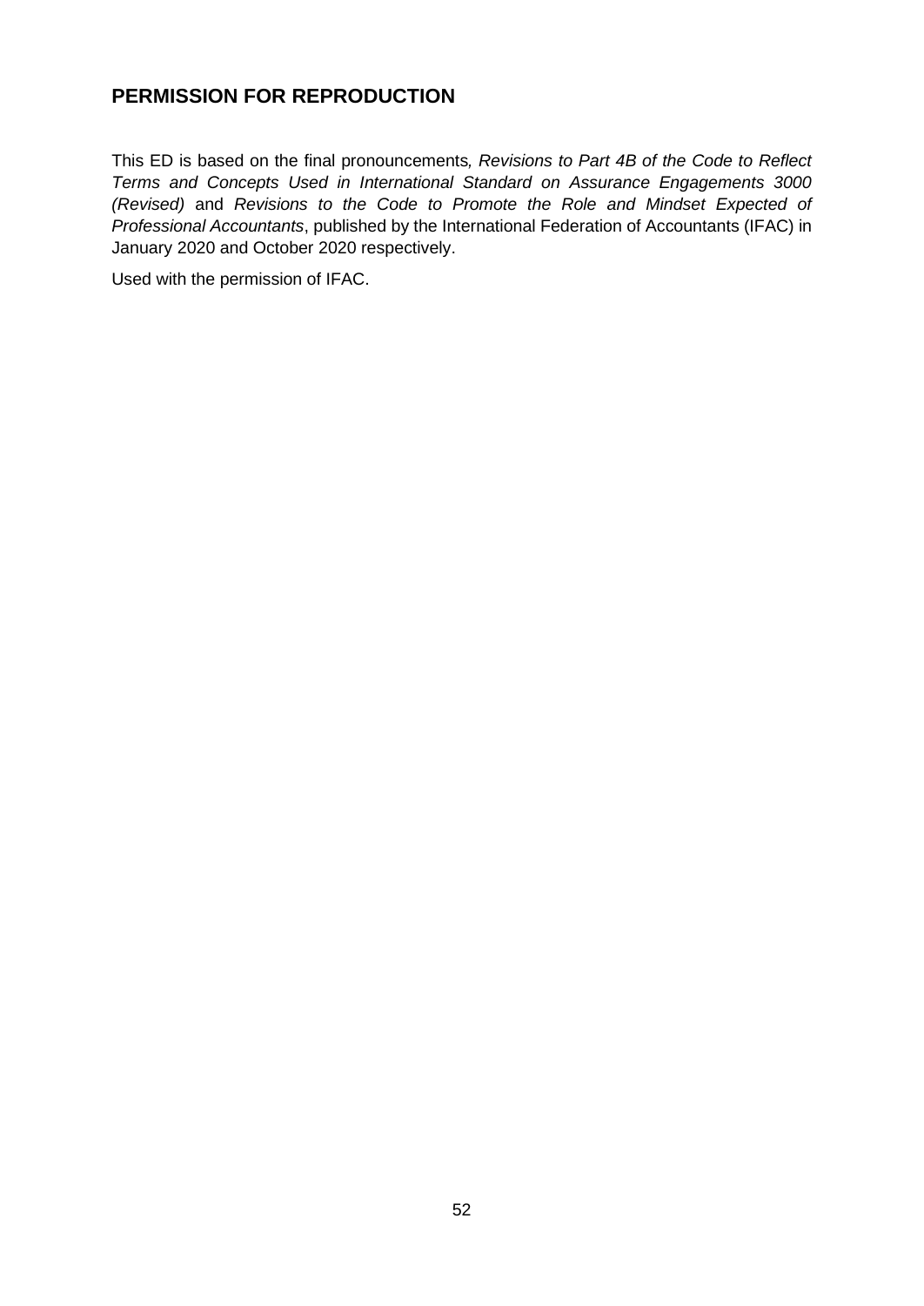## PERMISSION FOR REPRODUCTION

This ED is based on the final pronouncements*, Revisions to Part 4B of the Code to Reflect Terms and Concepts Used in International Standard on Assurance Engagements 3000 (Revised)* and *Revisions to the Code to Promote the Role and Mindset Expected of Professional Accountants*, published by the International Federation of Accountants (IFAC) in January 2020 and October 2020 respectively.

Used with the permission of IFAC.